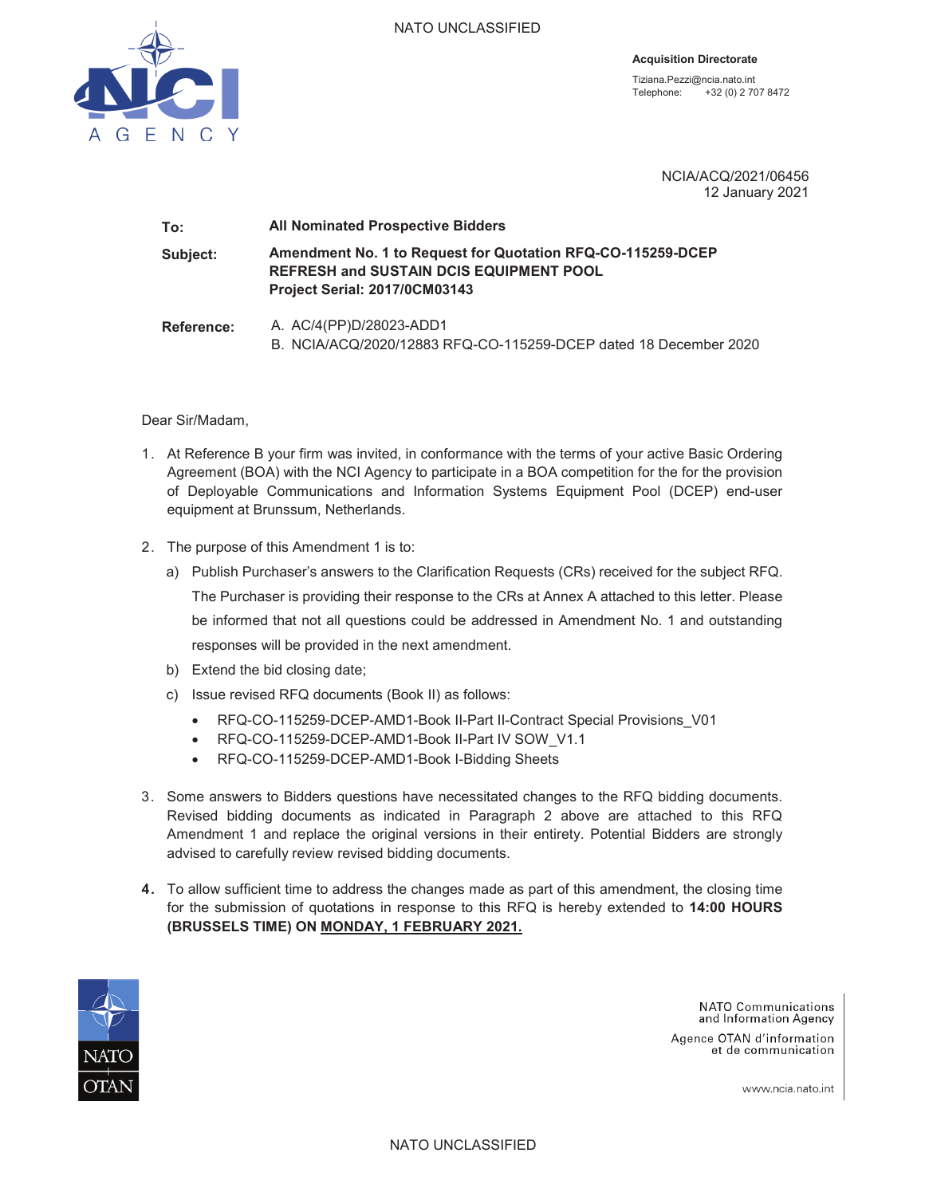NATO UNCLASSIFIED

**Acquisition Directorate**

Tiziana.Pezzi@ncia.nato.int
Telephone: +32 (0) 2 707 8472

NCIA/ACQ/2021/06456
12 January 2021

**To:** **All Nominated Prospective Bidders**

**Subject:** **Amendment No. 1 to Request for Quotation RFQ-CO-115259-DCEP REFRESH and SUSTAIN DCIS EQUIPMENT POOL Project Serial: 2017/0CM03143**

**Reference:** A. AC/4(PP)D/28023-ADD1
B. NCIA/ACQ/2020/12883 RFQ-CO-115259-DCEP dated 18 December 2020

Dear Sir/Madam,

1. At Reference B your firm was invited, in conformance with the terms of your active Basic Ordering Agreement (BOA) with the NCI Agency to participate in a BOA competition for the for the provision of Deployable Communications and Information Systems Equipment Pool (DCEP) end-user equipment at Brunssum, Netherlands.

2. The purpose of this Amendment 1 is to:
   a) Publish Purchaser's answers to the Clarification Requests (CRs) received for the subject RFQ. The Purchaser is providing their response to the CRs at Annex A attached to this letter. Please be informed that not all questions could be addressed in Amendment No. 1 and outstanding responses will be provided in the next amendment.
   b) Extend the bid closing date;
   c) Issue revised RFQ documents (Book II) as follows:
      - RFQ-CO-115259-DCEP-AMD1-Book II-Part II-Contract Special Provisions_V01
      - RFQ-CO-115259-DCEP-AMD1-Book II-Part IV SOW_V1.1
      - RFQ-CO-115259-DCEP-AMD1-Book I-Bidding Sheets

3. Some answers to Bidders questions have necessitated changes to the RFQ bidding documents. Revised bidding documents as indicated in Paragraph 2 above are attached to this RFQ Amendment 1 and replace the original versions in their entirety. Potential Bidders are strongly advised to carefully review revised bidding documents.

4. To allow sufficient time to address the changes made as part of this amendment, the closing time for the submission of quotations in response to this RFQ is hereby extended to **14:00 HOURS (BRUSSELS TIME) ON <u>MONDAY, 1 FEBRUARY 2021.</u>**

NATO Communications and Information Agency
Agence OTAN d'information et de communication

www.ncia.nato.int

NATO UNCLASSIFIED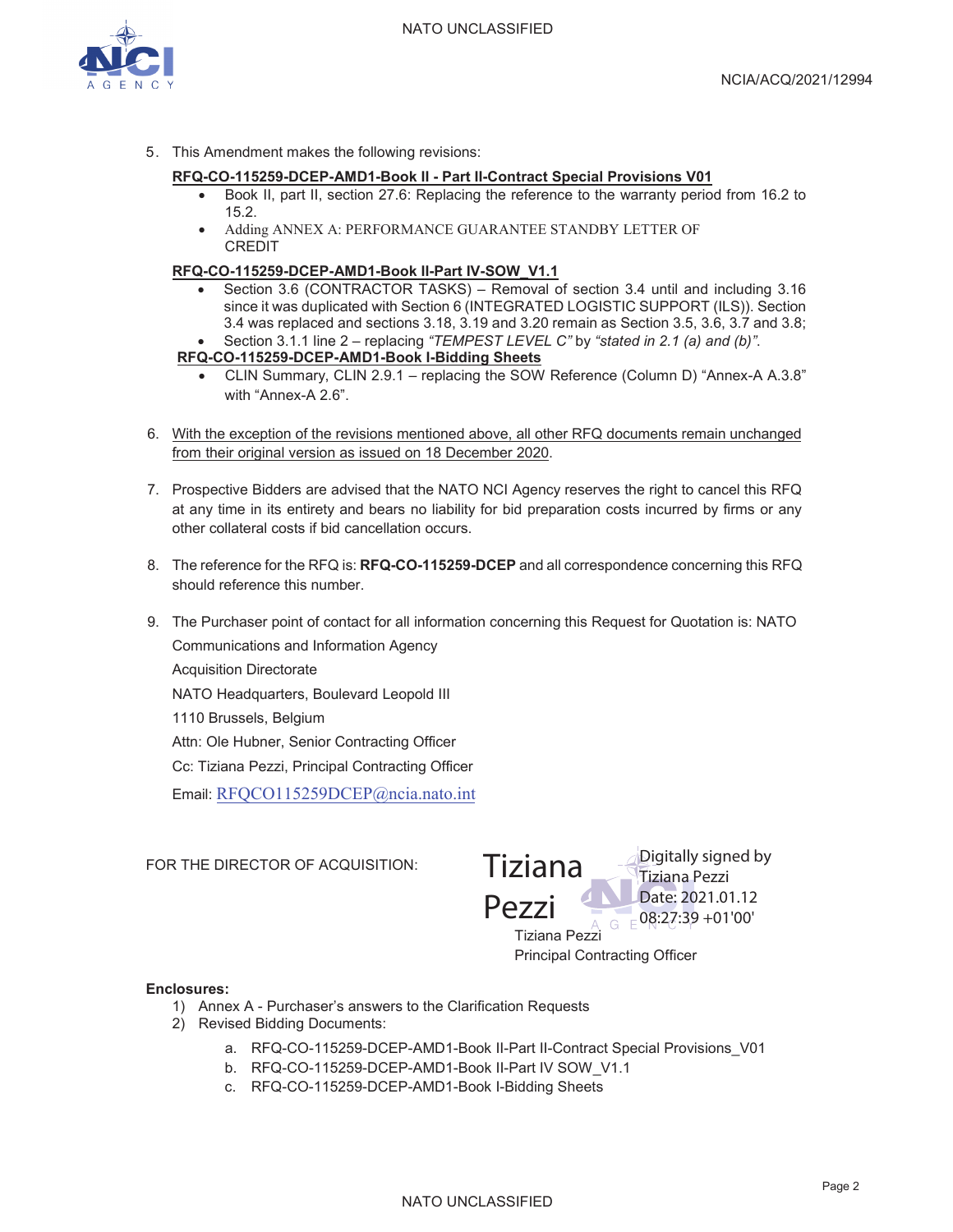5. This Amendment makes the following revisions:

**RFQ-CO-115259-DCEP-AMD1-Book II - Part II-Contract Special Provisions V01**

- Book II, part II, section 27.6: Replacing the reference to the warranty period from 16.2 to 15.2.
- Adding ANNEX A: PERFORMANCE GUARANTEE STANDBY LETTER OF CREDIT

**RFQ-CO-115259-DCEP-AMD1-Book II-Part IV-SOW_V1.1**

- Section 3.6 (CONTRACTOR TASKS) – Removal of section 3.4 until and including 3.16 since it was duplicated with Section 6 (INTEGRATED LOGISTIC SUPPORT (ILS)). Section 3.4 was replaced and sections 3.18, 3.19 and 3.20 remain as Section 3.5, 3.6, 3.7 and 3.8;
- Section 3.1.1 line 2 – replacing *"TEMPEST LEVEL C"* by *"stated in 2.1 (a) and (b)"*.

**RFQ-CO-115259-DCEP-AMD1-Book I-Bidding Sheets**

- CLIN Summary, CLIN 2.9.1 – replacing the SOW Reference (Column D) "Annex-A A.3.8" with "Annex-A 2.6".

6. With the exception of the revisions mentioned above, all other RFQ documents remain unchanged from their original version as issued on 18 December 2020.

7. Prospective Bidders are advised that the NATO NCI Agency reserves the right to cancel this RFQ at any time in its entirety and bears no liability for bid preparation costs incurred by firms or any other collateral costs if bid cancellation occurs.

8. The reference for the RFQ is: **RFQ-CO-115259-DCEP** and all correspondence concerning this RFQ should reference this number.

9. The Purchaser point of contact for all information concerning this Request for Quotation is: NATO Communications and Information Agency

   Acquisition Directorate

   NATO Headquarters, Boulevard Leopold III

   1110 Brussels, Belgium

   Attn: Ole Hubner, Senior Contracting Officer

   Cc: Tiziana Pezzi, Principal Contracting Officer

   Email: RFQCO115259DCEP@ncia.nato.int

FOR THE DIRECTOR OF ACQUISITION:

Tiziana Pezzi — Digitally signed by Tiziana Pezzi Date: 2021.01.12 08:27:39 +01'00'

Tiziana Pezzi
Principal Contracting Officer

**Enclosures:**

1) Annex A - Purchaser's answers to the Clarification Requests
2) Revised Bidding Documents:
   a. RFQ-CO-115259-DCEP-AMD1-Book II-Part II-Contract Special Provisions_V01
   b. RFQ-CO-115259-DCEP-AMD1-Book II-Part IV SOW_V1.1
   c. RFQ-CO-115259-DCEP-AMD1-Book I-Bidding Sheets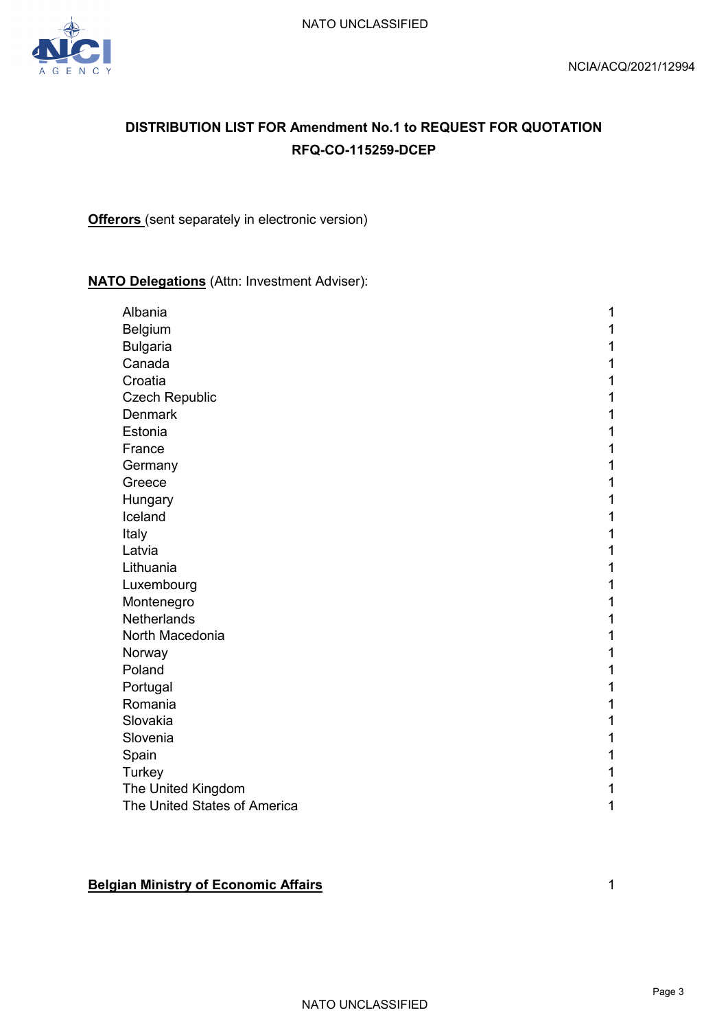NCIA/ACQ/2021/12994

**DISTRIBUTION LIST FOR Amendment No.1 to REQUEST FOR QUOTATION RFQ-CO-115259-DCEP**

**Offerors** (sent separately in electronic version)

**NATO Delegations** (Attn: Investment Adviser):

| | |
|---|---|
| Albania | 1 |
| Belgium | 1 |
| Bulgaria | 1 |
| Canada | 1 |
| Croatia | 1 |
| Czech Republic | 1 |
| Denmark | 1 |
| Estonia | 1 |
| France | 1 |
| Germany | 1 |
| Greece | 1 |
| Hungary | 1 |
| Iceland | 1 |
| Italy | 1 |
| Latvia | 1 |
| Lithuania | 1 |
| Luxembourg | 1 |
| Montenegro | 1 |
| Netherlands | 1 |
| North Macedonia | 1 |
| Norway | 1 |
| Poland | 1 |
| Portugal | 1 |
| Romania | 1 |
| Slovakia | 1 |
| Slovenia | 1 |
| Spain | 1 |
| Turkey | 1 |
| The United Kingdom | 1 |
| The United States of America | 1 |

**Belgian Ministry of Economic Affairs** 1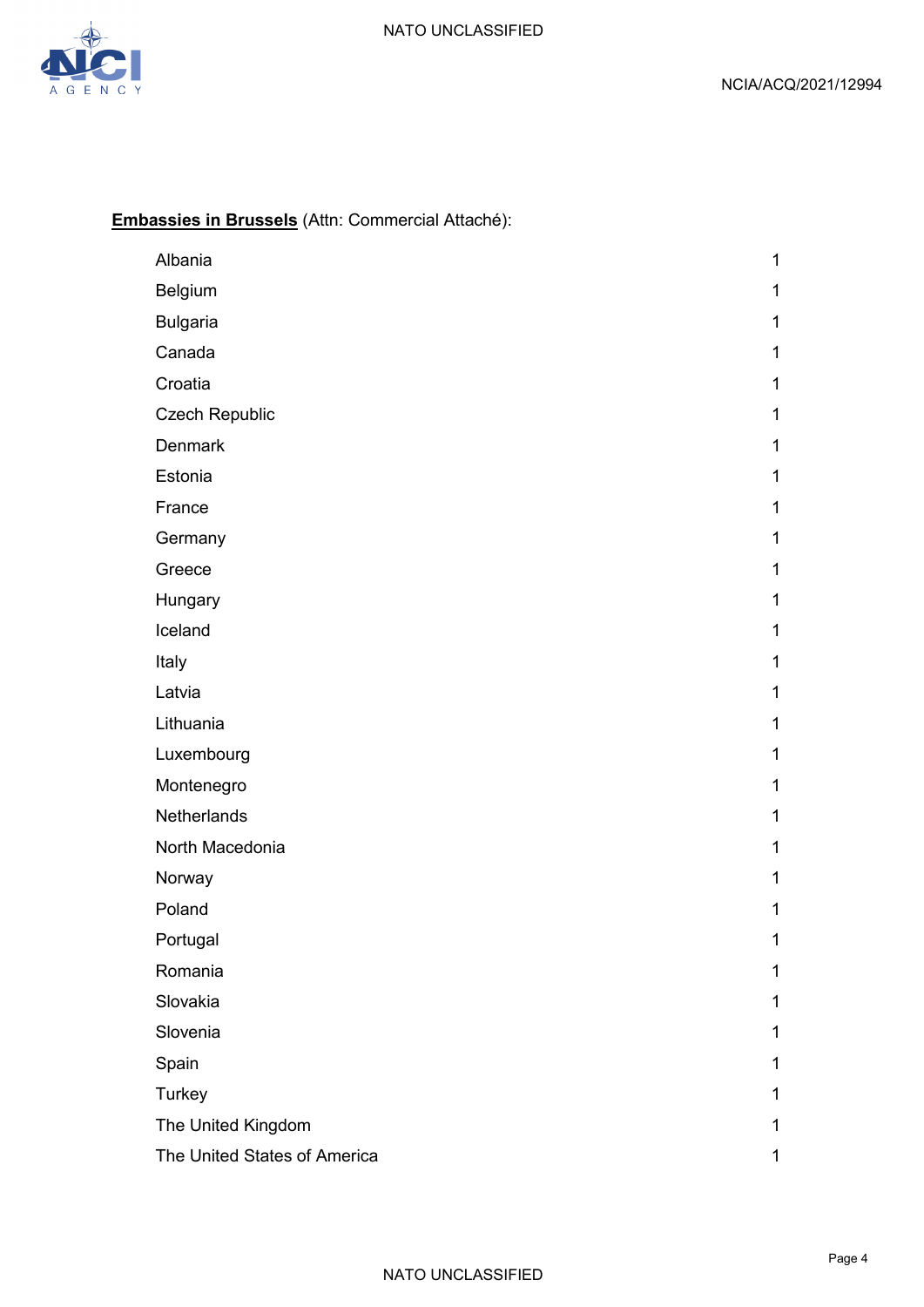**<u>Embassies in Brussels</u>** (Attn: Commercial Attaché):

| | |
|---|---|
| Albania | 1 |
| Belgium | 1 |
| Bulgaria | 1 |
| Canada | 1 |
| Croatia | 1 |
| Czech Republic | 1 |
| Denmark | 1 |
| Estonia | 1 |
| France | 1 |
| Germany | 1 |
| Greece | 1 |
| Hungary | 1 |
| Iceland | 1 |
| Italy | 1 |
| Latvia | 1 |
| Lithuania | 1 |
| Luxembourg | 1 |
| Montenegro | 1 |
| Netherlands | 1 |
| North Macedonia | 1 |
| Norway | 1 |
| Poland | 1 |
| Portugal | 1 |
| Romania | 1 |
| Slovakia | 1 |
| Slovenia | 1 |
| Spain | 1 |
| Turkey | 1 |
| The United Kingdom | 1 |
| The United States of America | 1 |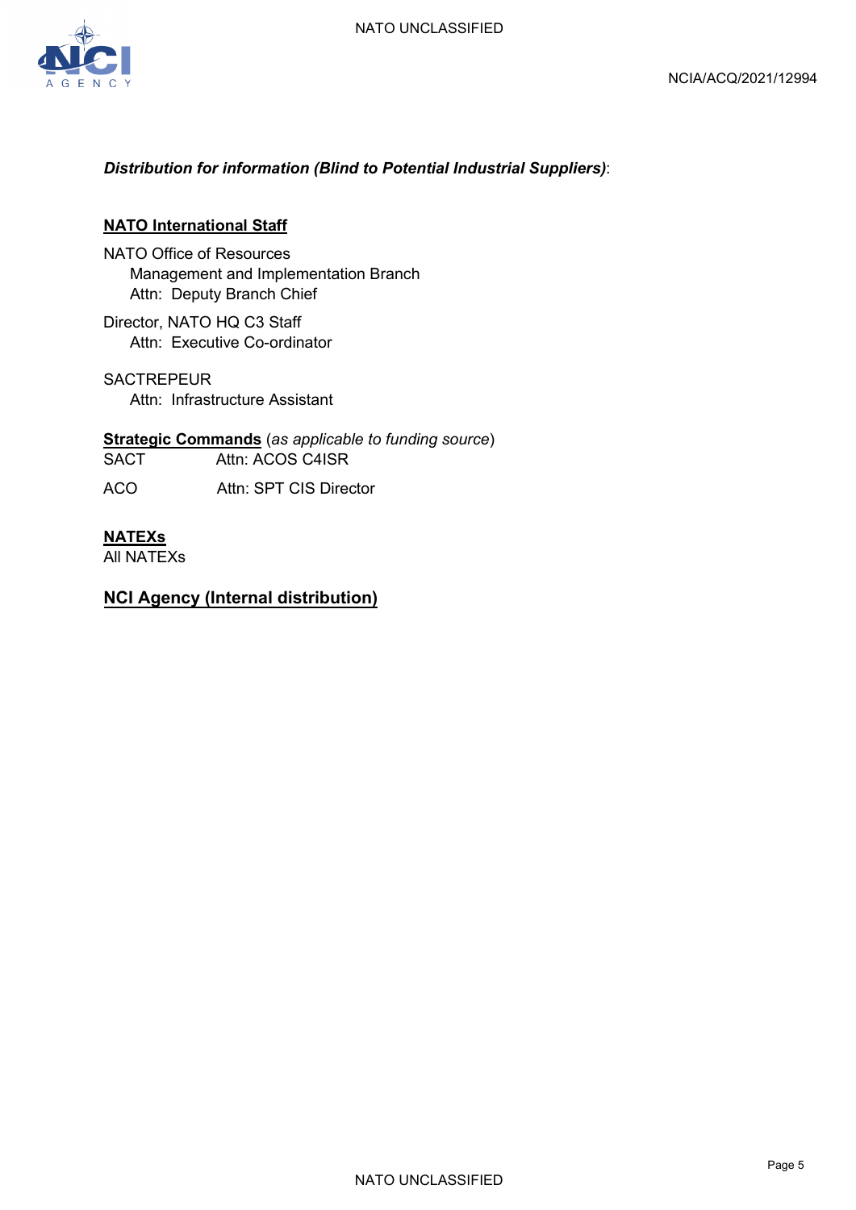***Distribution for information (Blind to Potential Industrial Suppliers)***:

**NATO International Staff**

NATO Office of Resources
Management and Implementation Branch
Attn: Deputy Branch Chief

Director, NATO HQ C3 Staff
Attn: Executive Co-ordinator

SACTREPEUR
Attn: Infrastructure Assistant

**Strategic Commands** (*as applicable to funding source*)

SACT Attn: ACOS C4ISR

ACO Attn: SPT CIS Director

**NATEXs**

All NATEXs

**NCI Agency (Internal distribution)**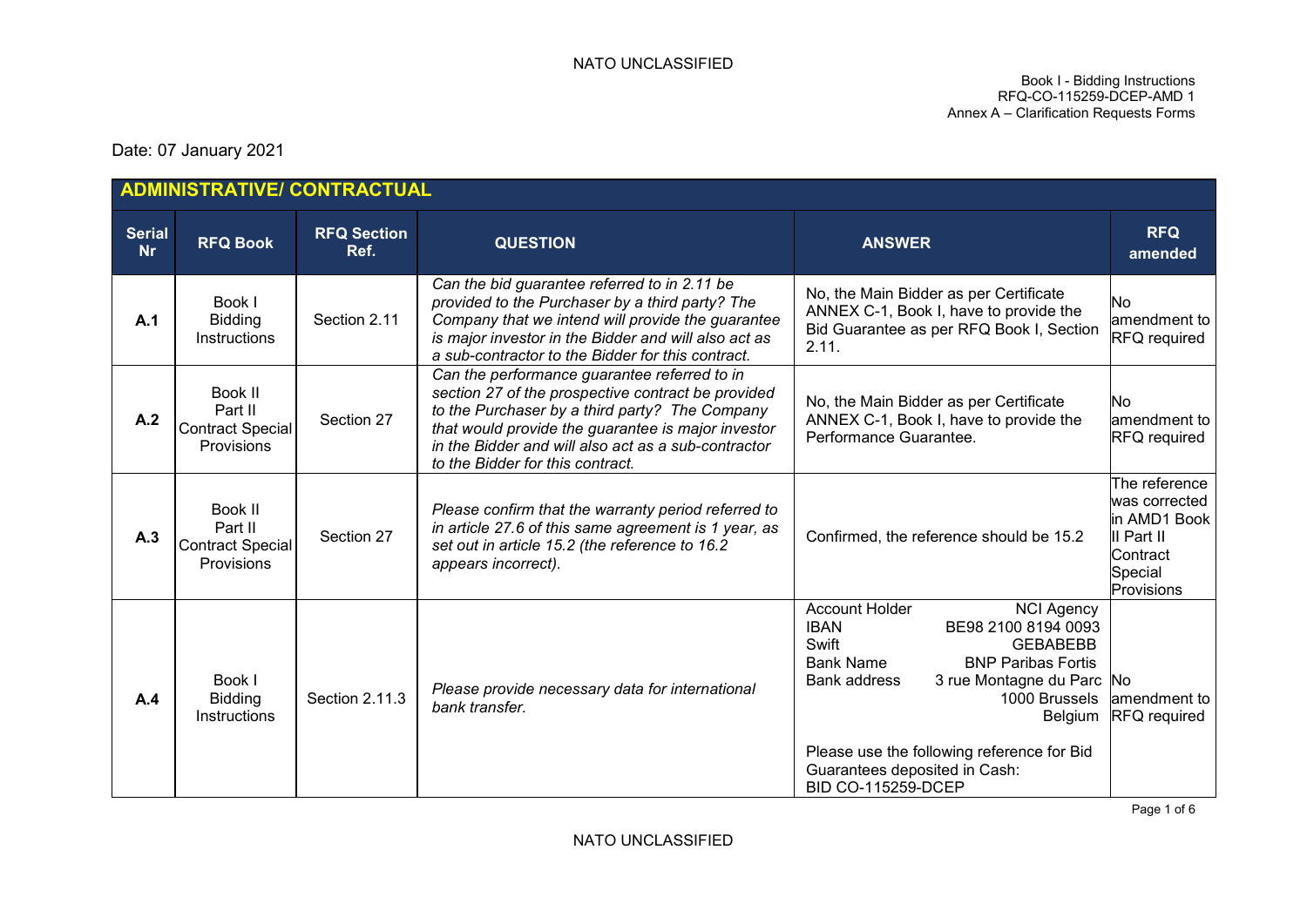Date: 07 January 2021

| ADMINISTRATIVE/ CONTRACTUAL | | | | | |
|---|---|---|---|---|---|
| **Serial Nr** | **RFQ Book** | **RFQ Section Ref.** | **QUESTION** | **ANSWER** | **RFQ amended** |
| **A.1** | Book I Bidding Instructions | Section 2.11 | *Can the bid guarantee referred to in 2.11 be provided to the Purchaser by a third party? The Company that we intend will provide the guarantee is major investor in the Bidder and will also act as a sub-contractor to the Bidder for this contract.* | No, the Main Bidder as per Certificate ANNEX C-1, Book I, have to provide the Bid Guarantee as per RFQ Book I, Section 2.11. | No amendment to RFQ required |
| **A.2** | Book II Part II Contract Special Provisions | Section 27 | *Can the performance guarantee referred to in section 27 of the prospective contract be provided to the Purchaser by a third party? The Company that would provide the guarantee is major investor in the Bidder and will also act as a sub-contractor to the Bidder for this contract.* | No, the Main Bidder as per Certificate ANNEX C-1, Book I, have to provide the Performance Guarantee. | No amendment to RFQ required |
| **A.3** | Book II Part II Contract Special Provisions | Section 27 | *Please confirm that the warranty period referred to in article 27.6 of this same agreement is 1 year, as set out in article 15.2 (the reference to 16.2 appears incorrect).* | Confirmed, the reference should be 15.2 | The reference was corrected in AMD1 Book II Part II Contract Special Provisions |
| **A.4** | Book I Bidding Instructions | Section 2.11.3 | *Please provide necessary data for international bank transfer.* | Account Holder: NCI Agency<br>IBAN: BE98 2100 8194 0093<br>Swift: GEBABEBB<br>Bank Name: BNP Paribas Fortis<br>Bank address: 3 rue Montagne du Parc 1000 Brussels Belgium<br><br>Please use the following reference for Bid Guarantees deposited in Cash:<br>BID CO-115259-DCEP | No amendment to RFQ required |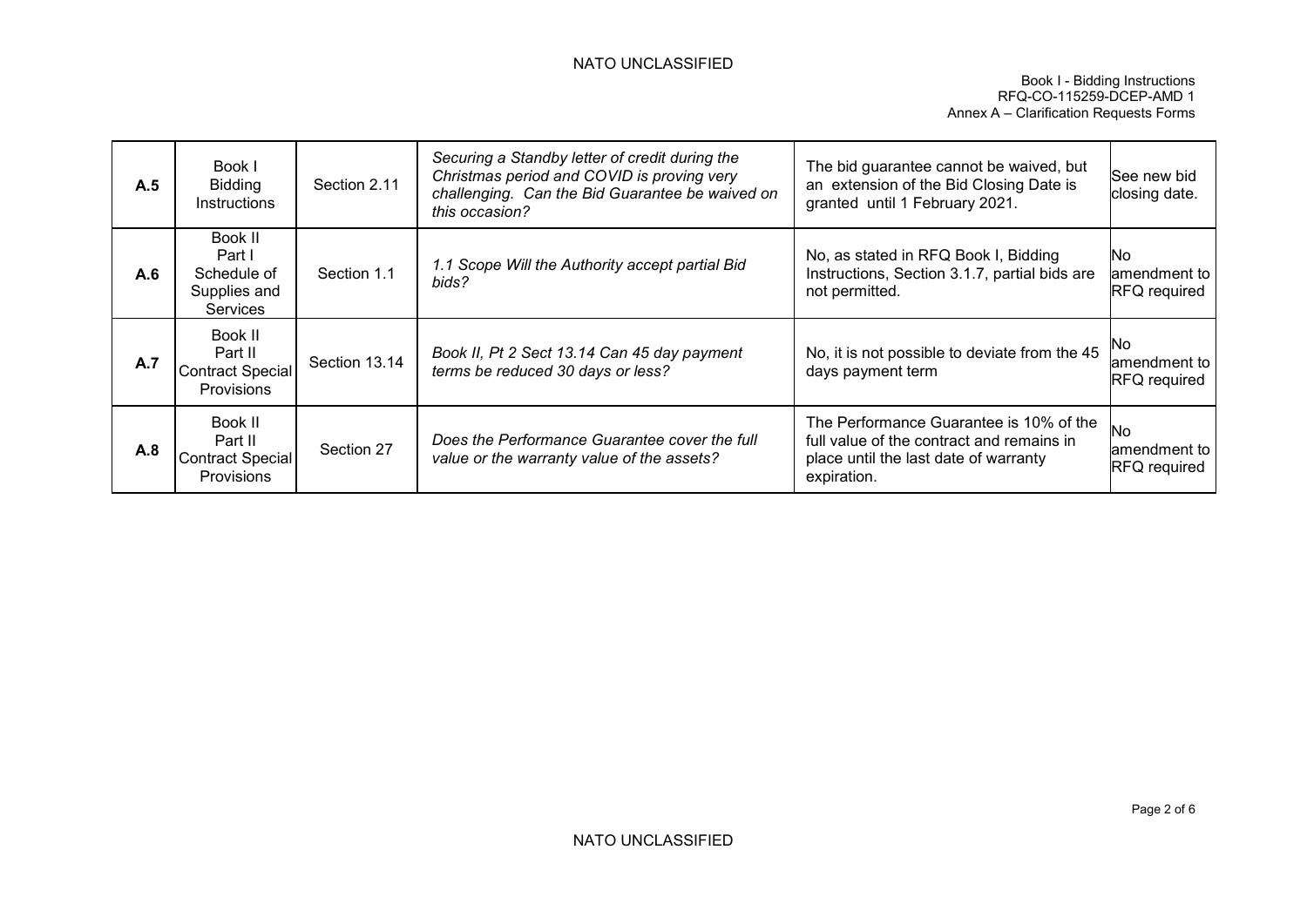| | | | | | |
|---|---|---|---|---|---|
| **A.5** | Book I Bidding Instructions | Section 2.11 | *Securing a Standby letter of credit during the Christmas period and COVID is proving very challenging. Can the Bid Guarantee be waived on this occasion?* | The bid guarantee cannot be waived, but an extension of the Bid Closing Date is granted until 1 February 2021. | See new bid closing date. |
| **A.6** | Book II Part I Schedule of Supplies and Services | Section 1.1 | *1.1 Scope Will the Authority accept partial Bid bids?* | No, as stated in RFQ Book I, Bidding Instructions, Section 3.1.7, partial bids are not permitted. | No amendment to RFQ required |
| **A.7** | Book II Part II Contract Special Provisions | Section 13.14 | *Book II, Pt 2 Sect 13.14 Can 45 day payment terms be reduced 30 days or less?* | No, it is not possible to deviate from the 45 days payment term | No amendment to RFQ required |
| **A.8** | Book II Part II Contract Special Provisions | Section 27 | *Does the Performance Guarantee cover the full value or the warranty value of the assets?* | The Performance Guarantee is 10% of the full value of the contract and remains in place until the last date of warranty expiration. | No amendment to RFQ required |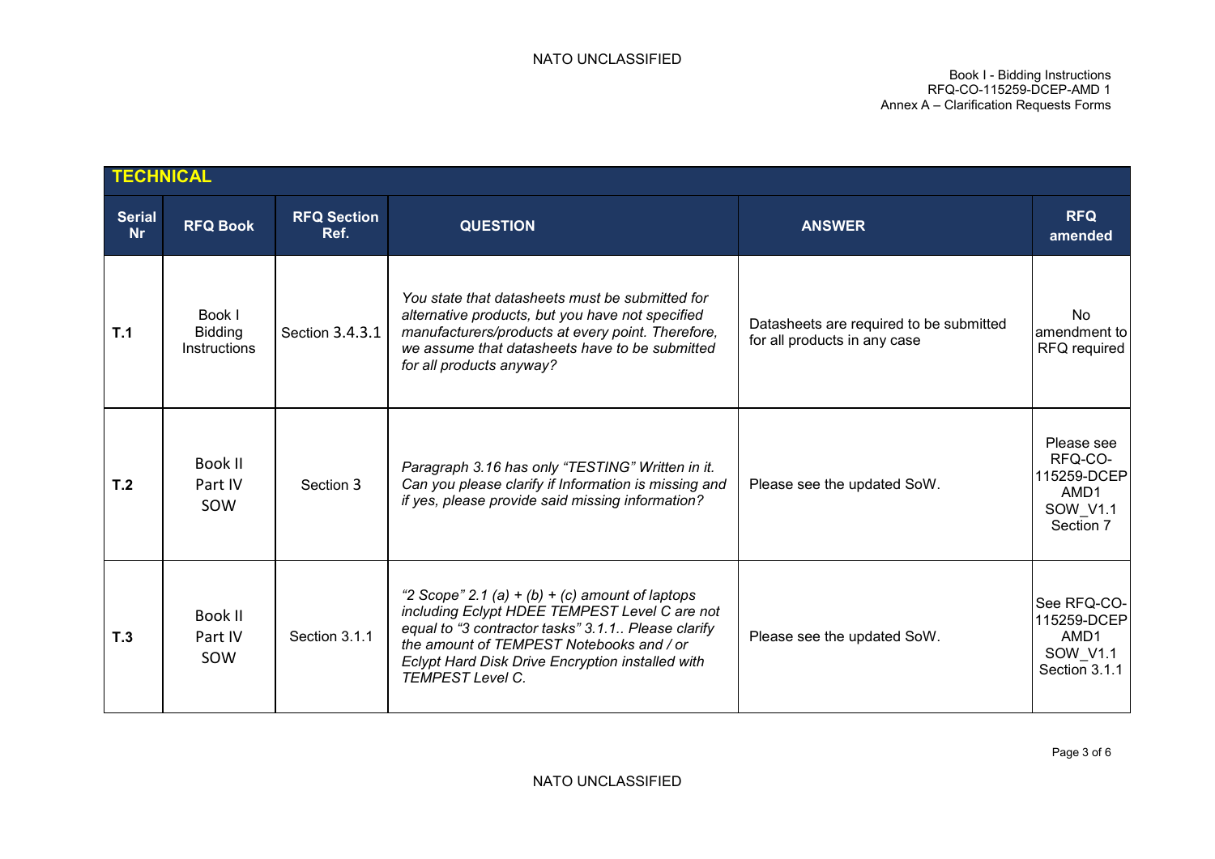| TECHNICAL | | | | | |
|---|---|---|---|---|---|
| **Serial Nr** | **RFQ Book** | **RFQ Section Ref.** | **QUESTION** | **ANSWER** | **RFQ amended** |
| **T.1** | Book I Bidding Instructions | Section 3.4.3.1 | *You state that datasheets must be submitted for alternative products, but you have not specified manufacturers/products at every point. Therefore, we assume that datasheets have to be submitted for all products anyway?* | Datasheets are required to be submitted for all products in any case | No amendment to RFQ required |
| **T.2** | Book II Part IV SOW | Section 3 | *Paragraph 3.16 has only "TESTING" Written in it. Can you please clarify if Information is missing and if yes, please provide said missing information?* | Please see the updated SoW. | Please see RFQ-CO-115259-DCEP AMD1 SOW_V1.1 Section 7 |
| **T.3** | Book II Part IV SOW | Section 3.1.1 | *"2 Scope" 2.1 (a) + (b) + (c) amount of laptops including Eclypt HDEE TEMPEST Level C are not equal to "3 contractor tasks" 3.1.1.. Please clarify the amount of TEMPEST Notebooks and / or Eclypt Hard Disk Drive Encryption installed with TEMPEST Level C.* | Please see the updated SoW. | See RFQ-CO-115259-DCEP AMD1 SOW_V1.1 Section 3.1.1 |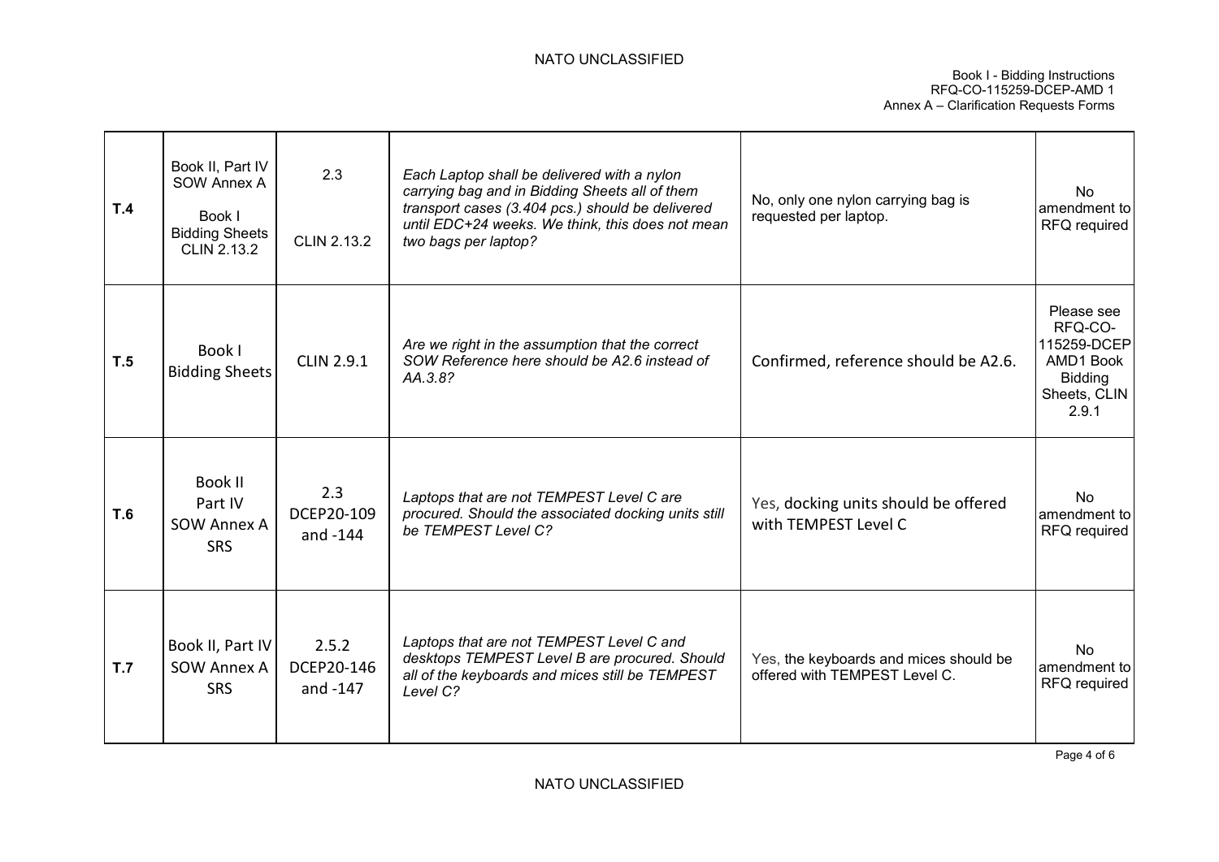| | | | | | |
|---|---|---|---|---|---|
| **T.4** | Book II, Part IV SOW Annex A<br><br>Book I Bidding Sheets CLIN 2.13.2 | 2.3<br><br>CLIN 2.13.2 | *Each Laptop shall be delivered with a nylon carrying bag and in Bidding Sheets all of them transport cases (3.404 pcs.) should be delivered until EDC+24 weeks. We think, this does not mean two bags per laptop?* | No, only one nylon carrying bag is requested per laptop. | No amendment to RFQ required |
| **T.5** | Book I Bidding Sheets | CLIN 2.9.1 | *Are we right in the assumption that the correct SOW Reference here should be A2.6 instead of AA.3.8?* | Confirmed, reference should be A2.6. | Please see RFQ-CO-115259-DCEP AMD1 Book Bidding Sheets, CLIN 2.9.1 |
| **T.6** | Book II Part IV SOW Annex A SRS | 2.3 DCEP20-109 and -144 | *Laptops that are not TEMPEST Level C are procured. Should the associated docking units still be TEMPEST Level C?* | Yes, docking units should be offered with TEMPEST Level C | No amendment to RFQ required |
| **T.7** | Book II, Part IV SOW Annex A SRS | 2.5.2 DCEP20-146 and -147 | *Laptops that are not TEMPEST Level C and desktops TEMPEST Level B are procured. Should all of the keyboards and mices still be TEMPEST Level C?* | Yes, the keyboards and mices should be offered with TEMPEST Level C. | No amendment to RFQ required |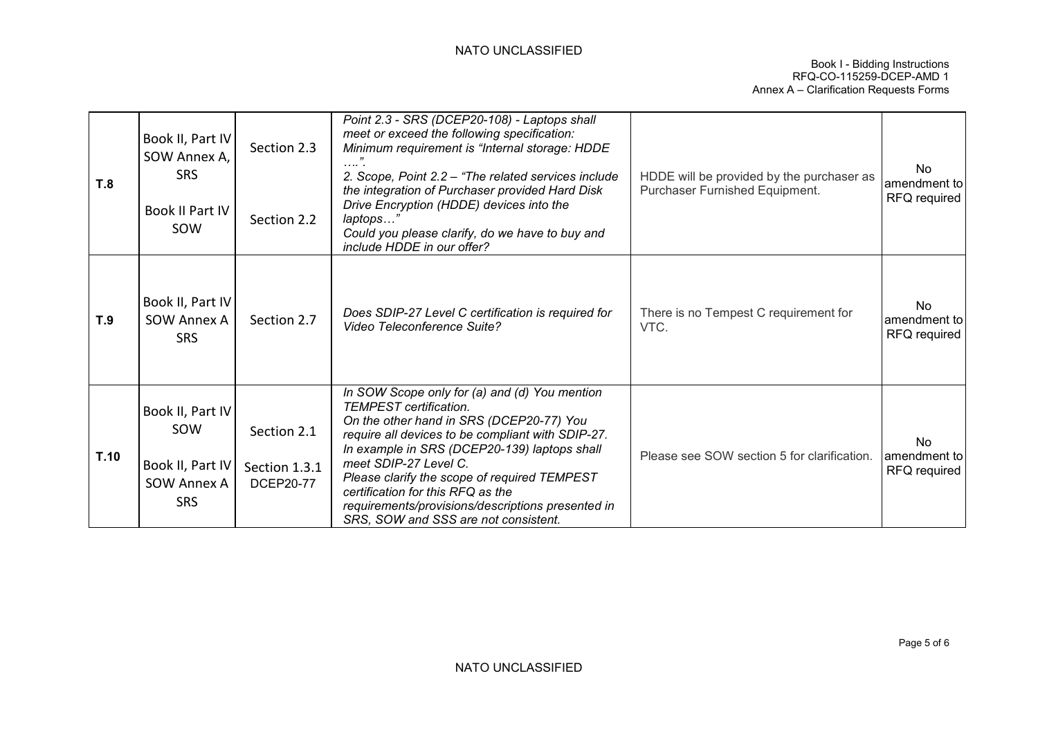| T.8 | Book II, Part IV SOW Annex A, SRS<br><br>Book II Part IV SOW | Section 2.3<br><br>Section 2.2 | *Point 2.3 - SRS (DCEP20-108) - Laptops shall meet or exceed the following specification: Minimum requirement is "Internal storage: HDDE ….".*<br>*2. Scope, Point 2.2 – "The related services include the integration of Purchaser provided Hard Disk Drive Encryption (HDDE) devices into the laptops…"*<br>*Could you please clarify, do we have to buy and include HDDE in our offer?* | HDDE will be provided by the purchaser as Purchaser Furnished Equipment. | No amendment to RFQ required |
|---|---|---|---|---|---|
| T.9 | Book II, Part IV SOW Annex A SRS | Section 2.7 | *Does SDIP-27 Level C certification is required for Video Teleconference Suite?* | There is no Tempest C requirement for VTC. | No amendment to RFQ required |
| T.10 | Book II, Part IV SOW<br><br>Book II, Part IV SOW Annex A SRS | Section 2.1<br><br>Section 1.3.1 DCEP20-77 | *In SOW Scope only for (a) and (d) You mention TEMPEST certification.*<br>*On the other hand in SRS (DCEP20-77) You require all devices to be compliant with SDIP-27.*<br>*In example in SRS (DCEP20-139) laptops shall meet SDIP-27 Level C.*<br>*Please clarify the scope of required TEMPEST certification for this RFQ as the requirements/provisions/descriptions presented in SRS, SOW and SSS are not consistent.* | Please see SOW section 5 for clarification. | No amendment to RFQ required |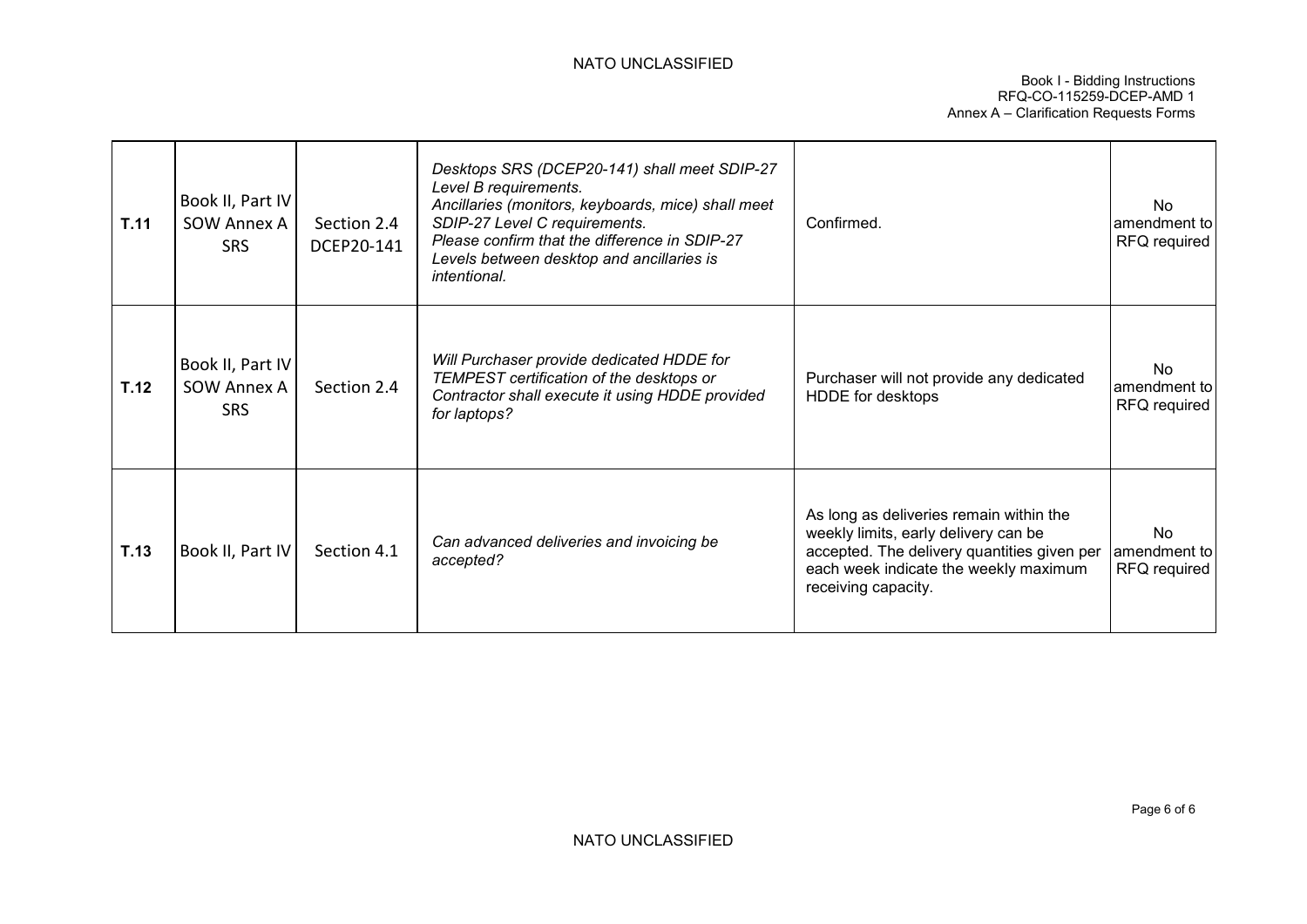| | | | | | |
|---|---|---|---|---|---|
| **T.11** | Book II, Part IV SOW Annex A SRS | Section 2.4 DCEP20-141 | *Desktops SRS (DCEP20-141) shall meet SDIP-27 Level B requirements. Ancillaries (monitors, keyboards, mice) shall meet SDIP-27 Level C requirements. Please confirm that the difference in SDIP-27 Levels between desktop and ancillaries is intentional.* | Confirmed. | No amendment to RFQ required |
| **T.12** | Book II, Part IV SOW Annex A SRS | Section 2.4 | *Will Purchaser provide dedicated HDDE for TEMPEST certification of the desktops or Contractor shall execute it using HDDE provided for laptops?* | Purchaser will not provide any dedicated HDDE for desktops | No amendment to RFQ required |
| **T.13** | Book II, Part IV | Section 4.1 | *Can advanced deliveries and invoicing be accepted?* | As long as deliveries remain within the weekly limits, early delivery can be accepted. The delivery quantities given per each week indicate the weekly maximum receiving capacity. | No amendment to RFQ required |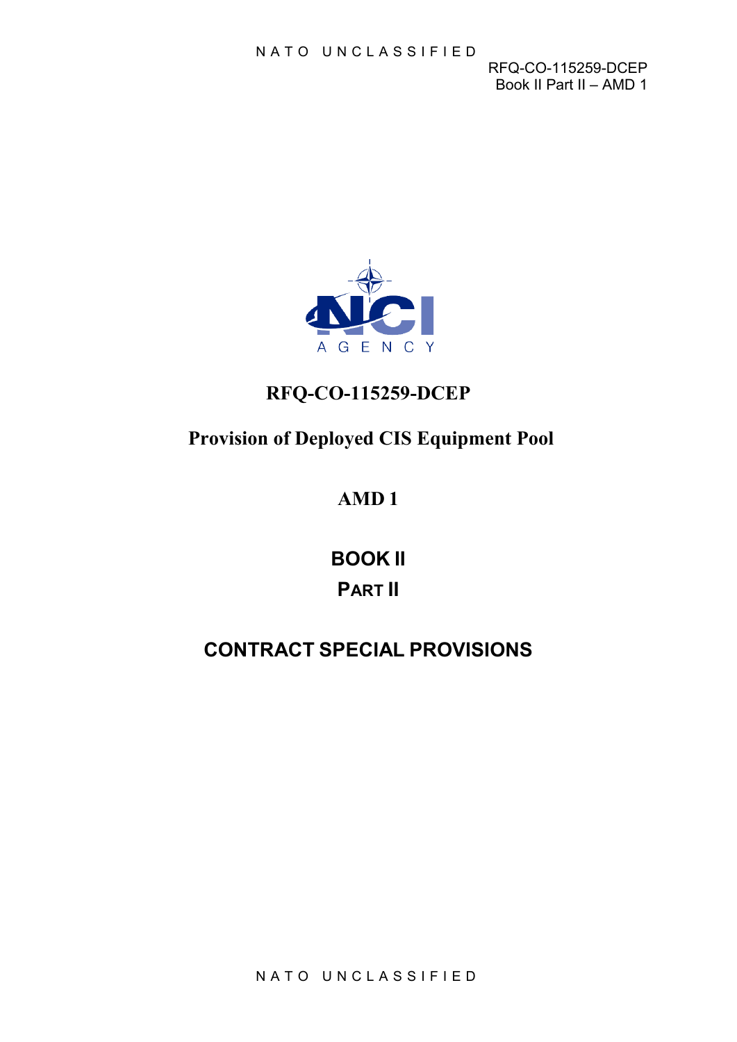# RFQ-CO-115259-DCEP

## Provision of Deployed CIS Equipment Pool

## AMD 1

# BOOK II

## PART II

# CONTRACT SPECIAL PROVISIONS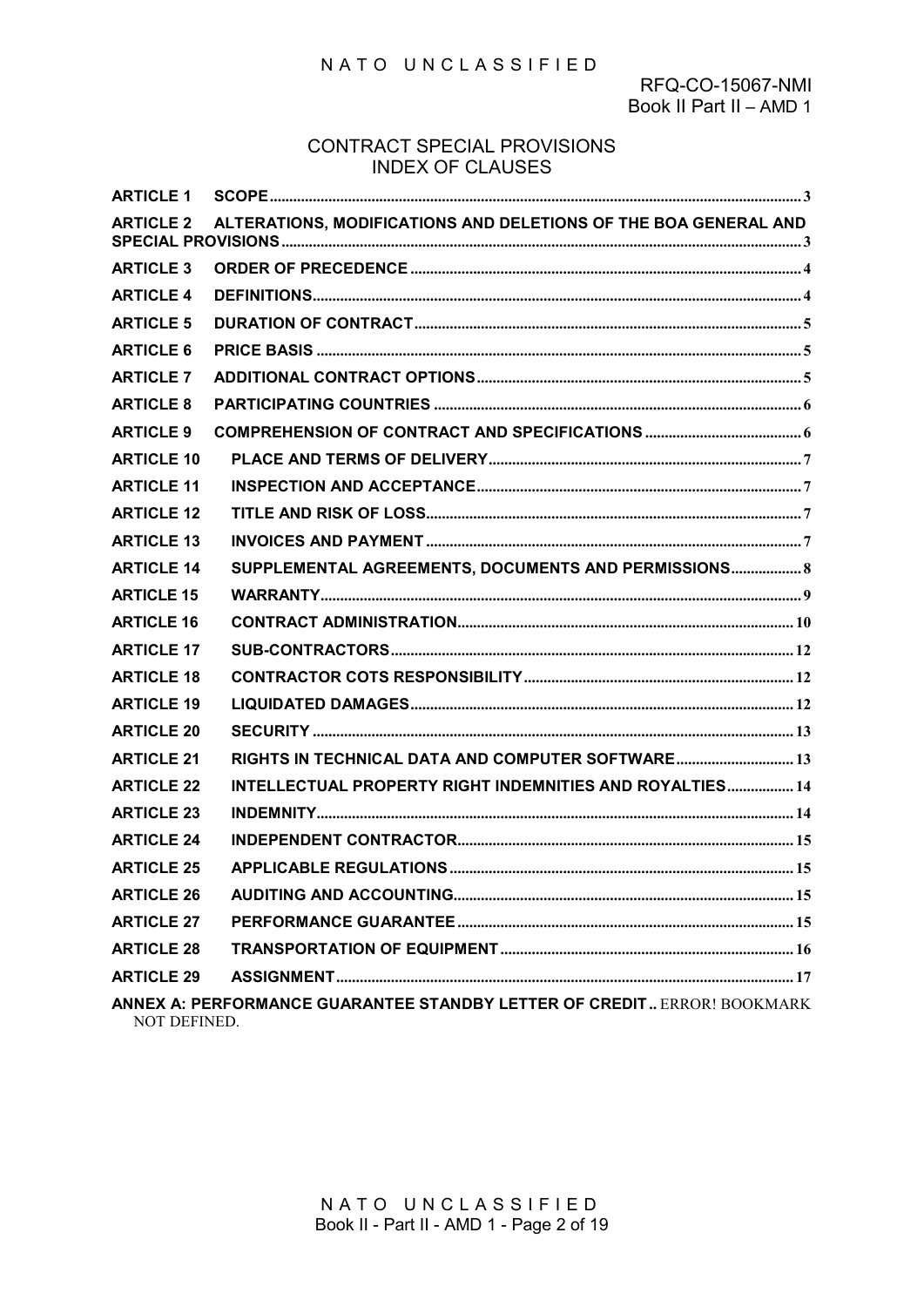# CONTRACT SPECIAL PROVISIONS
## INDEX OF CLAUSES

| | | |
|---|---|---|
| **ARTICLE 1** | **SCOPE** | **3** |
| **ARTICLE 2** | **ALTERATIONS, MODIFICATIONS AND DELETIONS OF THE BOA GENERAL AND SPECIAL PROVISIONS** | **3** |
| **ARTICLE 3** | **ORDER OF PRECEDENCE** | **4** |
| **ARTICLE 4** | **DEFINITIONS** | **4** |
| **ARTICLE 5** | **DURATION OF CONTRACT** | **5** |
| **ARTICLE 6** | **PRICE BASIS** | **5** |
| **ARTICLE 7** | **ADDITIONAL CONTRACT OPTIONS** | **5** |
| **ARTICLE 8** | **PARTICIPATING COUNTRIES** | **6** |
| **ARTICLE 9** | **COMPREHENSION OF CONTRACT AND SPECIFICATIONS** | **6** |
| **ARTICLE 10** | **PLACE AND TERMS OF DELIVERY** | **7** |
| **ARTICLE 11** | **INSPECTION AND ACCEPTANCE** | **7** |
| **ARTICLE 12** | **TITLE AND RISK OF LOSS** | **7** |
| **ARTICLE 13** | **INVOICES AND PAYMENT** | **7** |
| **ARTICLE 14** | **SUPPLEMENTAL AGREEMENTS, DOCUMENTS AND PERMISSIONS** | **8** |
| **ARTICLE 15** | **WARRANTY** | **9** |
| **ARTICLE 16** | **CONTRACT ADMINISTRATION** | **10** |
| **ARTICLE 17** | **SUB-CONTRACTORS** | **12** |
| **ARTICLE 18** | **CONTRACTOR COTS RESPONSIBILITY** | **12** |
| **ARTICLE 19** | **LIQUIDATED DAMAGES** | **12** |
| **ARTICLE 20** | **SECURITY** | **13** |
| **ARTICLE 21** | **RIGHTS IN TECHNICAL DATA AND COMPUTER SOFTWARE** | **13** |
| **ARTICLE 22** | **INTELLECTUAL PROPERTY RIGHT INDEMNITIES AND ROYALTIES** | **14** |
| **ARTICLE 23** | **INDEMNITY** | **14** |
| **ARTICLE 24** | **INDEPENDENT CONTRACTOR** | **15** |
| **ARTICLE 25** | **APPLICABLE REGULATIONS** | **15** |
| **ARTICLE 26** | **AUDITING AND ACCOUNTING** | **15** |
| **ARTICLE 27** | **PERFORMANCE GUARANTEE** | **15** |
| **ARTICLE 28** | **TRANSPORTATION OF EQUIPMENT** | **16** |
| **ARTICLE 29** | **ASSIGNMENT** | **17** |

**ANNEX A: PERFORMANCE GUARANTEE STANDBY LETTER OF CREDIT..** ERROR! BOOKMARK NOT DEFINED.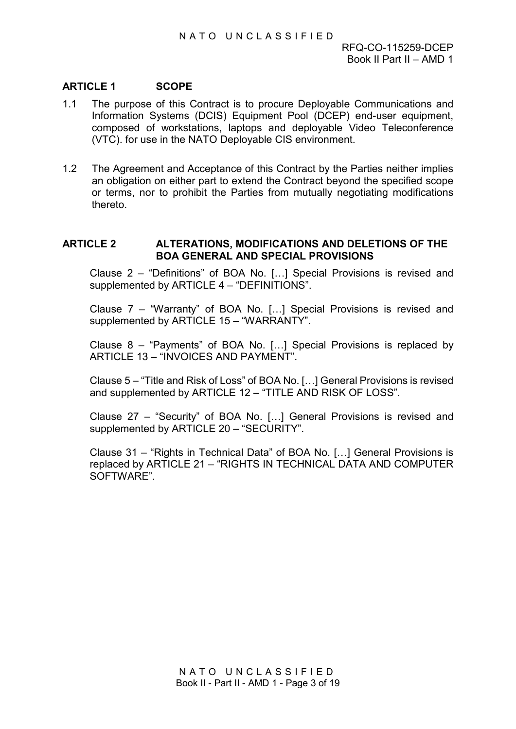## ARTICLE 1 SCOPE

1.1 The purpose of this Contract is to procure Deployable Communications and Information Systems (DCIS) Equipment Pool (DCEP) end-user equipment, composed of workstations, laptops and deployable Video Teleconference (VTC). for use in the NATO Deployable CIS environment.

1.2 The Agreement and Acceptance of this Contract by the Parties neither implies an obligation on either part to extend the Contract beyond the specified scope or terms, nor to prohibit the Parties from mutually negotiating modifications thereto.

## ARTICLE 2 ALTERATIONS, MODIFICATIONS AND DELETIONS OF THE BOA GENERAL AND SPECIAL PROVISIONS

Clause 2 – "Definitions" of BOA No. […] Special Provisions is revised and supplemented by ARTICLE 4 – "DEFINITIONS".

Clause 7 – "Warranty" of BOA No. […] Special Provisions is revised and supplemented by ARTICLE 15 – "WARRANTY".

Clause 8 – "Payments" of BOA No. […] Special Provisions is replaced by ARTICLE 13 – "INVOICES AND PAYMENT".

Clause 5 – "Title and Risk of Loss" of BOA No. […] General Provisions is revised and supplemented by ARTICLE 12 – "TITLE AND RISK OF LOSS".

Clause 27 – "Security" of BOA No. […] General Provisions is revised and supplemented by ARTICLE 20 – "SECURITY".

Clause 31 – "Rights in Technical Data" of BOA No. […] General Provisions is replaced by ARTICLE 21 – "RIGHTS IN TECHNICAL DATA AND COMPUTER SOFTWARE".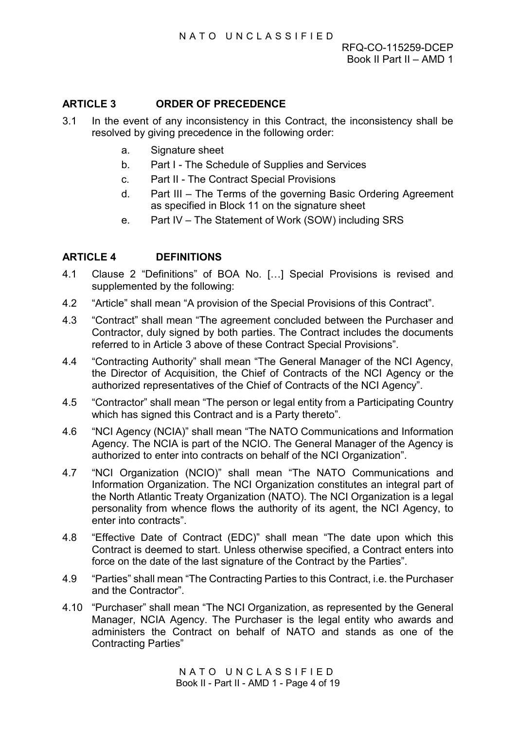## ARTICLE 3 ORDER OF PRECEDENCE

3.1 In the event of any inconsistency in this Contract, the inconsistency shall be resolved by giving precedence in the following order:

a. Signature sheet

b. Part I - The Schedule of Supplies and Services

c. Part II - The Contract Special Provisions

d. Part III – The Terms of the governing Basic Ordering Agreement as specified in Block 11 on the signature sheet

e. Part IV – The Statement of Work (SOW) including SRS

## ARTICLE 4 DEFINITIONS

4.1 Clause 2 "Definitions" of BOA No. […] Special Provisions is revised and supplemented by the following:

4.2 "Article" shall mean "A provision of the Special Provisions of this Contract".

4.3 "Contract" shall mean "The agreement concluded between the Purchaser and Contractor, duly signed by both parties. The Contract includes the documents referred to in Article 3 above of these Contract Special Provisions".

4.4 "Contracting Authority" shall mean "The General Manager of the NCI Agency, the Director of Acquisition, the Chief of Contracts of the NCI Agency or the authorized representatives of the Chief of Contracts of the NCI Agency".

4.5 "Contractor" shall mean "The person or legal entity from a Participating Country which has signed this Contract and is a Party thereto".

4.6 "NCI Agency (NCIA)" shall mean "The NATO Communications and Information Agency. The NCIA is part of the NCIO. The General Manager of the Agency is authorized to enter into contracts on behalf of the NCI Organization".

4.7 "NCI Organization (NCIO)" shall mean "The NATO Communications and Information Organization. The NCI Organization constitutes an integral part of the North Atlantic Treaty Organization (NATO). The NCI Organization is a legal personality from whence flows the authority of its agent, the NCI Agency, to enter into contracts".

4.8 "Effective Date of Contract (EDC)" shall mean "The date upon which this Contract is deemed to start. Unless otherwise specified, a Contract enters into force on the date of the last signature of the Contract by the Parties".

4.9 "Parties" shall mean "The Contracting Parties to this Contract, i.e. the Purchaser and the Contractor".

4.10 "Purchaser" shall mean "The NCI Organization, as represented by the General Manager, NCIA Agency. The Purchaser is the legal entity who awards and administers the Contract on behalf of NATO and stands as one of the Contracting Parties"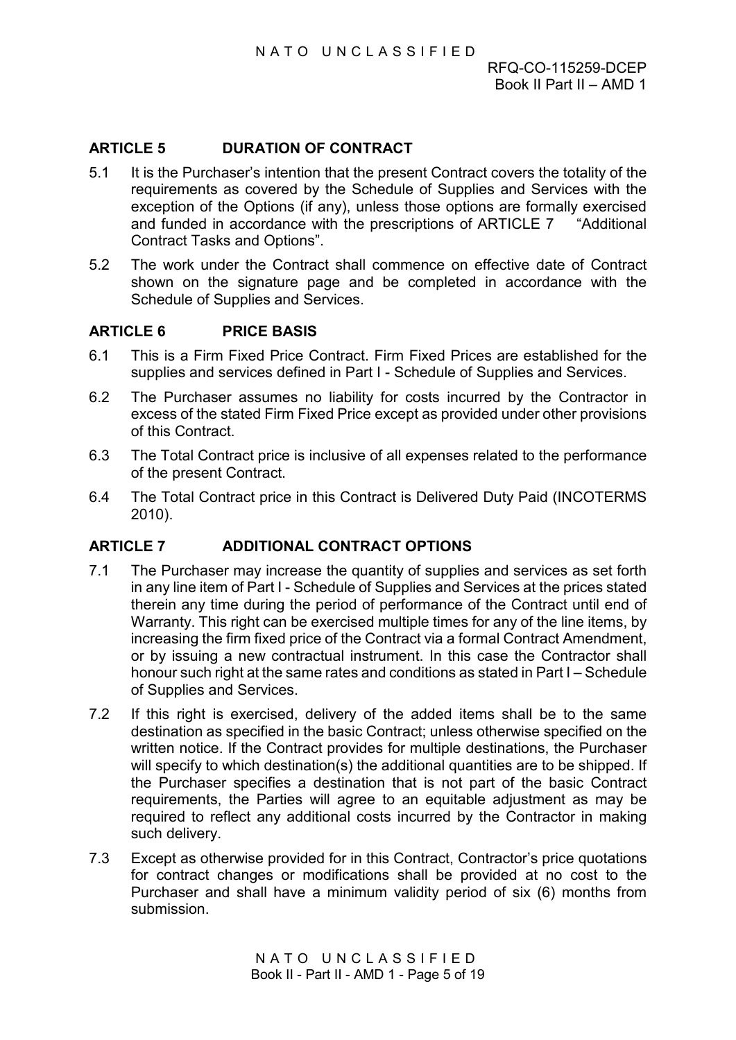## ARTICLE 5 DURATION OF CONTRACT

5.1 It is the Purchaser's intention that the present Contract covers the totality of the requirements as covered by the Schedule of Supplies and Services with the exception of the Options (if any), unless those options are formally exercised and funded in accordance with the prescriptions of ARTICLE 7 "Additional Contract Tasks and Options".

5.2 The work under the Contract shall commence on effective date of Contract shown on the signature page and be completed in accordance with the Schedule of Supplies and Services.

## ARTICLE 6 PRICE BASIS

6.1 This is a Firm Fixed Price Contract. Firm Fixed Prices are established for the supplies and services defined in Part I - Schedule of Supplies and Services.

6.2 The Purchaser assumes no liability for costs incurred by the Contractor in excess of the stated Firm Fixed Price except as provided under other provisions of this Contract.

6.3 The Total Contract price is inclusive of all expenses related to the performance of the present Contract.

6.4 The Total Contract price in this Contract is Delivered Duty Paid (INCOTERMS 2010).

## ARTICLE 7 ADDITIONAL CONTRACT OPTIONS

7.1 The Purchaser may increase the quantity of supplies and services as set forth in any line item of Part I - Schedule of Supplies and Services at the prices stated therein any time during the period of performance of the Contract until end of Warranty. This right can be exercised multiple times for any of the line items, by increasing the firm fixed price of the Contract via a formal Contract Amendment, or by issuing a new contractual instrument. In this case the Contractor shall honour such right at the same rates and conditions as stated in Part I – Schedule of Supplies and Services.

7.2 If this right is exercised, delivery of the added items shall be to the same destination as specified in the basic Contract; unless otherwise specified on the written notice. If the Contract provides for multiple destinations, the Purchaser will specify to which destination(s) the additional quantities are to be shipped. If the Purchaser specifies a destination that is not part of the basic Contract requirements, the Parties will agree to an equitable adjustment as may be required to reflect any additional costs incurred by the Contractor in making such delivery.

7.3 Except as otherwise provided for in this Contract, Contractor's price quotations for contract changes or modifications shall be provided at no cost to the Purchaser and shall have a minimum validity period of six (6) months from submission.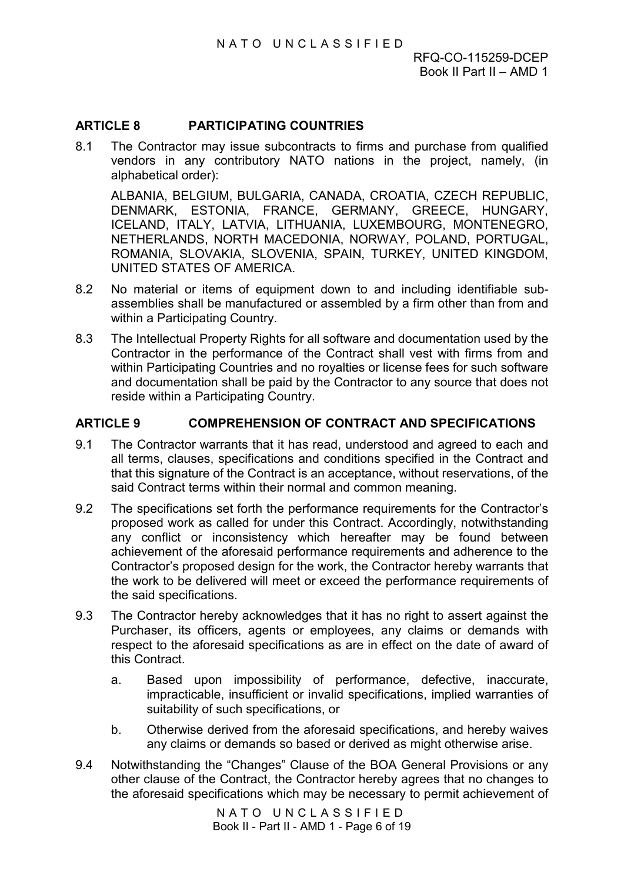## ARTICLE 8 PARTICIPATING COUNTRIES

8.1 The Contractor may issue subcontracts to firms and purchase from qualified vendors in any contributory NATO nations in the project, namely, (in alphabetical order):

ALBANIA, BELGIUM, BULGARIA, CANADA, CROATIA, CZECH REPUBLIC, DENMARK, ESTONIA, FRANCE, GERMANY, GREECE, HUNGARY, ICELAND, ITALY, LATVIA, LITHUANIA, LUXEMBOURG, MONTENEGRO, NETHERLANDS, NORTH MACEDONIA, NORWAY, POLAND, PORTUGAL, ROMANIA, SLOVAKIA, SLOVENIA, SPAIN, TURKEY, UNITED KINGDOM, UNITED STATES OF AMERICA.

8.2 No material or items of equipment down to and including identifiable sub-assemblies shall be manufactured or assembled by a firm other than from and within a Participating Country.

8.3 The Intellectual Property Rights for all software and documentation used by the Contractor in the performance of the Contract shall vest with firms from and within Participating Countries and no royalties or license fees for such software and documentation shall be paid by the Contractor to any source that does not reside within a Participating Country.

## ARTICLE 9 COMPREHENSION OF CONTRACT AND SPECIFICATIONS

9.1 The Contractor warrants that it has read, understood and agreed to each and all terms, clauses, specifications and conditions specified in the Contract and that this signature of the Contract is an acceptance, without reservations, of the said Contract terms within their normal and common meaning.

9.2 The specifications set forth the performance requirements for the Contractor's proposed work as called for under this Contract. Accordingly, notwithstanding any conflict or inconsistency which hereafter may be found between achievement of the aforesaid performance requirements and adherence to the Contractor's proposed design for the work, the Contractor hereby warrants that the work to be delivered will meet or exceed the performance requirements of the said specifications.

9.3 The Contractor hereby acknowledges that it has no right to assert against the Purchaser, its officers, agents or employees, any claims or demands with respect to the aforesaid specifications as are in effect on the date of award of this Contract.

a. Based upon impossibility of performance, defective, inaccurate, impracticable, insufficient or invalid specifications, implied warranties of suitability of such specifications, or

b. Otherwise derived from the aforesaid specifications, and hereby waives any claims or demands so based or derived as might otherwise arise.

9.4 Notwithstanding the "Changes" Clause of the BOA General Provisions or any other clause of the Contract, the Contractor hereby agrees that no changes to the aforesaid specifications which may be necessary to permit achievement of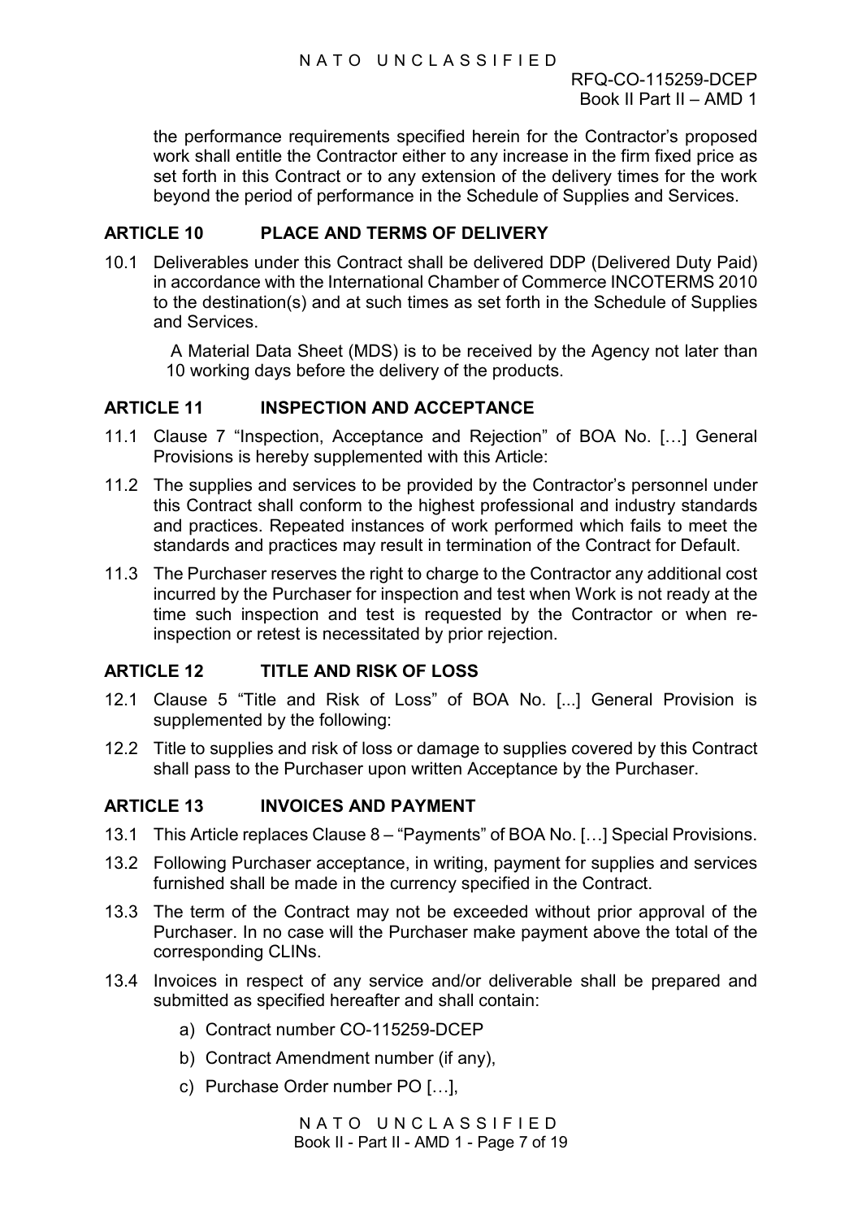the performance requirements specified herein for the Contractor's proposed work shall entitle the Contractor either to any increase in the firm fixed price as set forth in this Contract or to any extension of the delivery times for the work beyond the period of performance in the Schedule of Supplies and Services.

## ARTICLE 10 PLACE AND TERMS OF DELIVERY

10.1 Deliverables under this Contract shall be delivered DDP (Delivered Duty Paid) in accordance with the International Chamber of Commerce INCOTERMS 2010 to the destination(s) and at such times as set forth in the Schedule of Supplies and Services.

A Material Data Sheet (MDS) is to be received by the Agency not later than 10 working days before the delivery of the products.

## ARTICLE 11 INSPECTION AND ACCEPTANCE

11.1 Clause 7 "Inspection, Acceptance and Rejection" of BOA No. […] General Provisions is hereby supplemented with this Article:

11.2 The supplies and services to be provided by the Contractor's personnel under this Contract shall conform to the highest professional and industry standards and practices. Repeated instances of work performed which fails to meet the standards and practices may result in termination of the Contract for Default.

11.3 The Purchaser reserves the right to charge to the Contractor any additional cost incurred by the Purchaser for inspection and test when Work is not ready at the time such inspection and test is requested by the Contractor or when re-inspection or retest is necessitated by prior rejection.

## ARTICLE 12 TITLE AND RISK OF LOSS

12.1 Clause 5 "Title and Risk of Loss" of BOA No. [...] General Provision is supplemented by the following:

12.2 Title to supplies and risk of loss or damage to supplies covered by this Contract shall pass to the Purchaser upon written Acceptance by the Purchaser.

## ARTICLE 13 INVOICES AND PAYMENT

13.1 This Article replaces Clause 8 – "Payments" of BOA No. […] Special Provisions.

13.2 Following Purchaser acceptance, in writing, payment for supplies and services furnished shall be made in the currency specified in the Contract.

13.3 The term of the Contract may not be exceeded without prior approval of the Purchaser. In no case will the Purchaser make payment above the total of the corresponding CLINs.

13.4 Invoices in respect of any service and/or deliverable shall be prepared and submitted as specified hereafter and shall contain:

a) Contract number CO-115259-DCEP

b) Contract Amendment number (if any),

c) Purchase Order number PO […],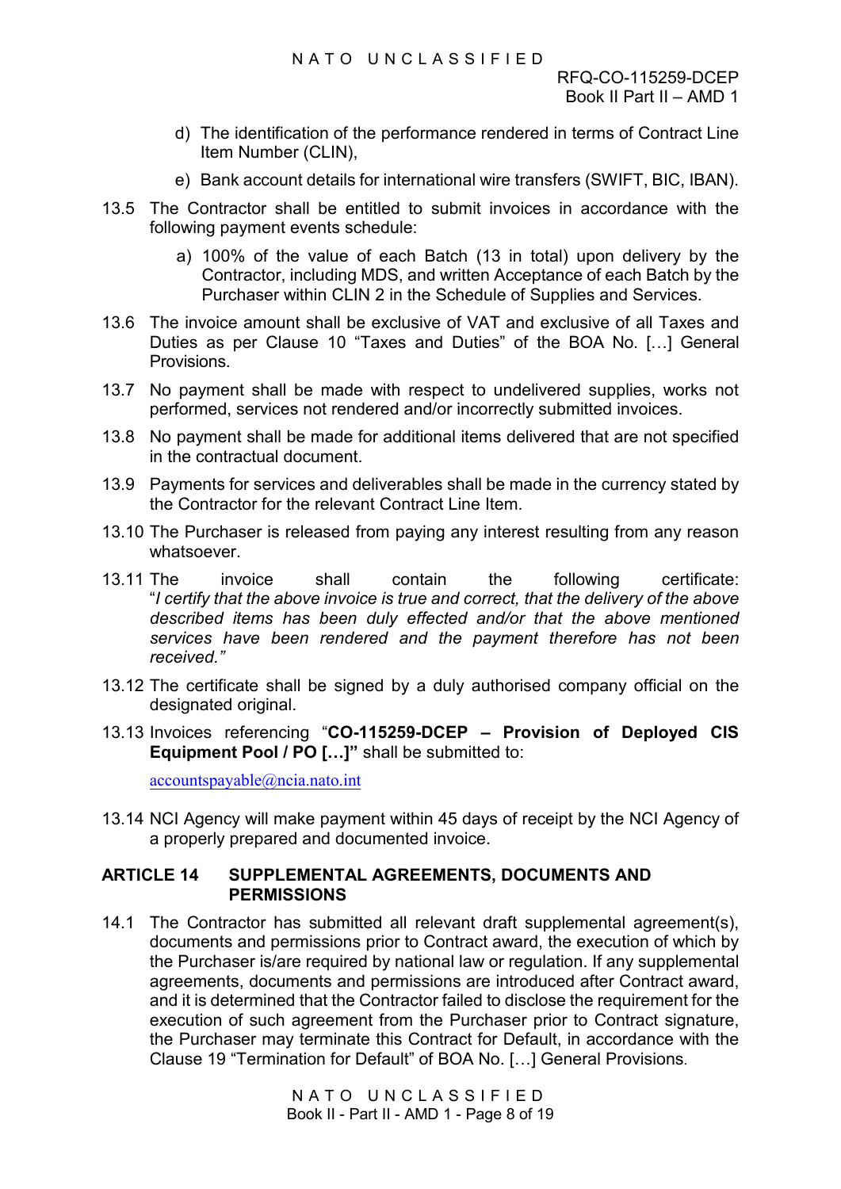d) The identification of the performance rendered in terms of Contract Line Item Number (CLIN),

e) Bank account details for international wire transfers (SWIFT, BIC, IBAN).

13.5 The Contractor shall be entitled to submit invoices in accordance with the following payment events schedule:

a) 100% of the value of each Batch (13 in total) upon delivery by the Contractor, including MDS, and written Acceptance of each Batch by the Purchaser within CLIN 2 in the Schedule of Supplies and Services.

13.6 The invoice amount shall be exclusive of VAT and exclusive of all Taxes and Duties as per Clause 10 “Taxes and Duties” of the BOA No. […] General Provisions.

13.7 No payment shall be made with respect to undelivered supplies, works not performed, services not rendered and/or incorrectly submitted invoices.

13.8 No payment shall be made for additional items delivered that are not specified in the contractual document.

13.9 Payments for services and deliverables shall be made in the currency stated by the Contractor for the relevant Contract Line Item.

13.10 The Purchaser is released from paying any interest resulting from any reason whatsoever.

13.11 The invoice shall contain the following certificate: “*I certify that the above invoice is true and correct, that the delivery of the above described items has been duly effected and/or that the above mentioned services have been rendered and the payment therefore has not been received.”*

13.12 The certificate shall be signed by a duly authorised company official on the designated original.

13.13 Invoices referencing “**CO-115259-DCEP – Provision of Deployed CIS Equipment Pool / PO […]”** shall be submitted to:

accountspayable@ncia.nato.int

13.14 NCI Agency will make payment within 45 days of receipt by the NCI Agency of a properly prepared and documented invoice.

## ARTICLE 14 SUPPLEMENTAL AGREEMENTS, DOCUMENTS AND PERMISSIONS

14.1 The Contractor has submitted all relevant draft supplemental agreement(s), documents and permissions prior to Contract award, the execution of which by the Purchaser is/are required by national law or regulation. If any supplemental agreements, documents and permissions are introduced after Contract award, and it is determined that the Contractor failed to disclose the requirement for the execution of such agreement from the Purchaser prior to Contract signature, the Purchaser may terminate this Contract for Default, in accordance with the Clause 19 “Termination for Default” of BOA No. […] General Provisions.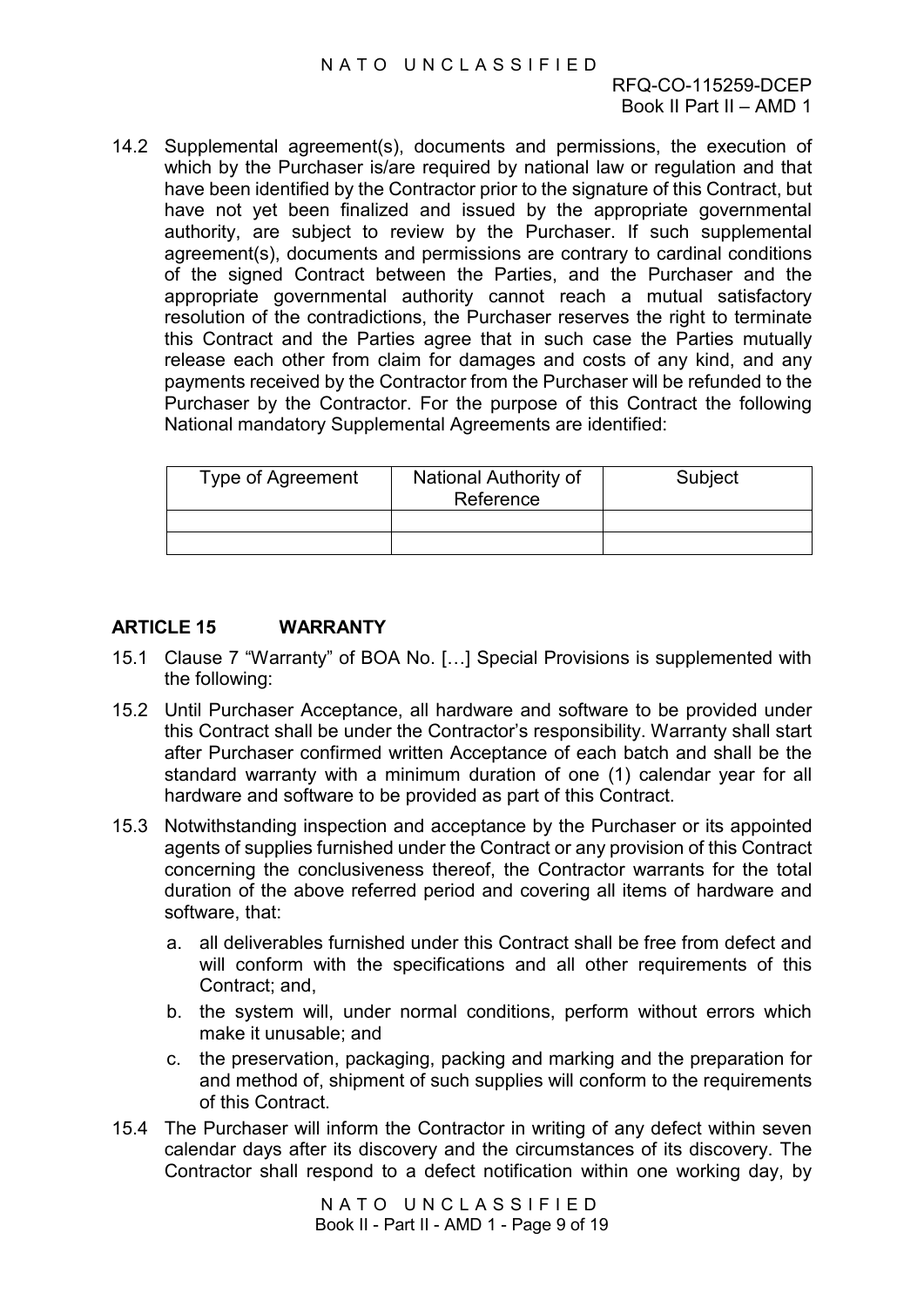14.2 Supplemental agreement(s), documents and permissions, the execution of which by the Purchaser is/are required by national law or regulation and that have been identified by the Contractor prior to the signature of this Contract, but have not yet been finalized and issued by the appropriate governmental authority, are subject to review by the Purchaser. If such supplemental agreement(s), documents and permissions are contrary to cardinal conditions of the signed Contract between the Parties, and the Purchaser and the appropriate governmental authority cannot reach a mutual satisfactory resolution of the contradictions, the Purchaser reserves the right to terminate this Contract and the Parties agree that in such case the Parties mutually release each other from claim for damages and costs of any kind, and any payments received by the Contractor from the Purchaser will be refunded to the Purchaser by the Contractor. For the purpose of this Contract the following National mandatory Supplemental Agreements are identified:

| Type of Agreement | National Authority of Reference | Subject |
|---|---|---|
| | | |
| | | |

## ARTICLE 15 WARRANTY

15.1 Clause 7 "Warranty" of BOA No. […] Special Provisions is supplemented with the following:

15.2 Until Purchaser Acceptance, all hardware and software to be provided under this Contract shall be under the Contractor's responsibility. Warranty shall start after Purchaser confirmed written Acceptance of each batch and shall be the standard warranty with a minimum duration of one (1) calendar year for all hardware and software to be provided as part of this Contract.

15.3 Notwithstanding inspection and acceptance by the Purchaser or its appointed agents of supplies furnished under the Contract or any provision of this Contract concerning the conclusiveness thereof, the Contractor warrants for the total duration of the above referred period and covering all items of hardware and software, that:

a. all deliverables furnished under this Contract shall be free from defect and will conform with the specifications and all other requirements of this Contract; and,

b. the system will, under normal conditions, perform without errors which make it unusable; and

c. the preservation, packaging, packing and marking and the preparation for and method of, shipment of such supplies will conform to the requirements of this Contract.

15.4 The Purchaser will inform the Contractor in writing of any defect within seven calendar days after its discovery and the circumstances of its discovery. The Contractor shall respond to a defect notification within one working day, by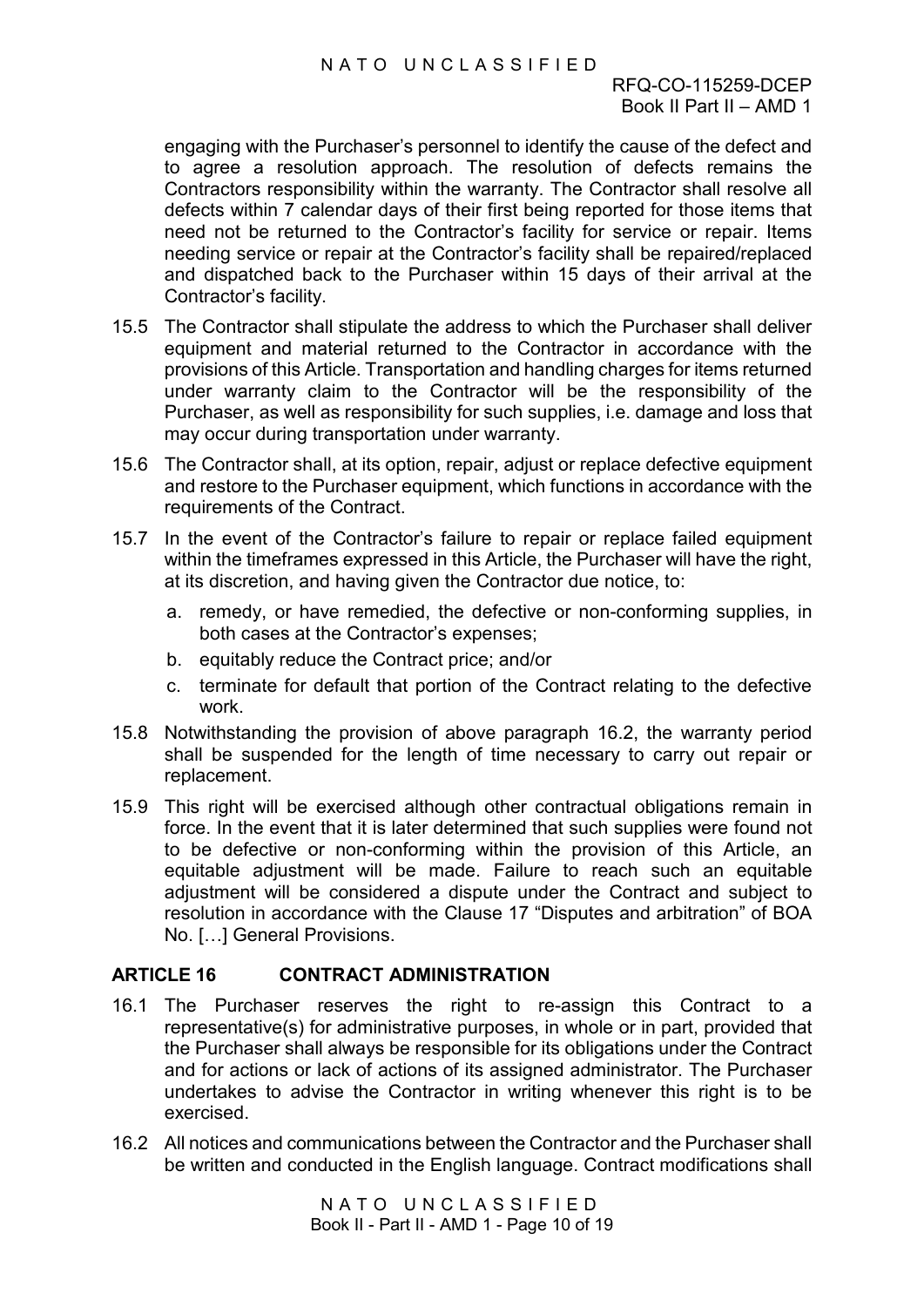engaging with the Purchaser's personnel to identify the cause of the defect and to agree a resolution approach. The resolution of defects remains the Contractors responsibility within the warranty. The Contractor shall resolve all defects within 7 calendar days of their first being reported for those items that need not be returned to the Contractor's facility for service or repair. Items needing service or repair at the Contractor's facility shall be repaired/replaced and dispatched back to the Purchaser within 15 days of their arrival at the Contractor's facility.

15.5 The Contractor shall stipulate the address to which the Purchaser shall deliver equipment and material returned to the Contractor in accordance with the provisions of this Article. Transportation and handling charges for items returned under warranty claim to the Contractor will be the responsibility of the Purchaser, as well as responsibility for such supplies, i.e. damage and loss that may occur during transportation under warranty.

15.6 The Contractor shall, at its option, repair, adjust or replace defective equipment and restore to the Purchaser equipment, which functions in accordance with the requirements of the Contract.

15.7 In the event of the Contractor's failure to repair or replace failed equipment within the timeframes expressed in this Article, the Purchaser will have the right, at its discretion, and having given the Contractor due notice, to:

a. remedy, or have remedied, the defective or non-conforming supplies, in both cases at the Contractor's expenses;

b. equitably reduce the Contract price; and/or

c. terminate for default that portion of the Contract relating to the defective work.

15.8 Notwithstanding the provision of above paragraph 16.2, the warranty period shall be suspended for the length of time necessary to carry out repair or replacement.

15.9 This right will be exercised although other contractual obligations remain in force. In the event that it is later determined that such supplies were found not to be defective or non-conforming within the provision of this Article, an equitable adjustment will be made. Failure to reach such an equitable adjustment will be considered a dispute under the Contract and subject to resolution in accordance with the Clause 17 "Disputes and arbitration" of BOA No. […] General Provisions.

## ARTICLE 16 CONTRACT ADMINISTRATION

16.1 The Purchaser reserves the right to re-assign this Contract to a representative(s) for administrative purposes, in whole or in part, provided that the Purchaser shall always be responsible for its obligations under the Contract and for actions or lack of actions of its assigned administrator. The Purchaser undertakes to advise the Contractor in writing whenever this right is to be exercised.

16.2 All notices and communications between the Contractor and the Purchaser shall be written and conducted in the English language. Contract modifications shall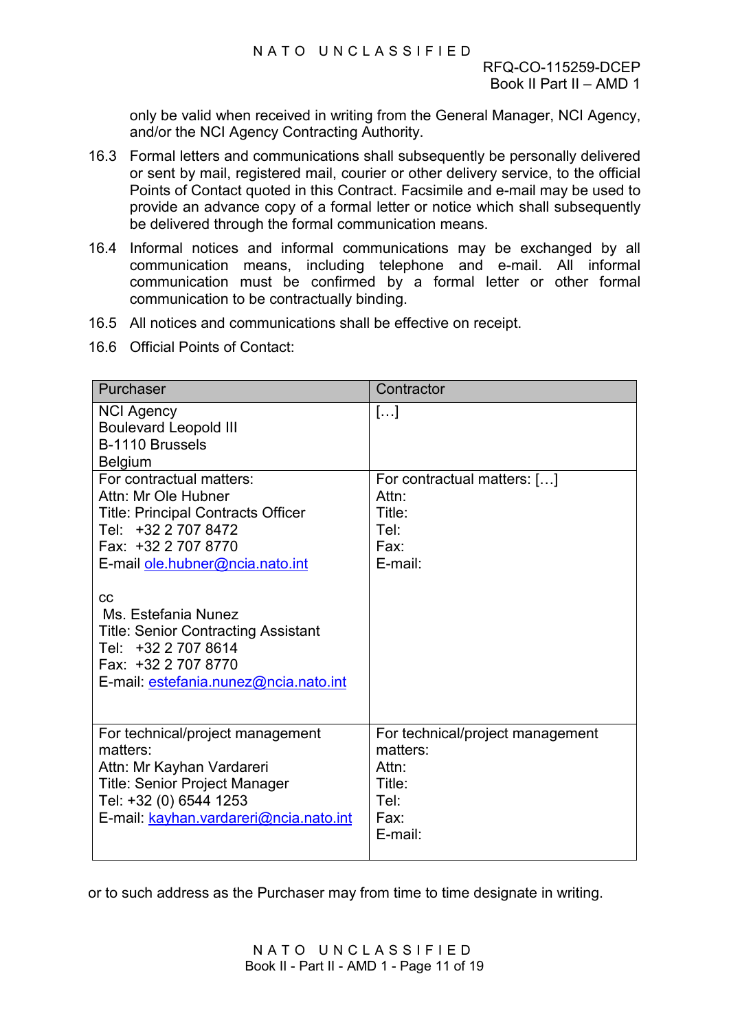only be valid when received in writing from the General Manager, NCI Agency, and/or the NCI Agency Contracting Authority.

16.3 Formal letters and communications shall subsequently be personally delivered or sent by mail, registered mail, courier or other delivery service, to the official Points of Contact quoted in this Contract. Facsimile and e-mail may be used to provide an advance copy of a formal letter or notice which shall subsequently be delivered through the formal communication means.

16.4 Informal notices and informal communications may be exchanged by all communication means, including telephone and e-mail. All informal communication must be confirmed by a formal letter or other formal communication to be contractually binding.

16.5 All notices and communications shall be effective on receipt.

16.6 Official Points of Contact:

| Purchaser | Contractor |
|---|---|
| NCI Agency<br>Boulevard Leopold III<br>B-1110 Brussels<br>Belgium | […] |
| For contractual matters:<br>Attn: Mr Ole Hubner<br>Title: Principal Contracts Officer<br>Tel: +32 2 707 8472<br>Fax: +32 2 707 8770<br>E-mail ole.hubner@ncia.nato.int<br><br>cc<br>Ms. Estefania Nunez<br>Title: Senior Contracting Assistant<br>Tel: +32 2 707 8614<br>Fax: +32 2 707 8770<br>E-mail: estefania.nunez@ncia.nato.int | For contractual matters: […]<br>Attn:<br>Title:<br>Tel:<br>Fax:<br>E-mail: |
| For technical/project management matters:<br>Attn: Mr Kayhan Vardareri<br>Title: Senior Project Manager<br>Tel: +32 (0) 6544 1253<br>E-mail: kayhan.vardareri@ncia.nato.int | For technical/project management matters:<br>Attn:<br>Title:<br>Tel:<br>Fax:<br>E-mail: |

or to such address as the Purchaser may from time to time designate in writing.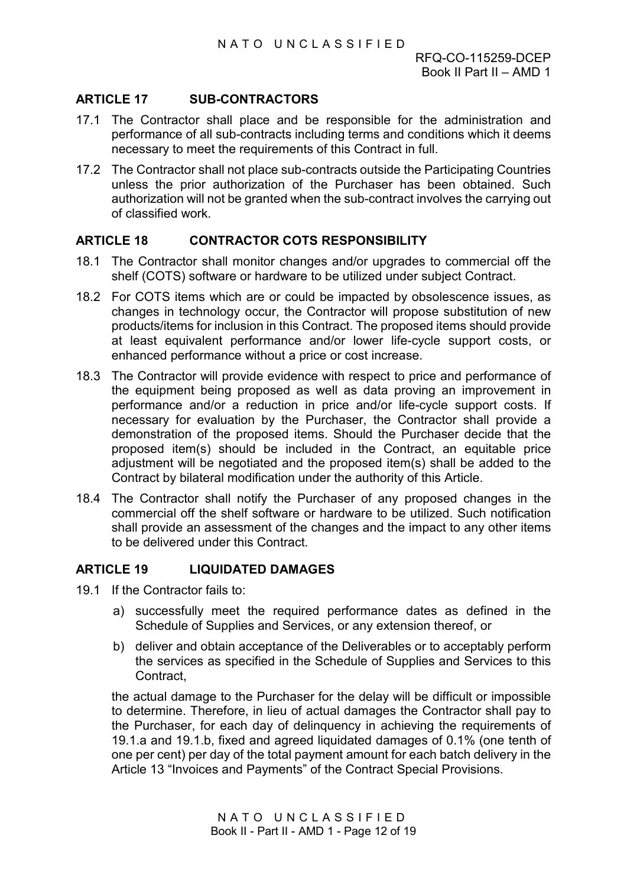## ARTICLE 17 SUB-CONTRACTORS

17.1 The Contractor shall place and be responsible for the administration and performance of all sub-contracts including terms and conditions which it deems necessary to meet the requirements of this Contract in full.

17.2 The Contractor shall not place sub-contracts outside the Participating Countries unless the prior authorization of the Purchaser has been obtained. Such authorization will not be granted when the sub-contract involves the carrying out of classified work.

## ARTICLE 18 CONTRACTOR COTS RESPONSIBILITY

18.1 The Contractor shall monitor changes and/or upgrades to commercial off the shelf (COTS) software or hardware to be utilized under subject Contract.

18.2 For COTS items which are or could be impacted by obsolescence issues, as changes in technology occur, the Contractor will propose substitution of new products/items for inclusion in this Contract. The proposed items should provide at least equivalent performance and/or lower life-cycle support costs, or enhanced performance without a price or cost increase.

18.3 The Contractor will provide evidence with respect to price and performance of the equipment being proposed as well as data proving an improvement in performance and/or a reduction in price and/or life-cycle support costs. If necessary for evaluation by the Purchaser, the Contractor shall provide a demonstration of the proposed items. Should the Purchaser decide that the proposed item(s) should be included in the Contract, an equitable price adjustment will be negotiated and the proposed item(s) shall be added to the Contract by bilateral modification under the authority of this Article.

18.4 The Contractor shall notify the Purchaser of any proposed changes in the commercial off the shelf software or hardware to be utilized. Such notification shall provide an assessment of the changes and the impact to any other items to be delivered under this Contract.

## ARTICLE 19 LIQUIDATED DAMAGES

19.1 If the Contractor fails to:

a) successfully meet the required performance dates as defined in the Schedule of Supplies and Services, or any extension thereof, or

b) deliver and obtain acceptance of the Deliverables or to acceptably perform the services as specified in the Schedule of Supplies and Services to this Contract,

the actual damage to the Purchaser for the delay will be difficult or impossible to determine. Therefore, in lieu of actual damages the Contractor shall pay to the Purchaser, for each day of delinquency in achieving the requirements of 19.1.a and 19.1.b, fixed and agreed liquidated damages of 0.1% (one tenth of one per cent) per day of the total payment amount for each batch delivery in the Article 13 "Invoices and Payments" of the Contract Special Provisions.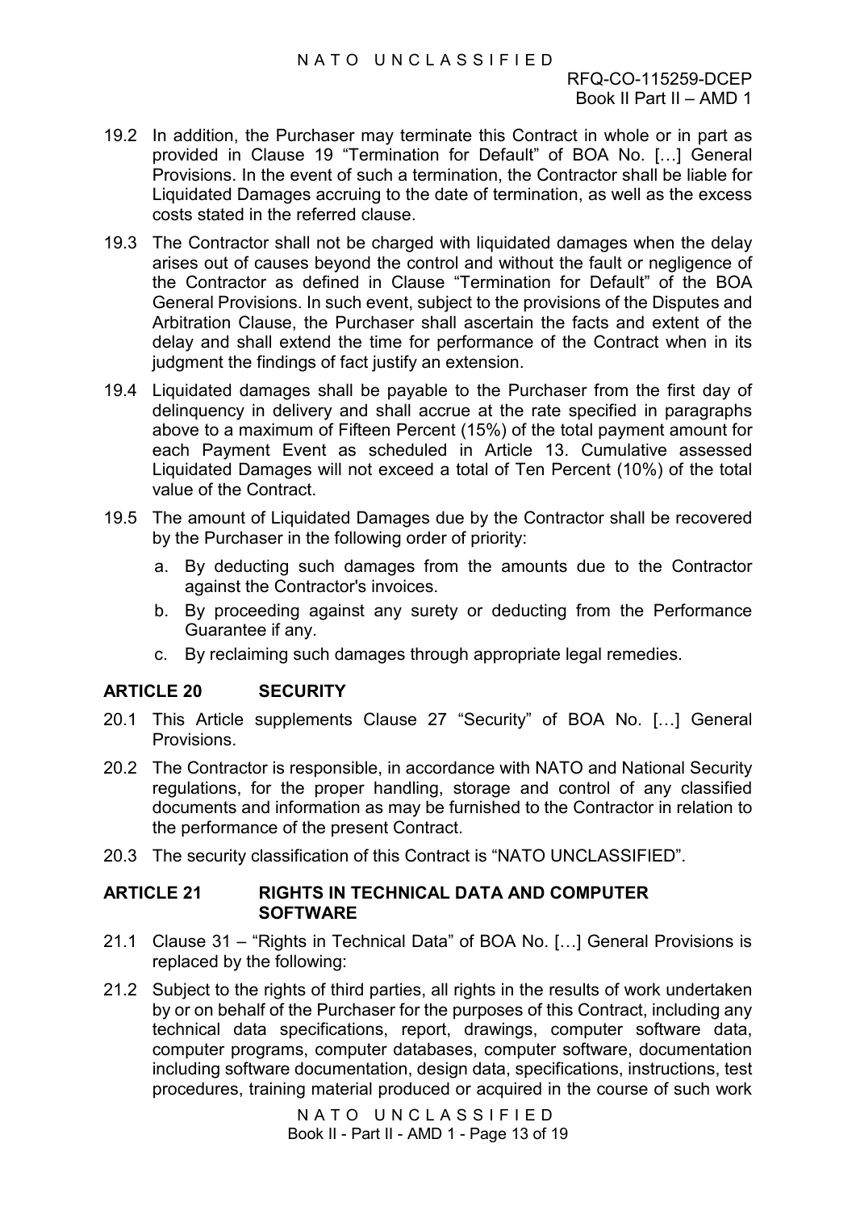19.2 In addition, the Purchaser may terminate this Contract in whole or in part as provided in Clause 19 "Termination for Default" of BOA No. […] General Provisions. In the event of such a termination, the Contractor shall be liable for Liquidated Damages accruing to the date of termination, as well as the excess costs stated in the referred clause.

19.3 The Contractor shall not be charged with liquidated damages when the delay arises out of causes beyond the control and without the fault or negligence of the Contractor as defined in Clause "Termination for Default" of the BOA General Provisions. In such event, subject to the provisions of the Disputes and Arbitration Clause, the Purchaser shall ascertain the facts and extent of the delay and shall extend the time for performance of the Contract when in its judgment the findings of fact justify an extension.

19.4 Liquidated damages shall be payable to the Purchaser from the first day of delinquency in delivery and shall accrue at the rate specified in paragraphs above to a maximum of Fifteen Percent (15%) of the total payment amount for each Payment Event as scheduled in Article 13. Cumulative assessed Liquidated Damages will not exceed a total of Ten Percent (10%) of the total value of the Contract.

19.5 The amount of Liquidated Damages due by the Contractor shall be recovered by the Purchaser in the following order of priority:

a. By deducting such damages from the amounts due to the Contractor against the Contractor's invoices.

b. By proceeding against any surety or deducting from the Performance Guarantee if any.

c. By reclaiming such damages through appropriate legal remedies.

## ARTICLE 20 SECURITY

20.1 This Article supplements Clause 27 "Security" of BOA No. […] General Provisions.

20.2 The Contractor is responsible, in accordance with NATO and National Security regulations, for the proper handling, storage and control of any classified documents and information as may be furnished to the Contractor in relation to the performance of the present Contract.

20.3 The security classification of this Contract is "NATO UNCLASSIFIED".

## ARTICLE 21 RIGHTS IN TECHNICAL DATA AND COMPUTER SOFTWARE

21.1 Clause 31 – "Rights in Technical Data" of BOA No. […] General Provisions is replaced by the following:

21.2 Subject to the rights of third parties, all rights in the results of work undertaken by or on behalf of the Purchaser for the purposes of this Contract, including any technical data specifications, report, drawings, computer software data, computer programs, computer databases, computer software, documentation including software documentation, design data, specifications, instructions, test procedures, training material produced or acquired in the course of such work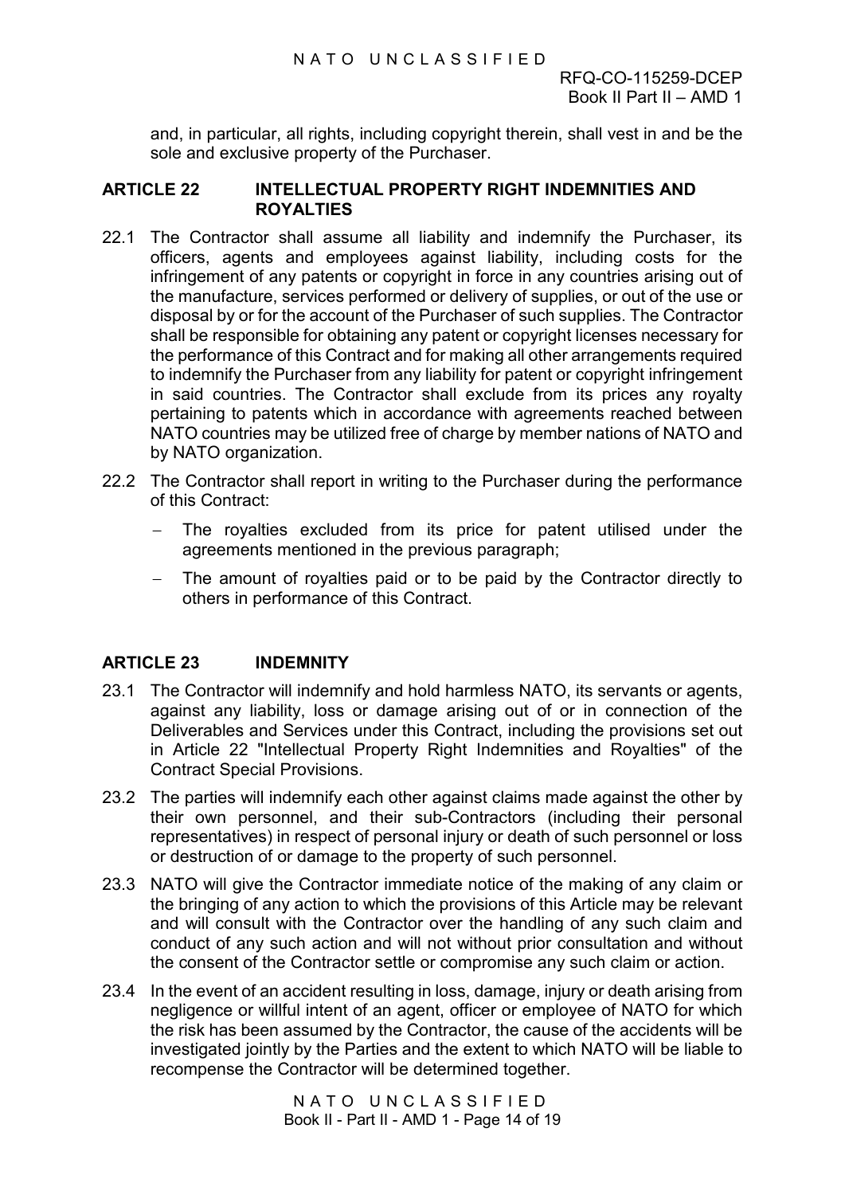and, in particular, all rights, including copyright therein, shall vest in and be the sole and exclusive property of the Purchaser.

## ARTICLE 22 INTELLECTUAL PROPERTY RIGHT INDEMNITIES AND ROYALTIES

22.1 The Contractor shall assume all liability and indemnify the Purchaser, its officers, agents and employees against liability, including costs for the infringement of any patents or copyright in force in any countries arising out of the manufacture, services performed or delivery of supplies, or out of the use or disposal by or for the account of the Purchaser of such supplies. The Contractor shall be responsible for obtaining any patent or copyright licenses necessary for the performance of this Contract and for making all other arrangements required to indemnify the Purchaser from any liability for patent or copyright infringement in said countries. The Contractor shall exclude from its prices any royalty pertaining to patents which in accordance with agreements reached between NATO countries may be utilized free of charge by member nations of NATO and by NATO organization.

22.2 The Contractor shall report in writing to the Purchaser during the performance of this Contract:

- The royalties excluded from its price for patent utilised under the agreements mentioned in the previous paragraph;
- The amount of royalties paid or to be paid by the Contractor directly to others in performance of this Contract.

## ARTICLE 23 INDEMNITY

23.1 The Contractor will indemnify and hold harmless NATO, its servants or agents, against any liability, loss or damage arising out of or in connection of the Deliverables and Services under this Contract, including the provisions set out in Article 22 "Intellectual Property Right Indemnities and Royalties" of the Contract Special Provisions.

23.2 The parties will indemnify each other against claims made against the other by their own personnel, and their sub-Contractors (including their personal representatives) in respect of personal injury or death of such personnel or loss or destruction of or damage to the property of such personnel.

23.3 NATO will give the Contractor immediate notice of the making of any claim or the bringing of any action to which the provisions of this Article may be relevant and will consult with the Contractor over the handling of any such claim and conduct of any such action and will not without prior consultation and without the consent of the Contractor settle or compromise any such claim or action.

23.4 In the event of an accident resulting in loss, damage, injury or death arising from negligence or willful intent of an agent, officer or employee of NATO for which the risk has been assumed by the Contractor, the cause of the accidents will be investigated jointly by the Parties and the extent to which NATO will be liable to recompense the Contractor will be determined together.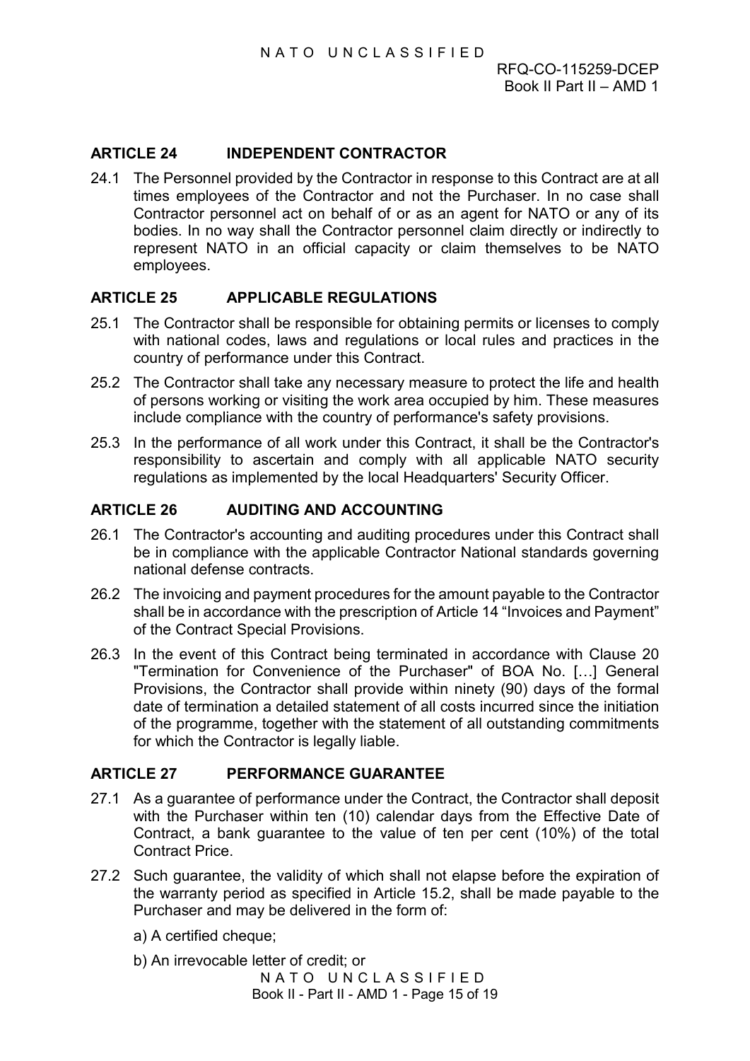## ARTICLE 24 INDEPENDENT CONTRACTOR

24.1 The Personnel provided by the Contractor in response to this Contract are at all times employees of the Contractor and not the Purchaser. In no case shall Contractor personnel act on behalf of or as an agent for NATO or any of its bodies. In no way shall the Contractor personnel claim directly or indirectly to represent NATO in an official capacity or claim themselves to be NATO employees.

## ARTICLE 25 APPLICABLE REGULATIONS

25.1 The Contractor shall be responsible for obtaining permits or licenses to comply with national codes, laws and regulations or local rules and practices in the country of performance under this Contract.

25.2 The Contractor shall take any necessary measure to protect the life and health of persons working or visiting the work area occupied by him. These measures include compliance with the country of performance's safety provisions.

25.3 In the performance of all work under this Contract, it shall be the Contractor's responsibility to ascertain and comply with all applicable NATO security regulations as implemented by the local Headquarters' Security Officer.

## ARTICLE 26 AUDITING AND ACCOUNTING

26.1 The Contractor's accounting and auditing procedures under this Contract shall be in compliance with the applicable Contractor National standards governing national defense contracts.

26.2 The invoicing and payment procedures for the amount payable to the Contractor shall be in accordance with the prescription of Article 14 "Invoices and Payment" of the Contract Special Provisions.

26.3 In the event of this Contract being terminated in accordance with Clause 20 "Termination for Convenience of the Purchaser" of BOA No. […] General Provisions, the Contractor shall provide within ninety (90) days of the formal date of termination a detailed statement of all costs incurred since the initiation of the programme, together with the statement of all outstanding commitments for which the Contractor is legally liable.

## ARTICLE 27 PERFORMANCE GUARANTEE

27.1 As a guarantee of performance under the Contract, the Contractor shall deposit with the Purchaser within ten (10) calendar days from the Effective Date of Contract, a bank guarantee to the value of ten per cent (10%) of the total Contract Price.

27.2 Such guarantee, the validity of which shall not elapse before the expiration of the warranty period as specified in Article 15.2, shall be made payable to the Purchaser and may be delivered in the form of:

a) A certified cheque;

b) An irrevocable letter of credit; or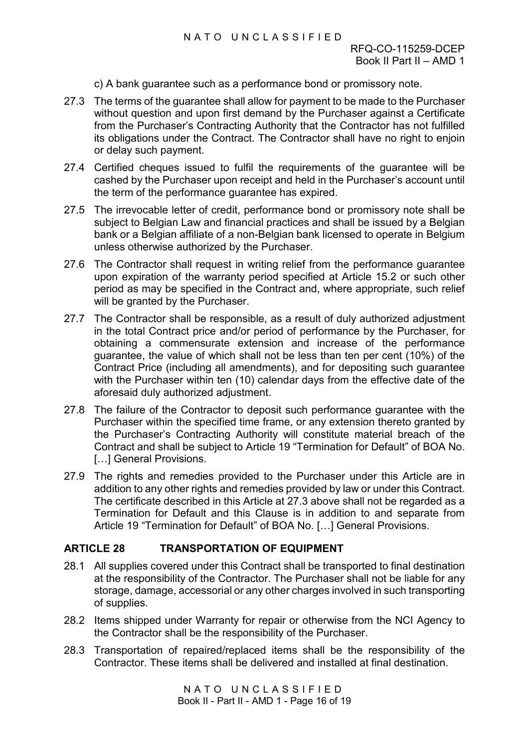c) A bank guarantee such as a performance bond or promissory note.

27.3 The terms of the guarantee shall allow for payment to be made to the Purchaser without question and upon first demand by the Purchaser against a Certificate from the Purchaser's Contracting Authority that the Contractor has not fulfilled its obligations under the Contract. The Contractor shall have no right to enjoin or delay such payment.

27.4 Certified cheques issued to fulfil the requirements of the guarantee will be cashed by the Purchaser upon receipt and held in the Purchaser's account until the term of the performance guarantee has expired.

27.5 The irrevocable letter of credit, performance bond or promissory note shall be subject to Belgian Law and financial practices and shall be issued by a Belgian bank or a Belgian affiliate of a non-Belgian bank licensed to operate in Belgium unless otherwise authorized by the Purchaser.

27.6 The Contractor shall request in writing relief from the performance guarantee upon expiration of the warranty period specified at Article 15.2 or such other period as may be specified in the Contract and, where appropriate, such relief will be granted by the Purchaser.

27.7 The Contractor shall be responsible, as a result of duly authorized adjustment in the total Contract price and/or period of performance by the Purchaser, for obtaining a commensurate extension and increase of the performance guarantee, the value of which shall not be less than ten per cent (10%) of the Contract Price (including all amendments), and for depositing such guarantee with the Purchaser within ten (10) calendar days from the effective date of the aforesaid duly authorized adjustment.

27.8 The failure of the Contractor to deposit such performance guarantee with the Purchaser within the specified time frame, or any extension thereto granted by the Purchaser's Contracting Authority will constitute material breach of the Contract and shall be subject to Article 19 "Termination for Default" of BOA No. […] General Provisions.

27.9 The rights and remedies provided to the Purchaser under this Article are in addition to any other rights and remedies provided by law or under this Contract. The certificate described in this Article at 27.3 above shall not be regarded as a Termination for Default and this Clause is in addition to and separate from Article 19 "Termination for Default" of BOA No. […] General Provisions.

## ARTICLE 28 TRANSPORTATION OF EQUIPMENT

28.1 All supplies covered under this Contract shall be transported to final destination at the responsibility of the Contractor. The Purchaser shall not be liable for any storage, damage, accessorial or any other charges involved in such transporting of supplies.

28.2 Items shipped under Warranty for repair or otherwise from the NCI Agency to the Contractor shall be the responsibility of the Purchaser.

28.3 Transportation of repaired/replaced items shall be the responsibility of the Contractor. These items shall be delivered and installed at final destination.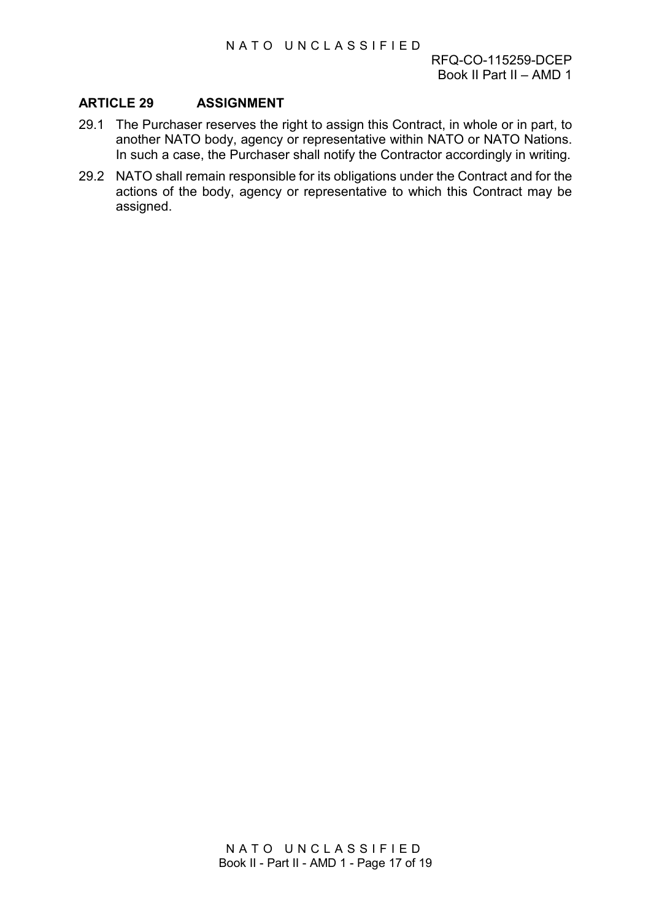## ARTICLE 29 ASSIGNMENT

29.1 The Purchaser reserves the right to assign this Contract, in whole or in part, to another NATO body, agency or representative within NATO or NATO Nations. In such a case, the Purchaser shall notify the Contractor accordingly in writing.

29.2 NATO shall remain responsible for its obligations under the Contract and for the actions of the body, agency or representative to which this Contract may be assigned.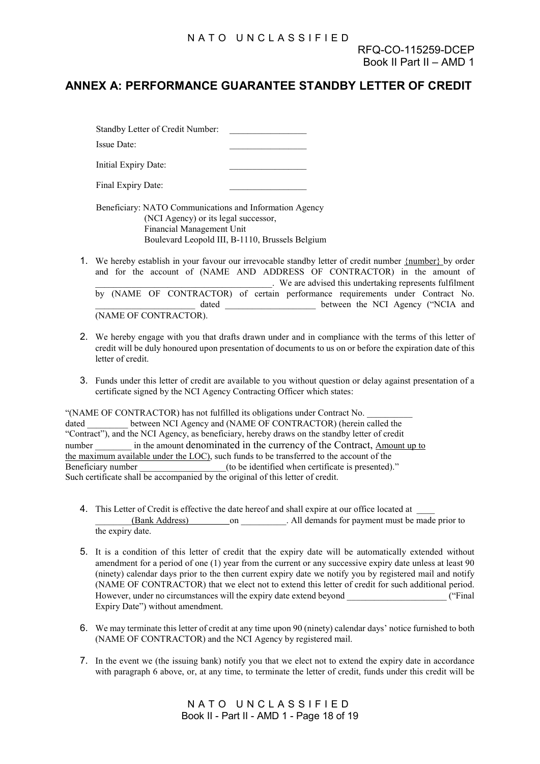## ANNEX A: PERFORMANCE GUARANTEE STANDBY LETTER OF CREDIT

Standby Letter of Credit Number: \_\_\_\_\_\_\_\_\_\_\_\_\_\_\_\_\_

Issue Date: \_\_\_\_\_\_\_\_\_\_\_\_\_\_\_\_\_

Initial Expiry Date: \_\_\_\_\_\_\_\_\_\_\_\_\_\_\_\_\_

Final Expiry Date: \_\_\_\_\_\_\_\_\_\_\_\_\_\_\_\_\_

Beneficiary: NATO Communications and Information Agency
(NCI Agency) or its legal successor,
Financial Management Unit
Boulevard Leopold III, B-1110, Brussels Belgium

1. We hereby establish in your favour our irrevocable standby letter of credit number {number} by order and for the account of (NAME AND ADDRESS OF CONTRACTOR) in the amount of \_\_\_\_\_\_\_\_\_\_\_\_\_\_\_\_\_\_\_\_\_\_\_\_\_\_\_\_\_\_\_\_\_\_\_\_\_\_\_. We are advised this undertaking represents fulfilment by (NAME OF CONTRACTOR) of certain performance requirements under Contract No. \_\_\_\_\_\_\_\_\_\_\_\_\_\_\_\_\_\_\_\_\_\_ dated \_\_\_\_\_\_\_\_\_\_\_\_\_\_\_\_\_\_\_\_ between the NCI Agency ("NCIA and (NAME OF CONTRACTOR).

2. We hereby engage with you that drafts drawn under and in compliance with the terms of this letter of credit will be duly honoured upon presentation of documents to us on or before the expiration date of this letter of credit.

3. Funds under this letter of credit are available to you without question or delay against presentation of a certificate signed by the NCI Agency Contracting Officer which states:

"(NAME OF CONTRACTOR) has not fulfilled its obligations under Contract No. \_\_\_\_\_\_\_\_\_\_ dated \_\_\_\_\_\_\_\_\_ between NCI Agency and (NAME OF CONTRACTOR) (herein called the "Contract"), and the NCI Agency, as beneficiary, hereby draws on the standby letter of credit number \_\_\_\_\_\_\_\_ in the amount denominated in the currency of the Contract, Amount up to the maximum available under the LOC), such funds to be transferred to the account of the Beneficiary number \_\_\_\_\_\_\_\_\_\_\_\_\_\_\_\_\_\_\_(to be identified when certificate is presented)."
Such certificate shall be accompanied by the original of this letter of credit.

4. This Letter of Credit is effective the date hereof and shall expire at our office located at \_\_\_\_ \_\_\_\_\_\_\_\_(Bank Address)\_\_\_\_\_\_\_\_\_on \_\_\_\_\_\_\_\_\_\_. All demands for payment must be made prior to the expiry date.

5. It is a condition of this letter of credit that the expiry date will be automatically extended without amendment for a period of one (1) year from the current or any successive expiry date unless at least 90 (ninety) calendar days prior to the then current expiry date we notify you by registered mail and notify (NAME OF CONTRACTOR) that we elect not to extend this letter of credit for such additional period. However, under no circumstances will the expiry date extend beyond \_\_\_\_\_\_\_\_\_\_\_\_\_\_\_\_\_\_\_\_\_\_ ("Final Expiry Date") without amendment.

6. We may terminate this letter of credit at any time upon 90 (ninety) calendar days' notice furnished to both (NAME OF CONTRACTOR) and the NCI Agency by registered mail.

7. In the event we (the issuing bank) notify you that we elect not to extend the expiry date in accordance with paragraph 6 above, or, at any time, to terminate the letter of credit, funds under this credit will be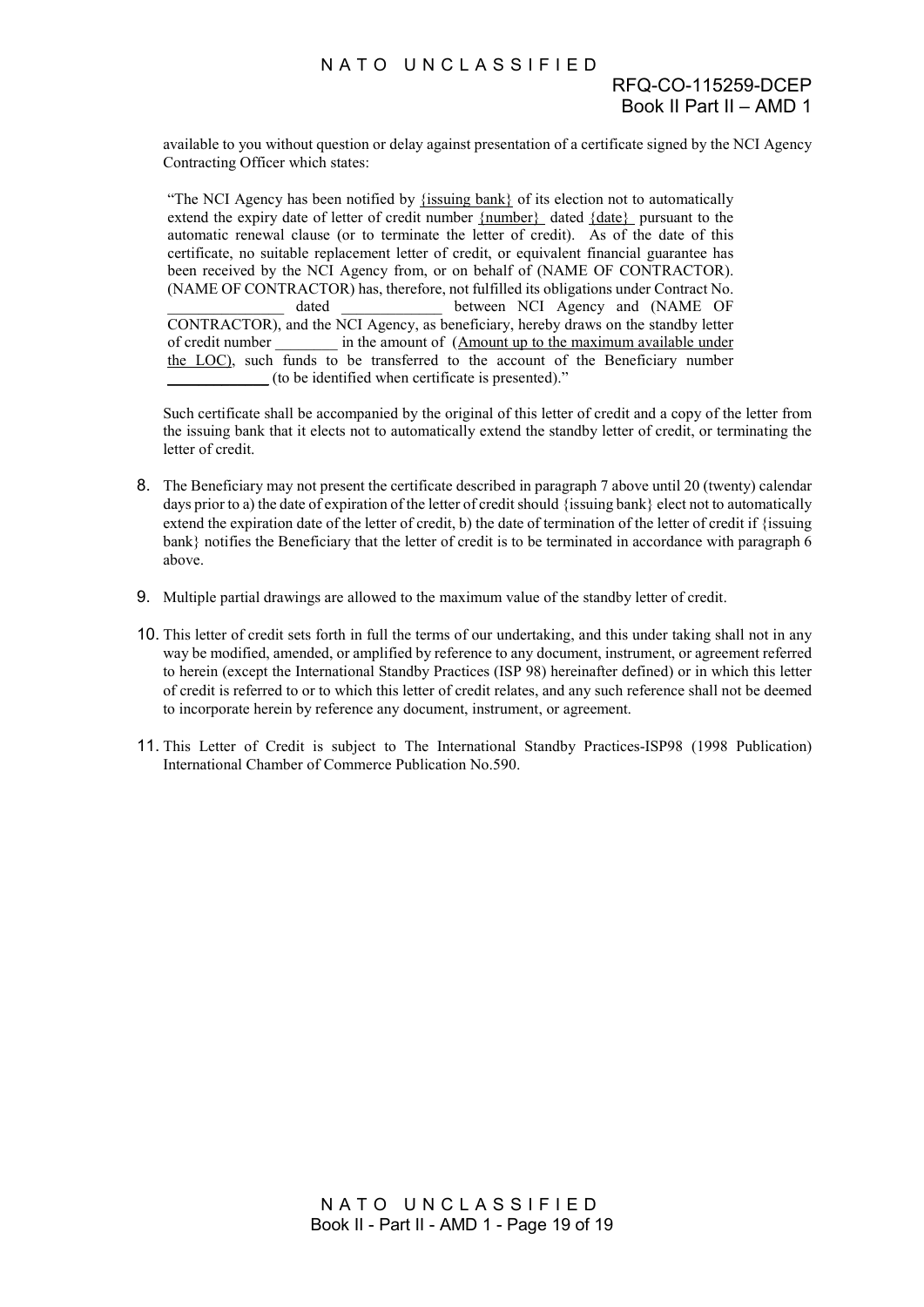available to you without question or delay against presentation of a certificate signed by the NCI Agency Contracting Officer which states:

> "The NCI Agency has been notified by {issuing bank} of its election not to automatically extend the expiry date of letter of credit number {number} dated {date} pursuant to the automatic renewal clause (or to terminate the letter of credit). As of the date of this certificate, no suitable replacement letter of credit, or equivalent financial guarantee has been received by the NCI Agency from, or on behalf of (NAME OF CONTRACTOR). (NAME OF CONTRACTOR) has, therefore, not fulfilled its obligations under Contract No. _______________ dated _____________ between NCI Agency and (NAME OF CONTRACTOR), and the NCI Agency, as beneficiary, hereby draws on the standby letter of credit number ________ in the amount of (Amount up to the maximum available under the LOC), such funds to be transferred to the account of the Beneficiary number _____________ (to be identified when certificate is presented)."

Such certificate shall be accompanied by the original of this letter of credit and a copy of the letter from the issuing bank that it elects not to automatically extend the standby letter of credit, or terminating the letter of credit.

8. The Beneficiary may not present the certificate described in paragraph 7 above until 20 (twenty) calendar days prior to a) the date of expiration of the letter of credit should {issuing bank} elect not to automatically extend the expiration date of the letter of credit, b) the date of termination of the letter of credit if {issuing bank} notifies the Beneficiary that the letter of credit is to be terminated in accordance with paragraph 6 above.

9. Multiple partial drawings are allowed to the maximum value of the standby letter of credit.

10. This letter of credit sets forth in full the terms of our undertaking, and this under taking shall not in any way be modified, amended, or amplified by reference to any document, instrument, or agreement referred to herein (except the International Standby Practices (ISP 98) hereinafter defined) or in which this letter of credit is referred to or to which this letter of credit relates, and any such reference shall not be deemed to incorporate herein by reference any document, instrument, or agreement.

11. This Letter of Credit is subject to The International Standby Practices-ISP98 (1998 Publication) International Chamber of Commerce Publication No.590.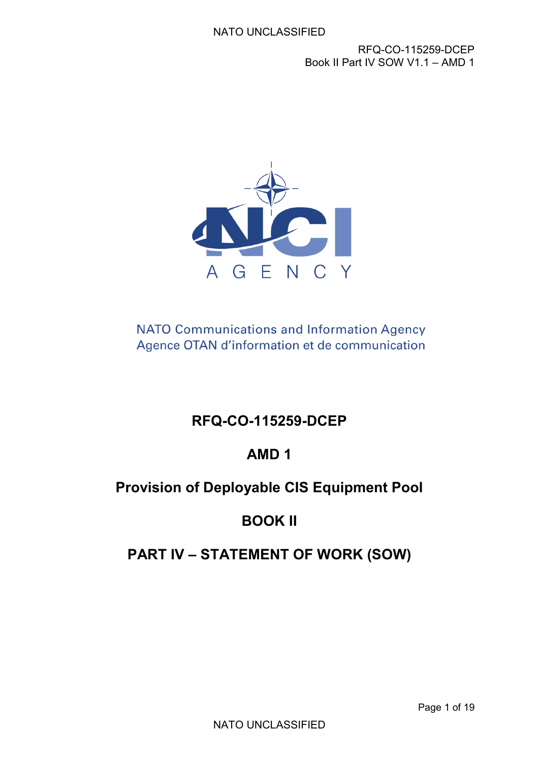NATO Communications and Information Agency
Agence OTAN d'information et de communication

# RFQ-CO-115259-DCEP

# AMD 1

# Provision of Deployable CIS Equipment Pool

# BOOK II

# PART IV – STATEMENT OF WORK (SOW)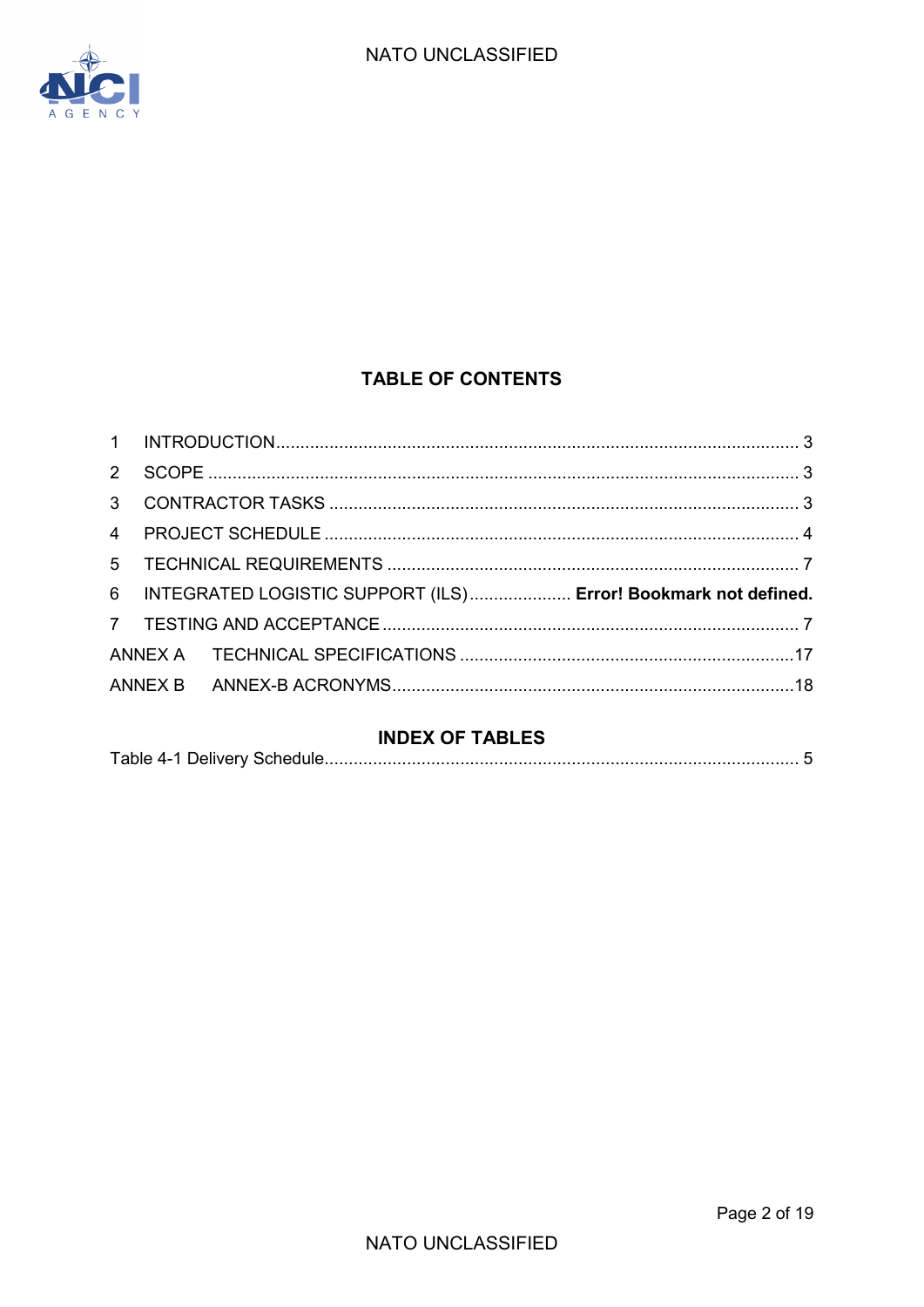## TABLE OF CONTENTS

| | | |
|---|---|---|
| 1 | INTRODUCTION | 3 |
| 2 | SCOPE | 3 |
| 3 | CONTRACTOR TASKS | 3 |
| 4 | PROJECT SCHEDULE | 4 |
| 5 | TECHNICAL REQUIREMENTS | 7 |
| 6 | INTEGRATED LOGISTIC SUPPORT (ILS) | **Error! Bookmark not defined.** |
| 7 | TESTING AND ACCEPTANCE | 7 |
| ANNEX A | TECHNICAL SPECIFICATIONS | 17 |
| ANNEX B | ANNEX-B ACRONYMS | 18 |

## INDEX OF TABLES

| | |
|---|---|
| Table 4-1 Delivery Schedule | 5 |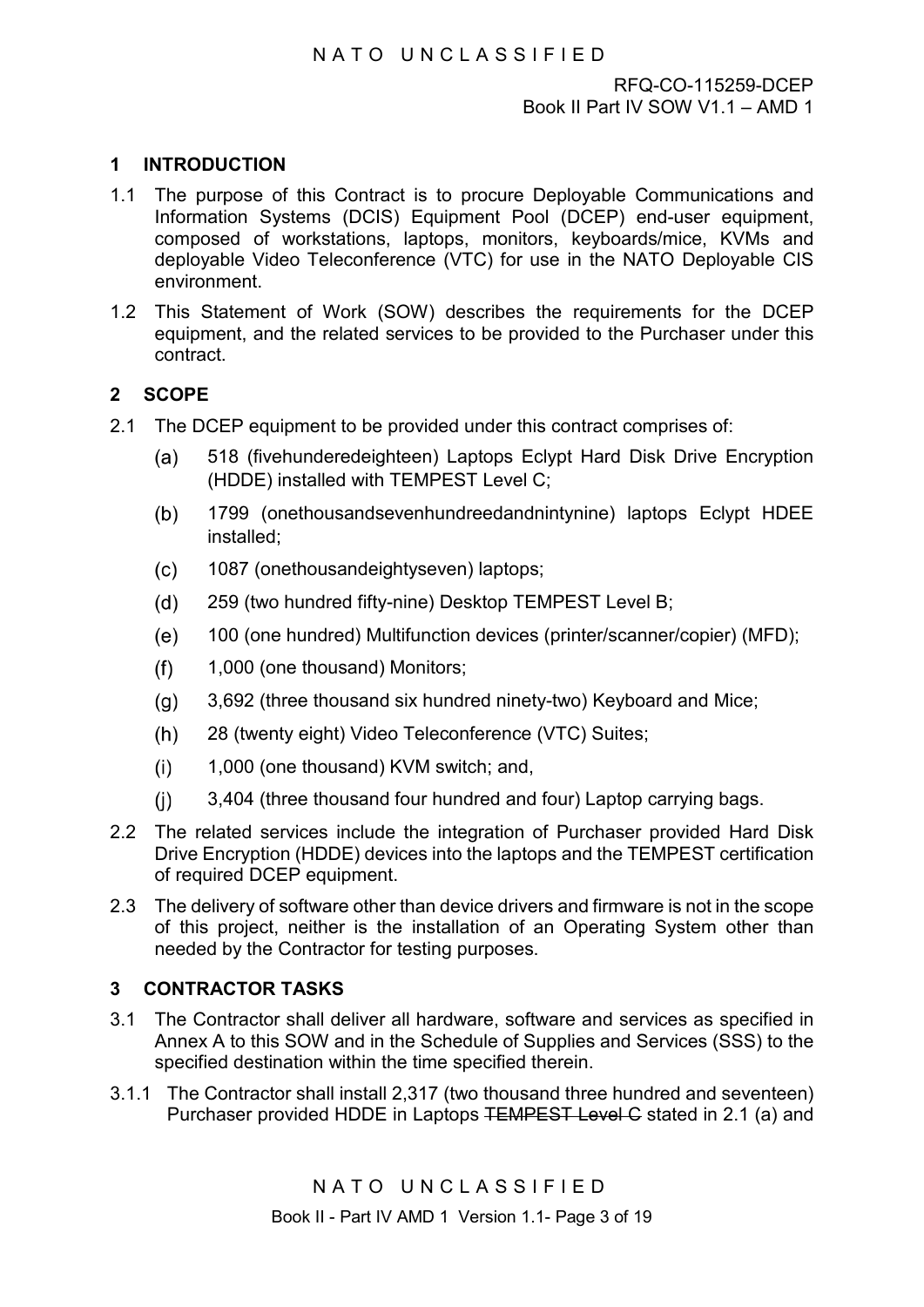## 1 INTRODUCTION

1.1 The purpose of this Contract is to procure Deployable Communications and Information Systems (DCIS) Equipment Pool (DCEP) end-user equipment, composed of workstations, laptops, monitors, keyboards/mice, KVMs and deployable Video Teleconference (VTC) for use in the NATO Deployable CIS environment.

1.2 This Statement of Work (SOW) describes the requirements for the DCEP equipment, and the related services to be provided to the Purchaser under this contract.

## 2 SCOPE

2.1 The DCEP equipment to be provided under this contract comprises of:

(a) 518 (fivehunderedeighteen) Laptops Eclypt Hard Disk Drive Encryption (HDDE) installed with TEMPEST Level C;

(b) 1799 (onethousandsevenhundreedandnintynine) laptops Eclypt HDEE installed;

(c) 1087 (onethousandeightyseven) laptops;

(d) 259 (two hundred fifty-nine) Desktop TEMPEST Level B;

(e) 100 (one hundred) Multifunction devices (printer/scanner/copier) (MFD);

(f) 1,000 (one thousand) Monitors;

(g) 3,692 (three thousand six hundred ninety-two) Keyboard and Mice;

(h) 28 (twenty eight) Video Teleconference (VTC) Suites;

(i) 1,000 (one thousand) KVM switch; and,

(j) 3,404 (three thousand four hundred and four) Laptop carrying bags.

2.2 The related services include the integration of Purchaser provided Hard Disk Drive Encryption (HDDE) devices into the laptops and the TEMPEST certification of required DCEP equipment.

2.3 The delivery of software other than device drivers and firmware is not in the scope of this project, neither is the installation of an Operating System other than needed by the Contractor for testing purposes.

## 3 CONTRACTOR TASKS

3.1 The Contractor shall deliver all hardware, software and services as specified in Annex A to this SOW and in the Schedule of Supplies and Services (SSS) to the specified destination within the time specified therein.

3.1.1 The Contractor shall install 2,317 (two thousand three hundred and seventeen) Purchaser provided HDDE in Laptops ~~TEMPEST Level C~~ stated in 2.1 (a) and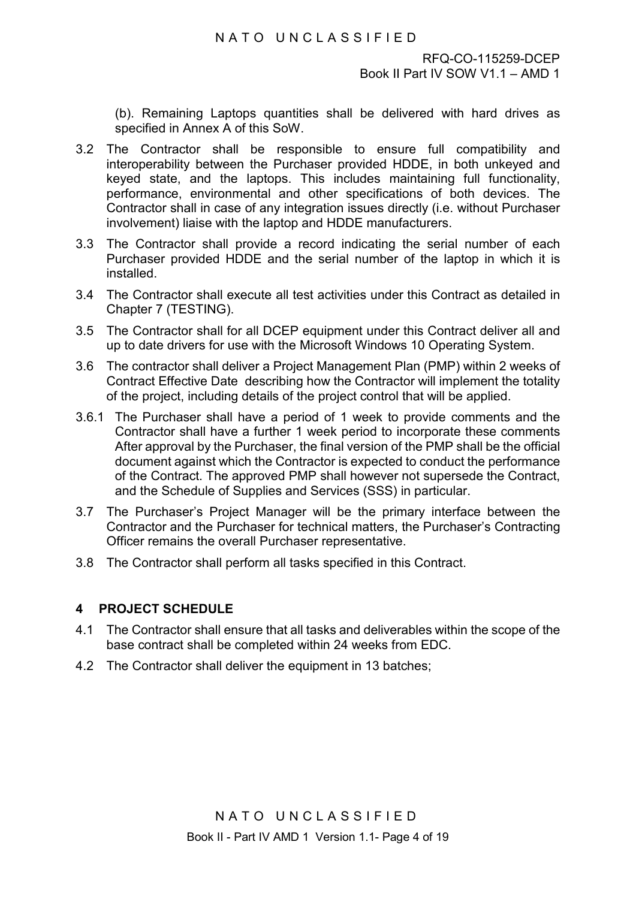(b). Remaining Laptops quantities shall be delivered with hard drives as specified in Annex A of this SoW.

3.2 The Contractor shall be responsible to ensure full compatibility and interoperability between the Purchaser provided HDDE, in both unkeyed and keyed state, and the laptops. This includes maintaining full functionality, performance, environmental and other specifications of both devices. The Contractor shall in case of any integration issues directly (i.e. without Purchaser involvement) liaise with the laptop and HDDE manufacturers.

3.3 The Contractor shall provide a record indicating the serial number of each Purchaser provided HDDE and the serial number of the laptop in which it is installed.

3.4 The Contractor shall execute all test activities under this Contract as detailed in Chapter 7 (TESTING).

3.5 The Contractor shall for all DCEP equipment under this Contract deliver all and up to date drivers for use with the Microsoft Windows 10 Operating System.

3.6 The contractor shall deliver a Project Management Plan (PMP) within 2 weeks of Contract Effective Date describing how the Contractor will implement the totality of the project, including details of the project control that will be applied.

3.6.1 The Purchaser shall have a period of 1 week to provide comments and the Contractor shall have a further 1 week period to incorporate these comments After approval by the Purchaser, the final version of the PMP shall be the official document against which the Contractor is expected to conduct the performance of the Contract. The approved PMP shall however not supersede the Contract, and the Schedule of Supplies and Services (SSS) in particular.

3.7 The Purchaser's Project Manager will be the primary interface between the Contractor and the Purchaser for technical matters, the Purchaser's Contracting Officer remains the overall Purchaser representative.

3.8 The Contractor shall perform all tasks specified in this Contract.

## 4 PROJECT SCHEDULE

4.1 The Contractor shall ensure that all tasks and deliverables within the scope of the base contract shall be completed within 24 weeks from EDC.

4.2 The Contractor shall deliver the equipment in 13 batches;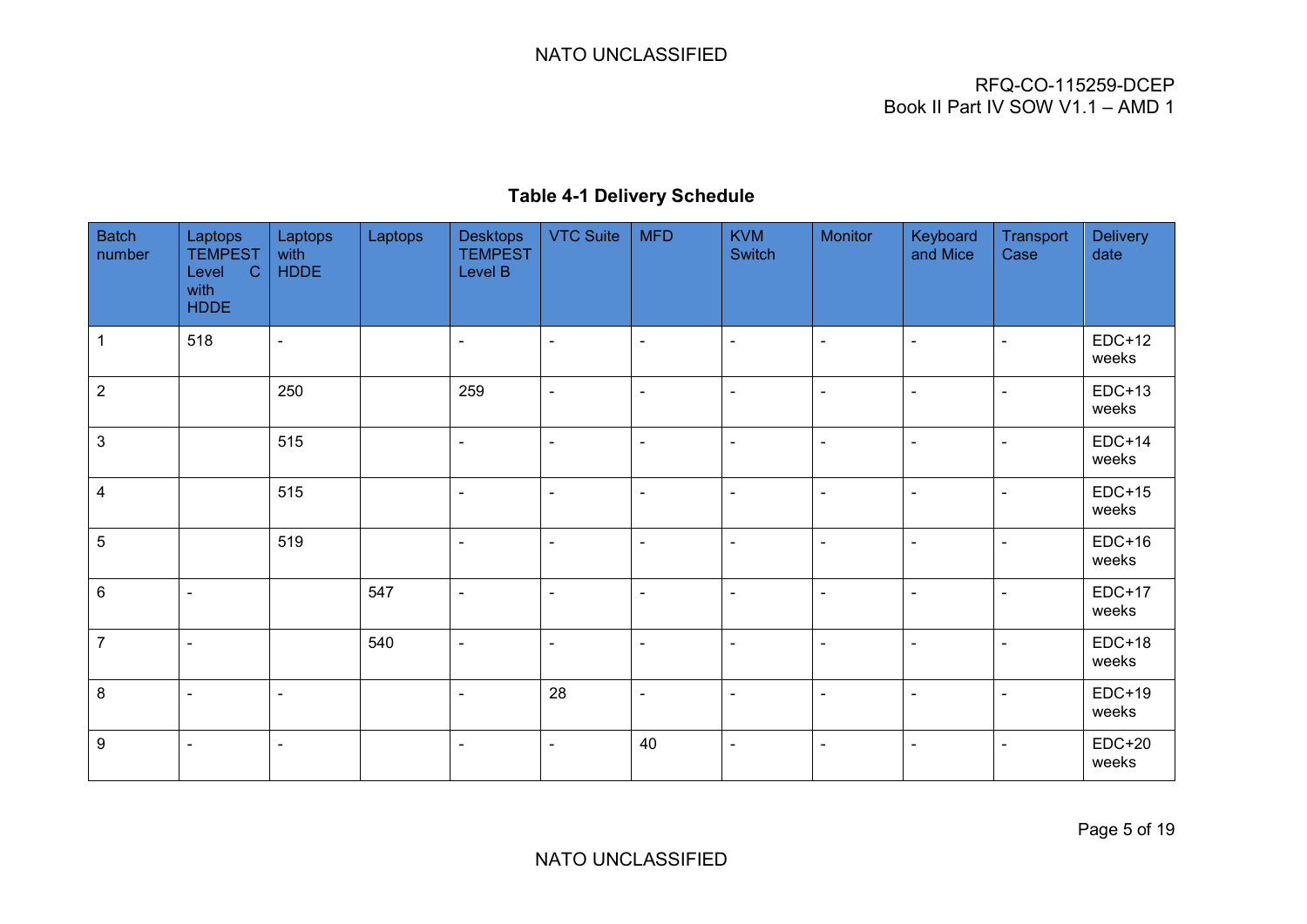**Table 4-1 Delivery Schedule**

| Batch number | Laptops TEMPEST Level C with HDDE | Laptops with HDDE | Laptops | Desktops TEMPEST Level B | VTC Suite | MFD | KVM Switch | Monitor | Keyboard and Mice | Transport Case | Delivery date |
|---|---|---|---|---|---|---|---|---|---|---|---|
| 1 | 518 | - | | - | - | - | - | - | - | - | EDC+12 weeks |
| 2 | | 250 | | 259 | - | - | - | - | - | - | EDC+13 weeks |
| 3 | | 515 | | - | - | - | - | - | - | - | EDC+14 weeks |
| 4 | | 515 | | - | - | - | - | - | - | - | EDC+15 weeks |
| 5 | | 519 | | - | - | - | - | - | - | - | EDC+16 weeks |
| 6 | - | | 547 | - | - | - | - | - | - | - | EDC+17 weeks |
| 7 | - | | 540 | - | - | - | - | - | - | - | EDC+18 weeks |
| 8 | - | - | | - | 28 | - | - | - | - | - | EDC+19 weeks |
| 9 | - | - | | - | - | 40 | - | - | - | - | EDC+20 weeks |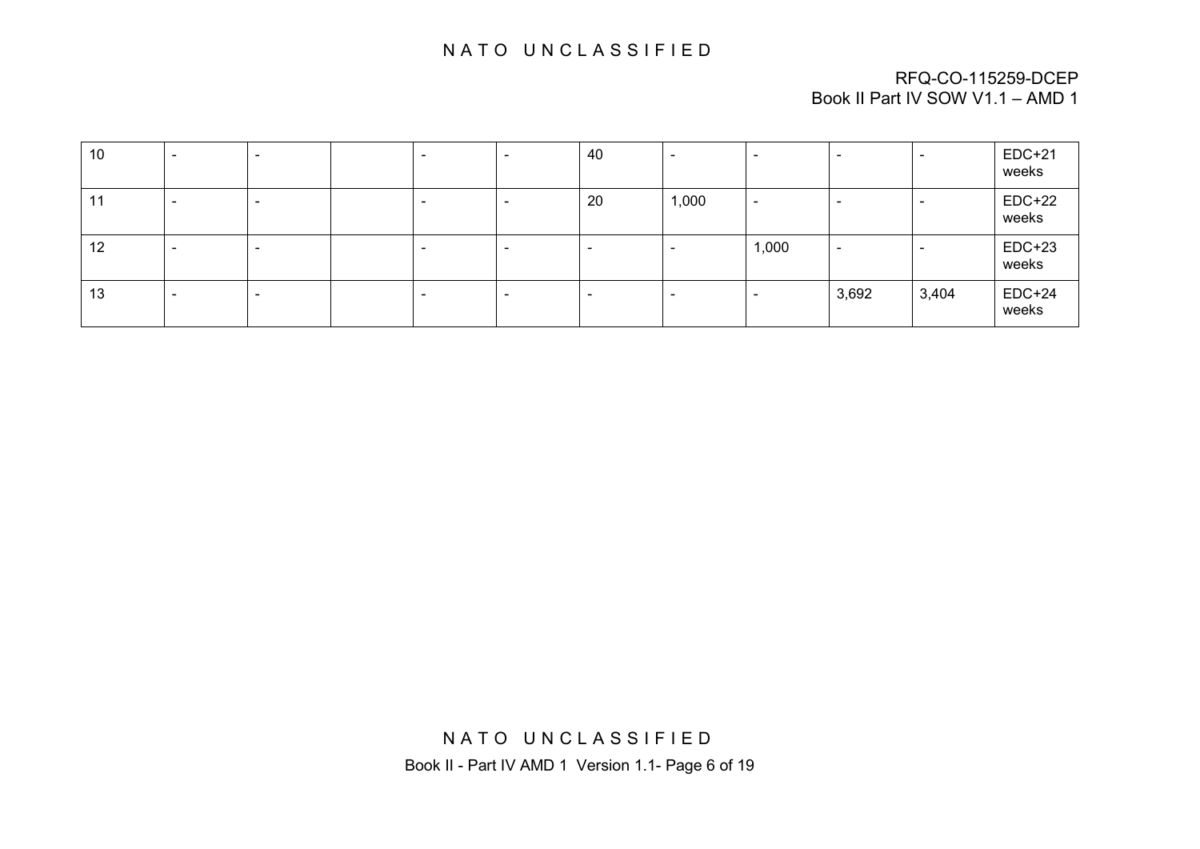| | | | | | | | | | | | |
|---|---|---|---|---|---|---|---|---|---|---|---|
| 10 | - | - | | - | - | 40 | - | - | - | - | EDC+21 weeks |
| 11 | - | - | | - | - | 20 | 1,000 | - | - | - | EDC+22 weeks |
| 12 | - | - | | - | - | - | - | 1,000 | - | - | EDC+23 weeks |
| 13 | - | - | | - | - | - | - | - | 3,692 | 3,404 | EDC+24 weeks |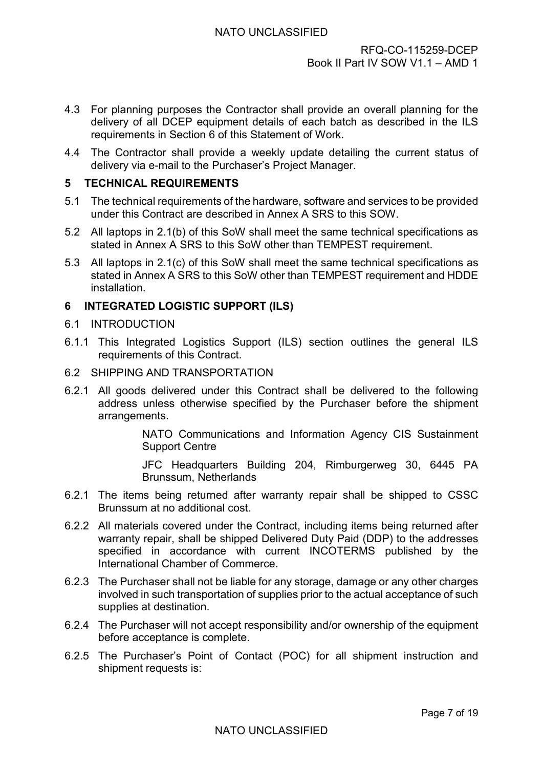4.3 For planning purposes the Contractor shall provide an overall planning for the delivery of all DCEP equipment details of each batch as described in the ILS requirements in Section 6 of this Statement of Work.

4.4 The Contractor shall provide a weekly update detailing the current status of delivery via e-mail to the Purchaser's Project Manager.

## 5 TECHNICAL REQUIREMENTS

5.1 The technical requirements of the hardware, software and services to be provided under this Contract are described in Annex A SRS to this SOW.

5.2 All laptops in 2.1(b) of this SoW shall meet the same technical specifications as stated in Annex A SRS to this SoW other than TEMPEST requirement.

5.3 All laptops in 2.1(c) of this SoW shall meet the same technical specifications as stated in Annex A SRS to this SoW other than TEMPEST requirement and HDDE installation.

## 6 INTEGRATED LOGISTIC SUPPORT (ILS)

### 6.1 INTRODUCTION

6.1.1 This Integrated Logistics Support (ILS) section outlines the general ILS requirements of this Contract.

### 6.2 SHIPPING AND TRANSPORTATION

6.2.1 All goods delivered under this Contract shall be delivered to the following address unless otherwise specified by the Purchaser before the shipment arrangements.

> NATO Communications and Information Agency CIS Sustainment Support Centre
>
> JFC Headquarters Building 204, Rimburgerweg 30, 6445 PA Brunssum, Netherlands

6.2.1 The items being returned after warranty repair shall be shipped to CSSC Brunssum at no additional cost.

6.2.2 All materials covered under the Contract, including items being returned after warranty repair, shall be shipped Delivered Duty Paid (DDP) to the addresses specified in accordance with current INCOTERMS published by the International Chamber of Commerce.

6.2.3 The Purchaser shall not be liable for any storage, damage or any other charges involved in such transportation of supplies prior to the actual acceptance of such supplies at destination.

6.2.4 The Purchaser will not accept responsibility and/or ownership of the equipment before acceptance is complete.

6.2.5 The Purchaser's Point of Contact (POC) for all shipment instruction and shipment requests is: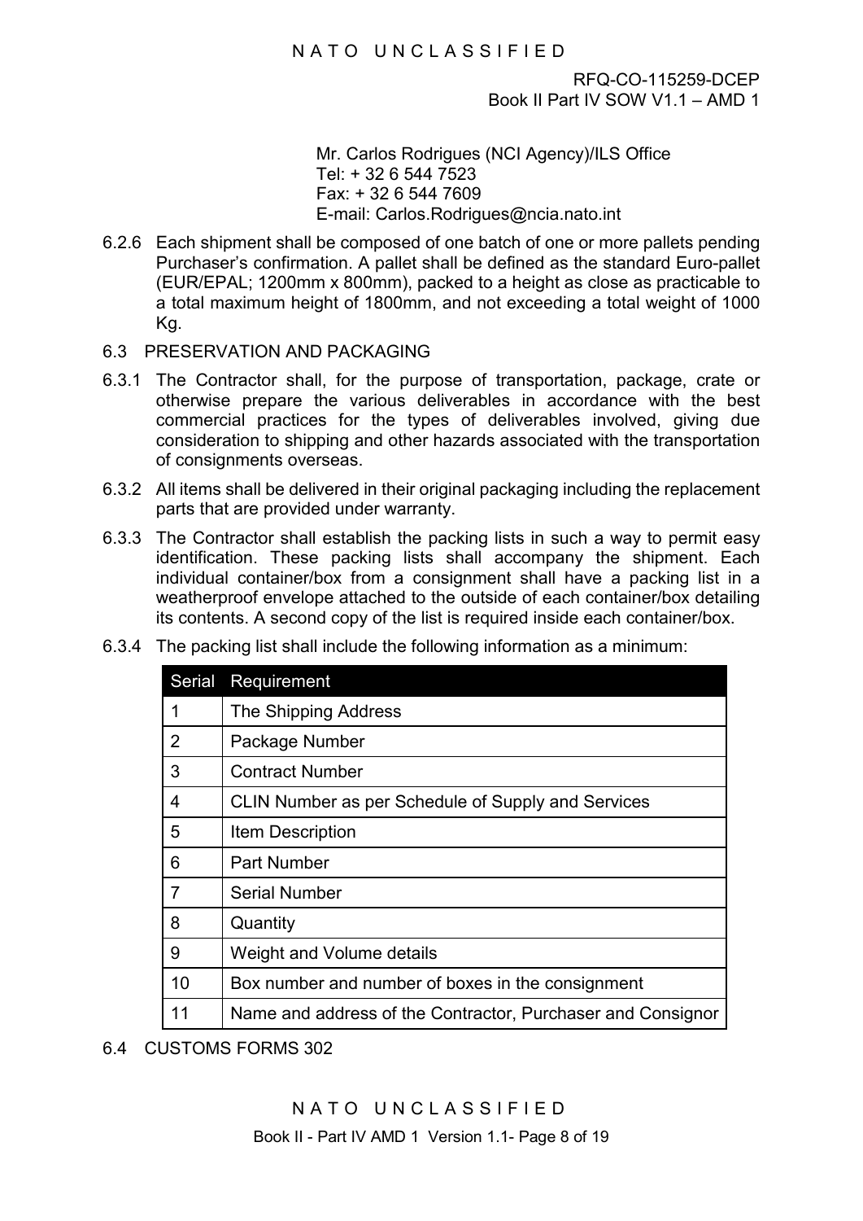Mr. Carlos Rodrigues (NCI Agency)/ILS Office
Tel: + 32 6 544 7523
Fax: + 32 6 544 7609
E-mail: Carlos.Rodrigues@ncia.nato.int

6.2.6 Each shipment shall be composed of one batch of one or more pallets pending Purchaser's confirmation. A pallet shall be defined as the standard Euro-pallet (EUR/EPAL; 1200mm x 800mm), packed to a height as close as practicable to a total maximum height of 1800mm, and not exceeding a total weight of 1000 Kg.

## 6.3 PRESERVATION AND PACKAGING

6.3.1 The Contractor shall, for the purpose of transportation, package, crate or otherwise prepare the various deliverables in accordance with the best commercial practices for the types of deliverables involved, giving due consideration to shipping and other hazards associated with the transportation of consignments overseas.

6.3.2 All items shall be delivered in their original packaging including the replacement parts that are provided under warranty.

6.3.3 The Contractor shall establish the packing lists in such a way to permit easy identification. These packing lists shall accompany the shipment. Each individual container/box from a consignment shall have a packing list in a weatherproof envelope attached to the outside of each container/box detailing its contents. A second copy of the list is required inside each container/box.

6.3.4 The packing list shall include the following information as a minimum:

| Serial | Requirement |
|---|---|
| 1 | The Shipping Address |
| 2 | Package Number |
| 3 | Contract Number |
| 4 | CLIN Number as per Schedule of Supply and Services |
| 5 | Item Description |
| 6 | Part Number |
| 7 | Serial Number |
| 8 | Quantity |
| 9 | Weight and Volume details |
| 10 | Box number and number of boxes in the consignment |
| 11 | Name and address of the Contractor, Purchaser and Consignor |

## 6.4 CUSTOMS FORMS 302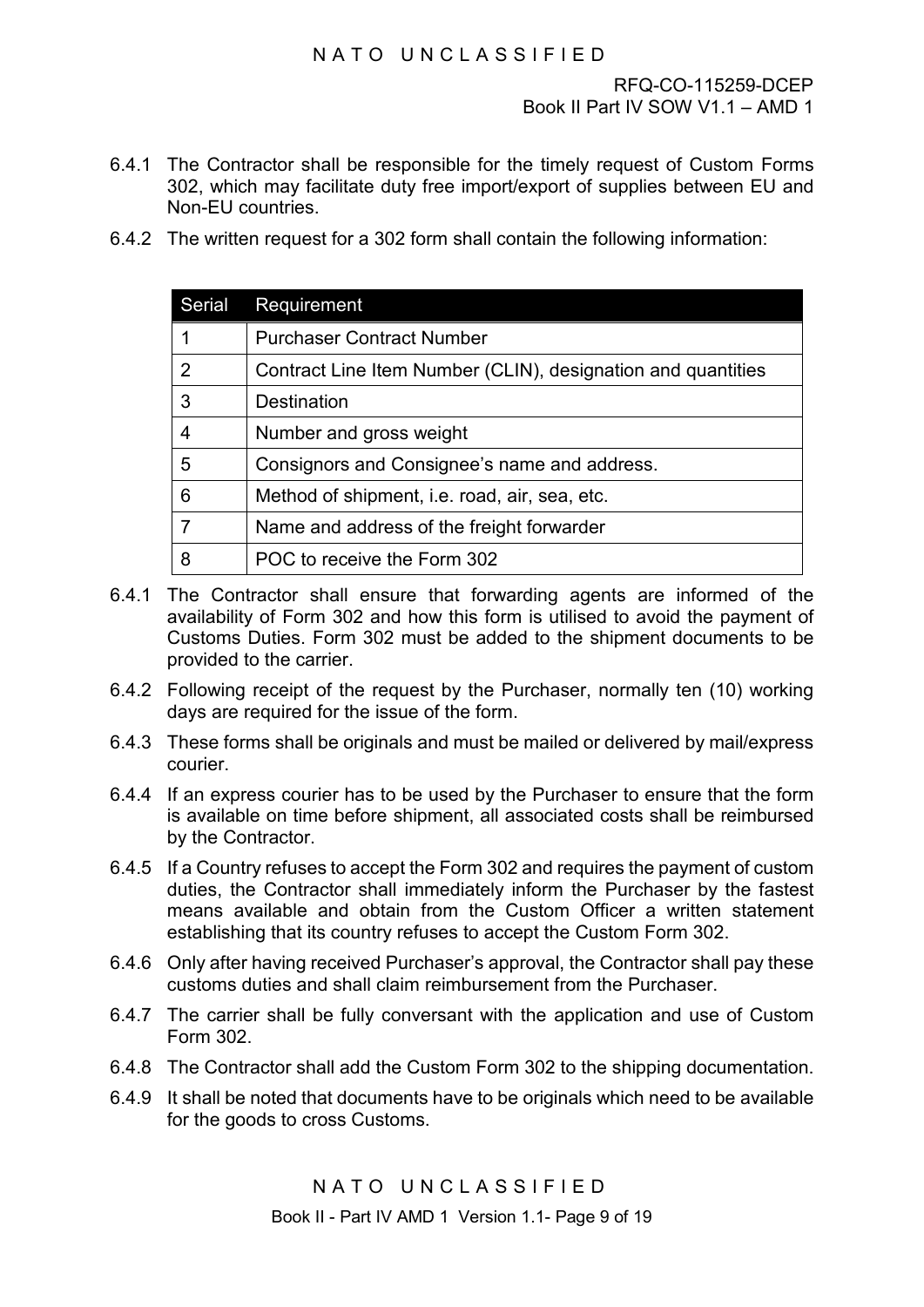6.4.1 The Contractor shall be responsible for the timely request of Custom Forms 302, which may facilitate duty free import/export of supplies between EU and Non-EU countries.

6.4.2 The written request for a 302 form shall contain the following information:

| Serial | Requirement |
|---|---|
| 1 | Purchaser Contract Number |
| 2 | Contract Line Item Number (CLIN), designation and quantities |
| 3 | Destination |
| 4 | Number and gross weight |
| 5 | Consignors and Consignee's name and address. |
| 6 | Method of shipment, i.e. road, air, sea, etc. |
| 7 | Name and address of the freight forwarder |
| 8 | POC to receive the Form 302 |

6.4.1 The Contractor shall ensure that forwarding agents are informed of the availability of Form 302 and how this form is utilised to avoid the payment of Customs Duties. Form 302 must be added to the shipment documents to be provided to the carrier.

6.4.2 Following receipt of the request by the Purchaser, normally ten (10) working days are required for the issue of the form.

6.4.3 These forms shall be originals and must be mailed or delivered by mail/express courier.

6.4.4 If an express courier has to be used by the Purchaser to ensure that the form is available on time before shipment, all associated costs shall be reimbursed by the Contractor.

6.4.5 If a Country refuses to accept the Form 302 and requires the payment of custom duties, the Contractor shall immediately inform the Purchaser by the fastest means available and obtain from the Custom Officer a written statement establishing that its country refuses to accept the Custom Form 302.

6.4.6 Only after having received Purchaser's approval, the Contractor shall pay these customs duties and shall claim reimbursement from the Purchaser.

6.4.7 The carrier shall be fully conversant with the application and use of Custom Form 302.

6.4.8 The Contractor shall add the Custom Form 302 to the shipping documentation.

6.4.9 It shall be noted that documents have to be originals which need to be available for the goods to cross Customs.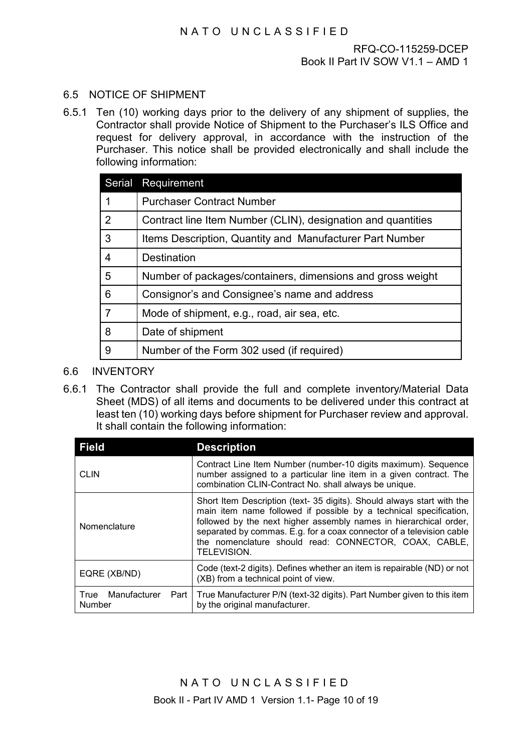## 6.5 NOTICE OF SHIPMENT

6.5.1 Ten (10) working days prior to the delivery of any shipment of supplies, the Contractor shall provide Notice of Shipment to the Purchaser's ILS Office and request for delivery approval, in accordance with the instruction of the Purchaser. This notice shall be provided electronically and shall include the following information:

| Serial | Requirement |
|---|---|
| 1 | Purchaser Contract Number |
| 2 | Contract line Item Number (CLIN), designation and quantities |
| 3 | Items Description, Quantity and Manufacturer Part Number |
| 4 | Destination |
| 5 | Number of packages/containers, dimensions and gross weight |
| 6 | Consignor's and Consignee's name and address |
| 7 | Mode of shipment, e.g., road, air sea, etc. |
| 8 | Date of shipment |
| 9 | Number of the Form 302 used (if required) |

## 6.6 INVENTORY

6.6.1 The Contractor shall provide the full and complete inventory/Material Data Sheet (MDS) of all items and documents to be delivered under this contract at least ten (10) working days before shipment for Purchaser review and approval. It shall contain the following information:

| Field | Description |
|---|---|
| CLIN | Contract Line Item Number (number-10 digits maximum). Sequence number assigned to a particular line item in a given contract. The combination CLIN-Contract No. shall always be unique. |
| Nomenclature | Short Item Description (text- 35 digits). Should always start with the main item name followed if possible by a technical specification, followed by the next higher assembly names in hierarchical order, separated by commas. E.g. for a coax connector of a television cable the nomenclature should read: CONNECTOR, COAX, CABLE, TELEVISION. |
| EQRE (XB/ND) | Code (text-2 digits). Defines whether an item is repairable (ND) or not (XB) from a technical point of view. |
| True Manufacturer Part Number | True Manufacturer P/N (text-32 digits). Part Number given to this item by the original manufacturer. |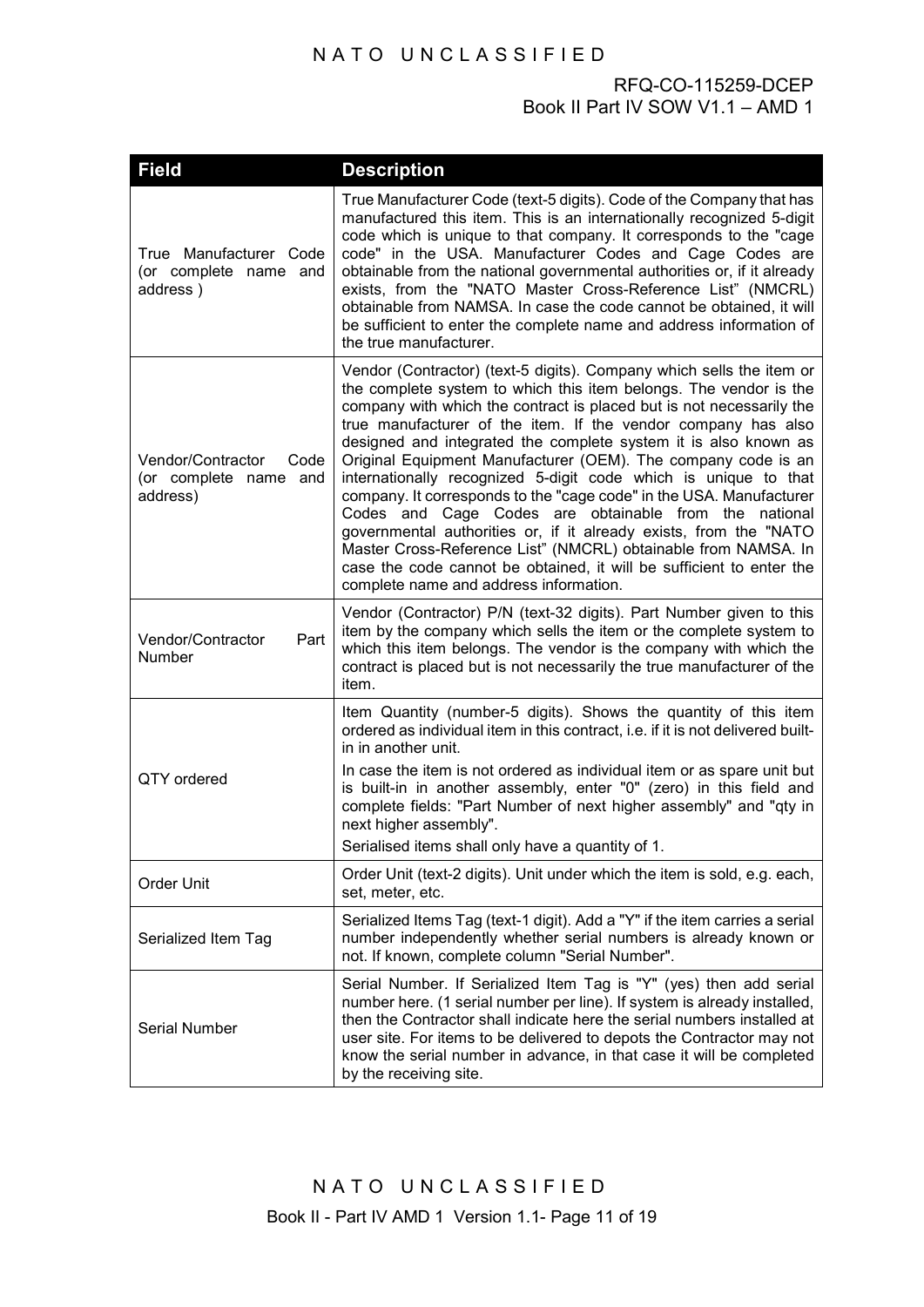| Field | Description |
| --- | --- |
| True Manufacturer Code (or complete name and address ) | True Manufacturer Code (text-5 digits). Code of the Company that has manufactured this item. This is an internationally recognized 5-digit code which is unique to that company. It corresponds to the "cage code" in the USA. Manufacturer Codes and Cage Codes are obtainable from the national governmental authorities or, if it already exists, from the "NATO Master Cross-Reference List" (NMCRL) obtainable from NAMSA. In case the code cannot be obtained, it will be sufficient to enter the complete name and address information of the true manufacturer. |
| Vendor/Contractor Code (or complete name and address) | Vendor (Contractor) (text-5 digits). Company which sells the item or the complete system to which this item belongs. The vendor is the company with which the contract is placed but is not necessarily the true manufacturer of the item. If the vendor company has also designed and integrated the complete system it is also known as Original Equipment Manufacturer (OEM). The company code is an internationally recognized 5-digit code which is unique to that company. It corresponds to the "cage code" in the USA. Manufacturer Codes and Cage Codes are obtainable from the national governmental authorities or, if it already exists, from the "NATO Master Cross-Reference List" (NMCRL) obtainable from NAMSA. In case the code cannot be obtained, it will be sufficient to enter the complete name and address information. |
| Vendor/Contractor Part Number | Vendor (Contractor) P/N (text-32 digits). Part Number given to this item by the company which sells the item or the complete system to which this item belongs. The vendor is the company with which the contract is placed but is not necessarily the true manufacturer of the item. |
| QTY ordered | Item Quantity (number-5 digits). Shows the quantity of this item ordered as individual item in this contract, i.e. if it is not delivered built-in in another unit.<br><br>In case the item is not ordered as individual item or as spare unit but is built-in in another assembly, enter "0" (zero) in this field and complete fields: "Part Number of next higher assembly" and "qty in next higher assembly".<br><br>Serialised items shall only have a quantity of 1. |
| Order Unit | Order Unit (text-2 digits). Unit under which the item is sold, e.g. each, set, meter, etc. |
| Serialized Item Tag | Serialized Items Tag (text-1 digit). Add a "Y" if the item carries a serial number independently whether serial numbers is already known or not. If known, complete column "Serial Number". |
| Serial Number | Serial Number. If Serialized Item Tag is "Y" (yes) then add serial number here. (1 serial number per line). If system is already installed, then the Contractor shall indicate here the serial numbers installed at user site. For items to be delivered to depots the Contractor may not know the serial number in advance, in that case it will be completed by the receiving site. |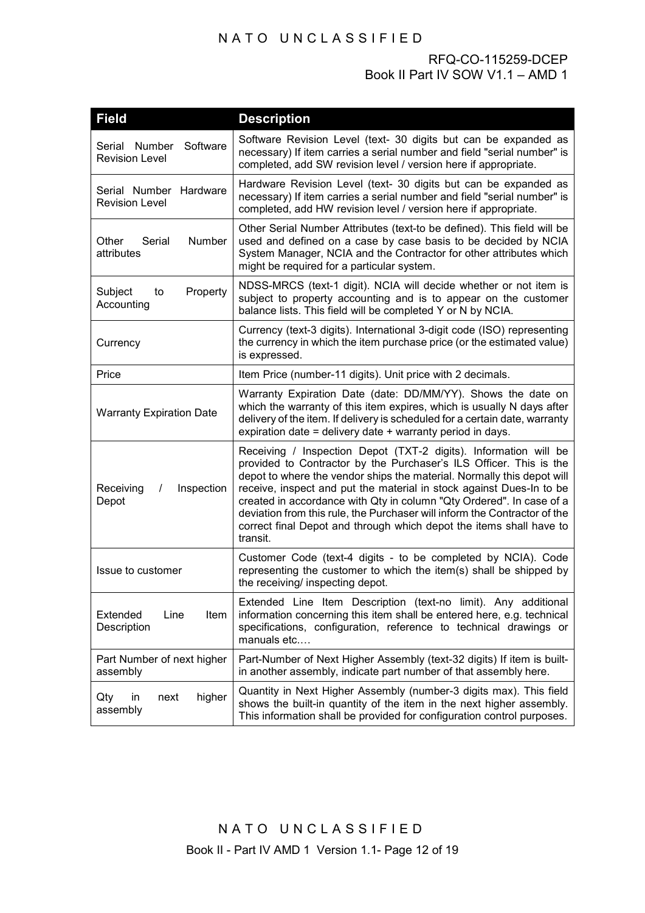| Field | Description |
|---|---|
| Serial Number Software Revision Level | Software Revision Level (text- 30 digits but can be expanded as necessary) If item carries a serial number and field "serial number" is completed, add SW revision level / version here if appropriate. |
| Serial Number Hardware Revision Level | Hardware Revision Level (text- 30 digits but can be expanded as necessary) If item carries a serial number and field "serial number" is completed, add HW revision level / version here if appropriate. |
| Other Serial Number attributes | Other Serial Number Attributes (text-to be defined). This field will be used and defined on a case by case basis to be decided by NCIA System Manager, NCIA and the Contractor for other attributes which might be required for a particular system. |
| Subject to Property Accounting | NDSS-MRCS (text-1 digit). NCIA will decide whether or not item is subject to property accounting and is to appear on the customer balance lists. This field will be completed Y or N by NCIA. |
| Currency | Currency (text-3 digits). International 3-digit code (ISO) representing the currency in which the item purchase price (or the estimated value) is expressed. |
| Price | Item Price (number-11 digits). Unit price with 2 decimals. |
| Warranty Expiration Date | Warranty Expiration Date (date: DD/MM/YY). Shows the date on which the warranty of this item expires, which is usually N days after delivery of the item. If delivery is scheduled for a certain date, warranty expiration date = delivery date + warranty period in days. |
| Receiving / Inspection Depot | Receiving / Inspection Depot (TXT-2 digits). Information will be provided to Contractor by the Purchaser's ILS Officer. This is the depot to where the vendor ships the material. Normally this depot will receive, inspect and put the material in stock against Dues-In to be created in accordance with Qty in column "Qty Ordered". In case of a deviation from this rule, the Purchaser will inform the Contractor of the correct final Depot and through which depot the items shall have to transit. |
| Issue to customer | Customer Code (text-4 digits - to be completed by NCIA). Code representing the customer to which the item(s) shall be shipped by the receiving/ inspecting depot. |
| Extended Line Item Description | Extended Line Item Description (text-no limit). Any additional information concerning this item shall be entered here, e.g. technical specifications, configuration, reference to technical drawings or manuals etc.… |
| Part Number of next higher assembly | Part-Number of Next Higher Assembly (text-32 digits) If item is built-in another assembly, indicate part number of that assembly here. |
| Qty in next higher assembly | Quantity in Next Higher Assembly (number-3 digits max). This field shows the built-in quantity of the item in the next higher assembly. This information shall be provided for configuration control purposes. |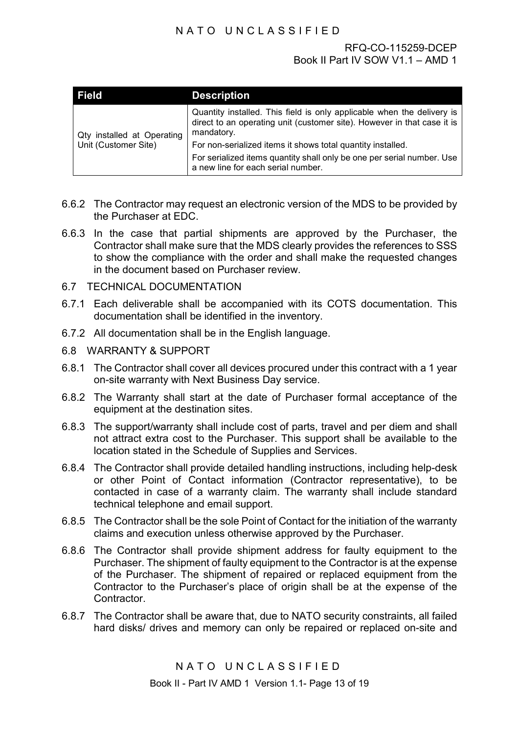| Field | Description |
|---|---|
| Qty installed at Operating Unit (Customer Site) | Quantity installed. This field is only applicable when the delivery is direct to an operating unit (customer site). However in that case it is mandatory.<br>For non-serialized items it shows total quantity installed.<br>For serialized items quantity shall only be one per serial number. Use a new line for each serial number. |

6.6.2 The Contractor may request an electronic version of the MDS to be provided by the Purchaser at EDC.

6.6.3 In the case that partial shipments are approved by the Purchaser, the Contractor shall make sure that the MDS clearly provides the references to SSS to show the compliance with the order and shall make the requested changes in the document based on Purchaser review.

## 6.7 TECHNICAL DOCUMENTATION

6.7.1 Each deliverable shall be accompanied with its COTS documentation. This documentation shall be identified in the inventory.

6.7.2 All documentation shall be in the English language.

## 6.8 WARRANTY & SUPPORT

6.8.1 The Contractor shall cover all devices procured under this contract with a 1 year on-site warranty with Next Business Day service.

6.8.2 The Warranty shall start at the date of Purchaser formal acceptance of the equipment at the destination sites.

6.8.3 The support/warranty shall include cost of parts, travel and per diem and shall not attract extra cost to the Purchaser. This support shall be available to the location stated in the Schedule of Supplies and Services.

6.8.4 The Contractor shall provide detailed handling instructions, including help-desk or other Point of Contact information (Contractor representative), to be contacted in case of a warranty claim. The warranty shall include standard technical telephone and email support.

6.8.5 The Contractor shall be the sole Point of Contact for the initiation of the warranty claims and execution unless otherwise approved by the Purchaser.

6.8.6 The Contractor shall provide shipment address for faulty equipment to the Purchaser. The shipment of faulty equipment to the Contractor is at the expense of the Purchaser. The shipment of repaired or replaced equipment from the Contractor to the Purchaser's place of origin shall be at the expense of the Contractor.

6.8.7 The Contractor shall be aware that, due to NATO security constraints, all failed hard disks/ drives and memory can only be repaired or replaced on-site and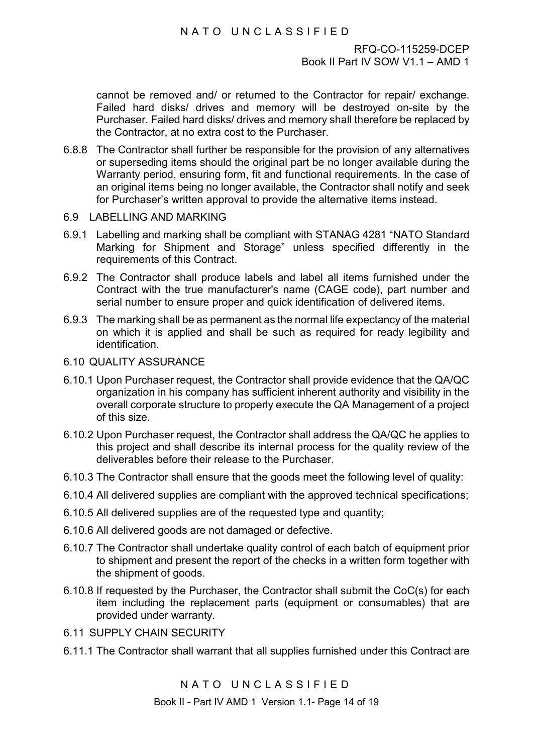cannot be removed and/ or returned to the Contractor for repair/ exchange. Failed hard disks/ drives and memory will be destroyed on-site by the Purchaser. Failed hard disks/ drives and memory shall therefore be replaced by the Contractor, at no extra cost to the Purchaser.

6.8.8 The Contractor shall further be responsible for the provision of any alternatives or superseding items should the original part be no longer available during the Warranty period, ensuring form, fit and functional requirements. In the case of an original items being no longer available, the Contractor shall notify and seek for Purchaser's written approval to provide the alternative items instead.

## 6.9 LABELLING AND MARKING

6.9.1 Labelling and marking shall be compliant with STANAG 4281 "NATO Standard Marking for Shipment and Storage" unless specified differently in the requirements of this Contract.

6.9.2 The Contractor shall produce labels and label all items furnished under the Contract with the true manufacturer's name (CAGE code), part number and serial number to ensure proper and quick identification of delivered items.

6.9.3 The marking shall be as permanent as the normal life expectancy of the material on which it is applied and shall be such as required for ready legibility and identification.

## 6.10 QUALITY ASSURANCE

6.10.1 Upon Purchaser request, the Contractor shall provide evidence that the QA/QC organization in his company has sufficient inherent authority and visibility in the overall corporate structure to properly execute the QA Management of a project of this size.

6.10.2 Upon Purchaser request, the Contractor shall address the QA/QC he applies to this project and shall describe its internal process for the quality review of the deliverables before their release to the Purchaser.

6.10.3 The Contractor shall ensure that the goods meet the following level of quality:

6.10.4 All delivered supplies are compliant with the approved technical specifications;

6.10.5 All delivered supplies are of the requested type and quantity;

6.10.6 All delivered goods are not damaged or defective.

6.10.7 The Contractor shall undertake quality control of each batch of equipment prior to shipment and present the report of the checks in a written form together with the shipment of goods.

6.10.8 If requested by the Purchaser, the Contractor shall submit the CoC(s) for each item including the replacement parts (equipment or consumables) that are provided under warranty.

## 6.11 SUPPLY CHAIN SECURITY

6.11.1 The Contractor shall warrant that all supplies furnished under this Contract are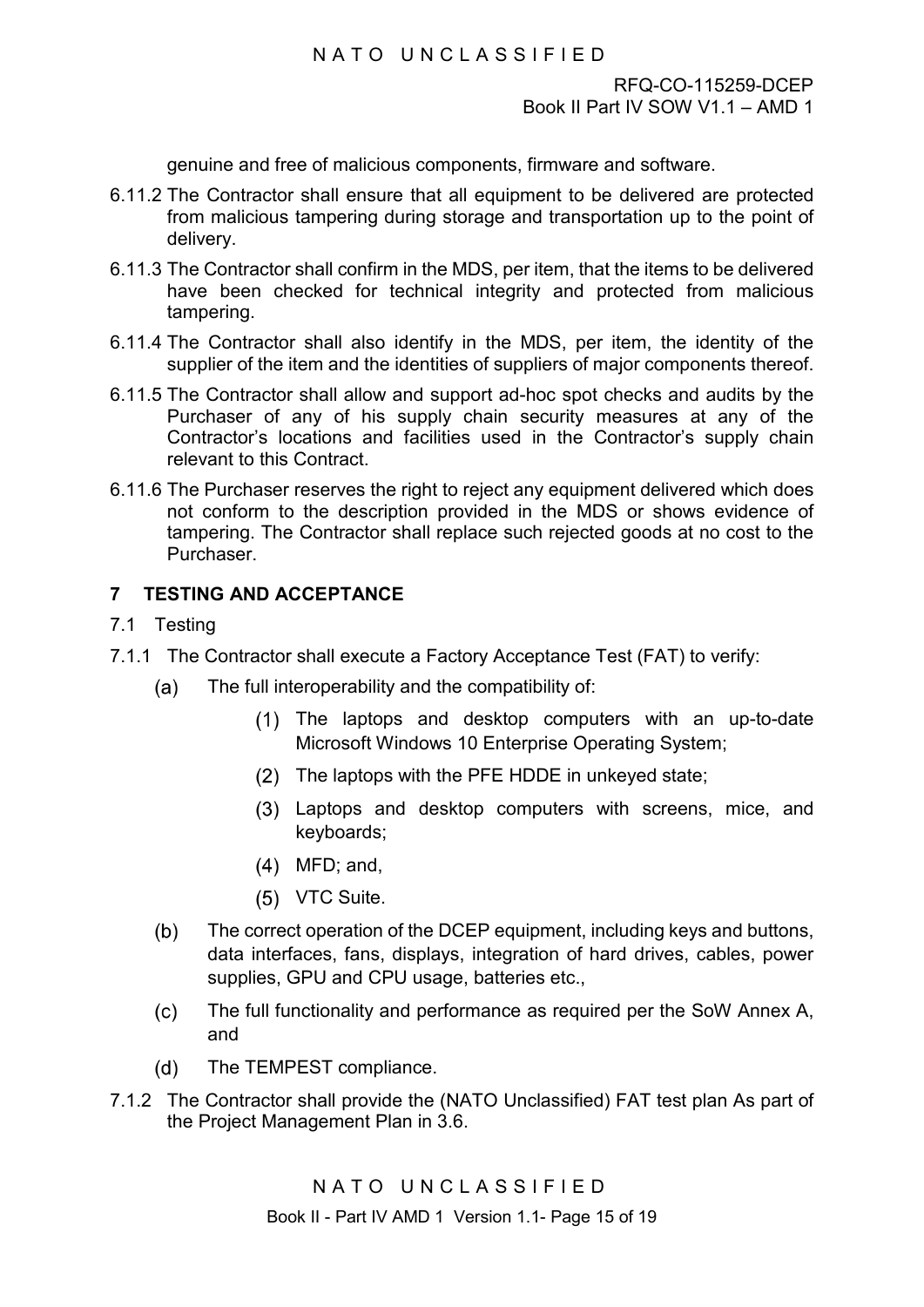genuine and free of malicious components, firmware and software.

6.11.2 The Contractor shall ensure that all equipment to be delivered are protected from malicious tampering during storage and transportation up to the point of delivery.

6.11.3 The Contractor shall confirm in the MDS, per item, that the items to be delivered have been checked for technical integrity and protected from malicious tampering.

6.11.4 The Contractor shall also identify in the MDS, per item, the identity of the supplier of the item and the identities of suppliers of major components thereof.

6.11.5 The Contractor shall allow and support ad-hoc spot checks and audits by the Purchaser of any of his supply chain security measures at any of the Contractor's locations and facilities used in the Contractor's supply chain relevant to this Contract.

6.11.6 The Purchaser reserves the right to reject any equipment delivered which does not conform to the description provided in the MDS or shows evidence of tampering. The Contractor shall replace such rejected goods at no cost to the Purchaser.

## 7 TESTING AND ACCEPTANCE

### 7.1 Testing

7.1.1 The Contractor shall execute a Factory Acceptance Test (FAT) to verify:

(a) The full interoperability and the compatibility of:

(1) The laptops and desktop computers with an up-to-date Microsoft Windows 10 Enterprise Operating System;

(2) The laptops with the PFE HDDE in unkeyed state;

(3) Laptops and desktop computers with screens, mice, and keyboards;

(4) MFD; and,

(5) VTC Suite.

(b) The correct operation of the DCEP equipment, including keys and buttons, data interfaces, fans, displays, integration of hard drives, cables, power supplies, GPU and CPU usage, batteries etc.,

(c) The full functionality and performance as required per the SoW Annex A, and

(d) The TEMPEST compliance.

7.1.2 The Contractor shall provide the (NATO Unclassified) FAT test plan As part of the Project Management Plan in 3.6.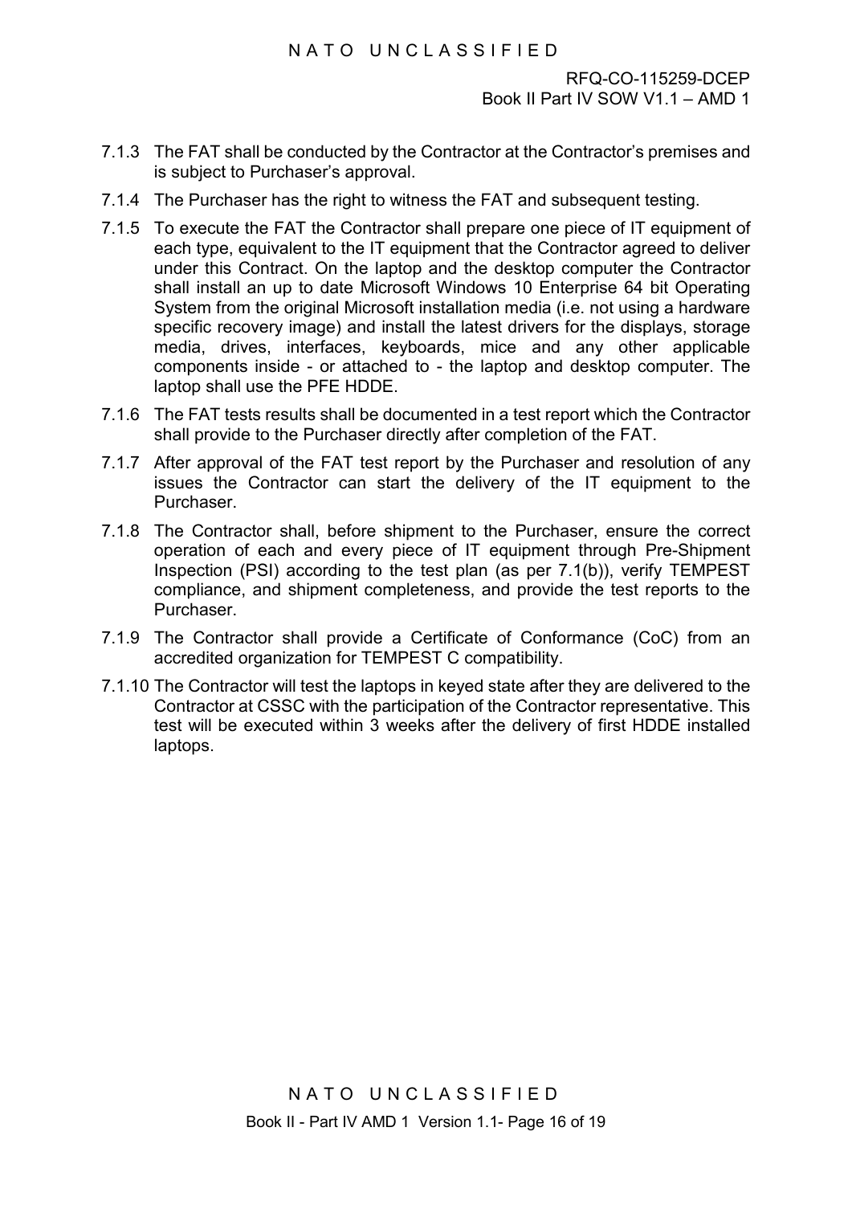7.1.3 The FAT shall be conducted by the Contractor at the Contractor's premises and is subject to Purchaser's approval.

7.1.4 The Purchaser has the right to witness the FAT and subsequent testing.

7.1.5 To execute the FAT the Contractor shall prepare one piece of IT equipment of each type, equivalent to the IT equipment that the Contractor agreed to deliver under this Contract. On the laptop and the desktop computer the Contractor shall install an up to date Microsoft Windows 10 Enterprise 64 bit Operating System from the original Microsoft installation media (i.e. not using a hardware specific recovery image) and install the latest drivers for the displays, storage media, drives, interfaces, keyboards, mice and any other applicable components inside - or attached to - the laptop and desktop computer. The laptop shall use the PFE HDDE.

7.1.6 The FAT tests results shall be documented in a test report which the Contractor shall provide to the Purchaser directly after completion of the FAT.

7.1.7 After approval of the FAT test report by the Purchaser and resolution of any issues the Contractor can start the delivery of the IT equipment to the Purchaser.

7.1.8 The Contractor shall, before shipment to the Purchaser, ensure the correct operation of each and every piece of IT equipment through Pre-Shipment Inspection (PSI) according to the test plan (as per 7.1(b)), verify TEMPEST compliance, and shipment completeness, and provide the test reports to the Purchaser.

7.1.9 The Contractor shall provide a Certificate of Conformance (CoC) from an accredited organization for TEMPEST C compatibility.

7.1.10 The Contractor will test the laptops in keyed state after they are delivered to the Contractor at CSSC with the participation of the Contractor representative. This test will be executed within 3 weeks after the delivery of first HDDE installed laptops.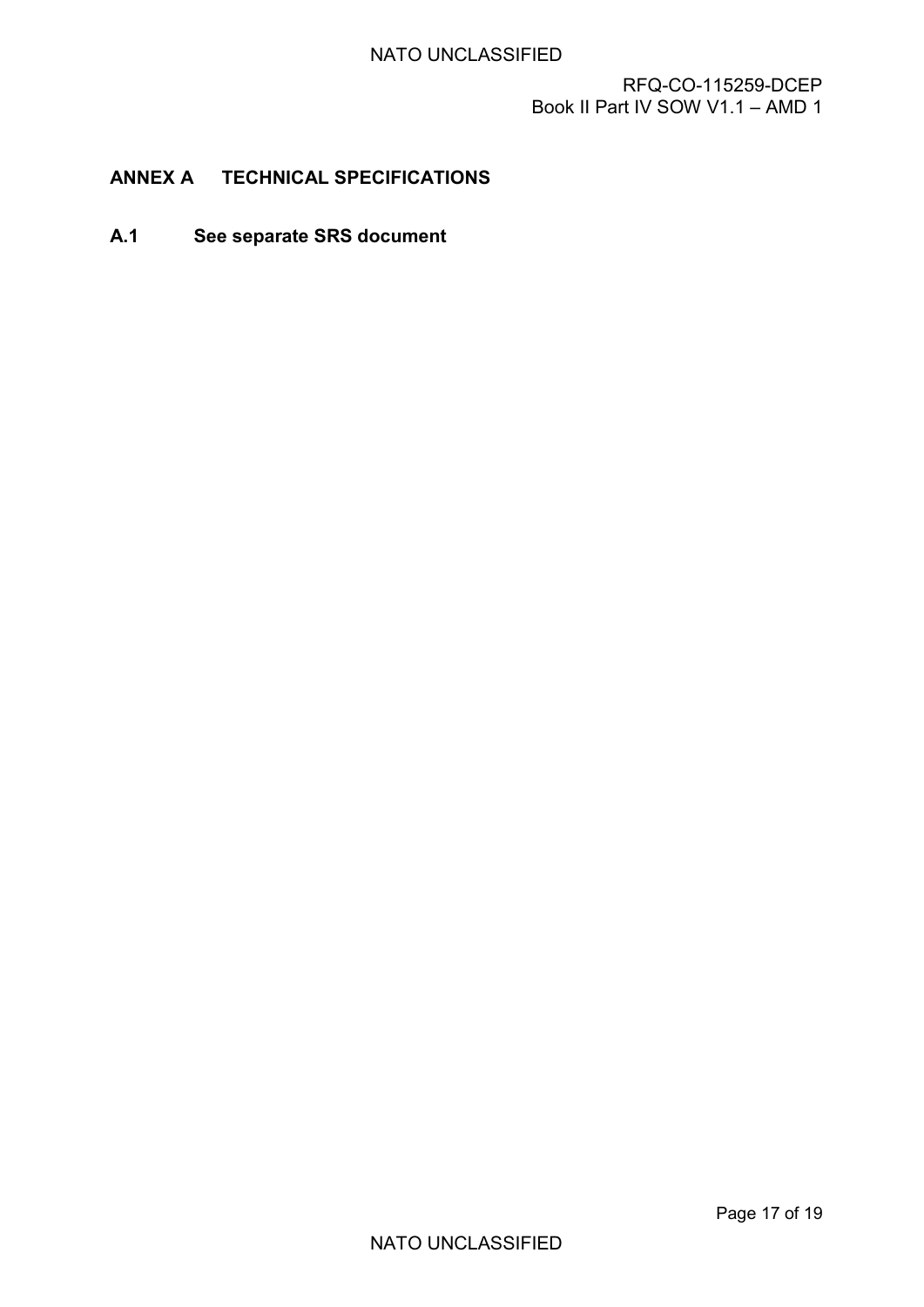# ANNEX A TECHNICAL SPECIFICATIONS

## A.1 See separate SRS document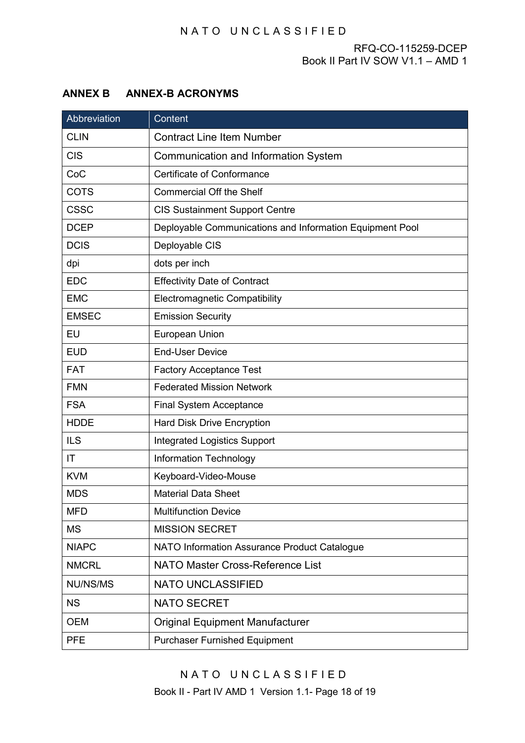## ANNEX B ANNEX-B ACRONYMS

| Abbreviation | Content |
|---|---|
| CLIN | Contract Line Item Number |
| CIS | Communication and Information System |
| CoC | Certificate of Conformance |
| COTS | Commercial Off the Shelf |
| CSSC | CIS Sustainment Support Centre |
| DCEP | Deployable Communications and Information Equipment Pool |
| DCIS | Deployable CIS |
| dpi | dots per inch |
| EDC | Effectivity Date of Contract |
| EMC | Electromagnetic Compatibility |
| EMSEC | Emission Security |
| EU | European Union |
| EUD | End-User Device |
| FAT | Factory Acceptance Test |
| FMN | Federated Mission Network |
| FSA | Final System Acceptance |
| HDDE | Hard Disk Drive Encryption |
| ILS | Integrated Logistics Support |
| IT | Information Technology |
| KVM | Keyboard-Video-Mouse |
| MDS | Material Data Sheet |
| MFD | Multifunction Device |
| MS | MISSION SECRET |
| NIAPC | NATO Information Assurance Product Catalogue |
| NMCRL | NATO Master Cross-Reference List |
| NU/NS/MS | NATO UNCLASSIFIED |
| NS | NATO SECRET |
| OEM | Original Equipment Manufacturer |
| PFE | Purchaser Furnished Equipment |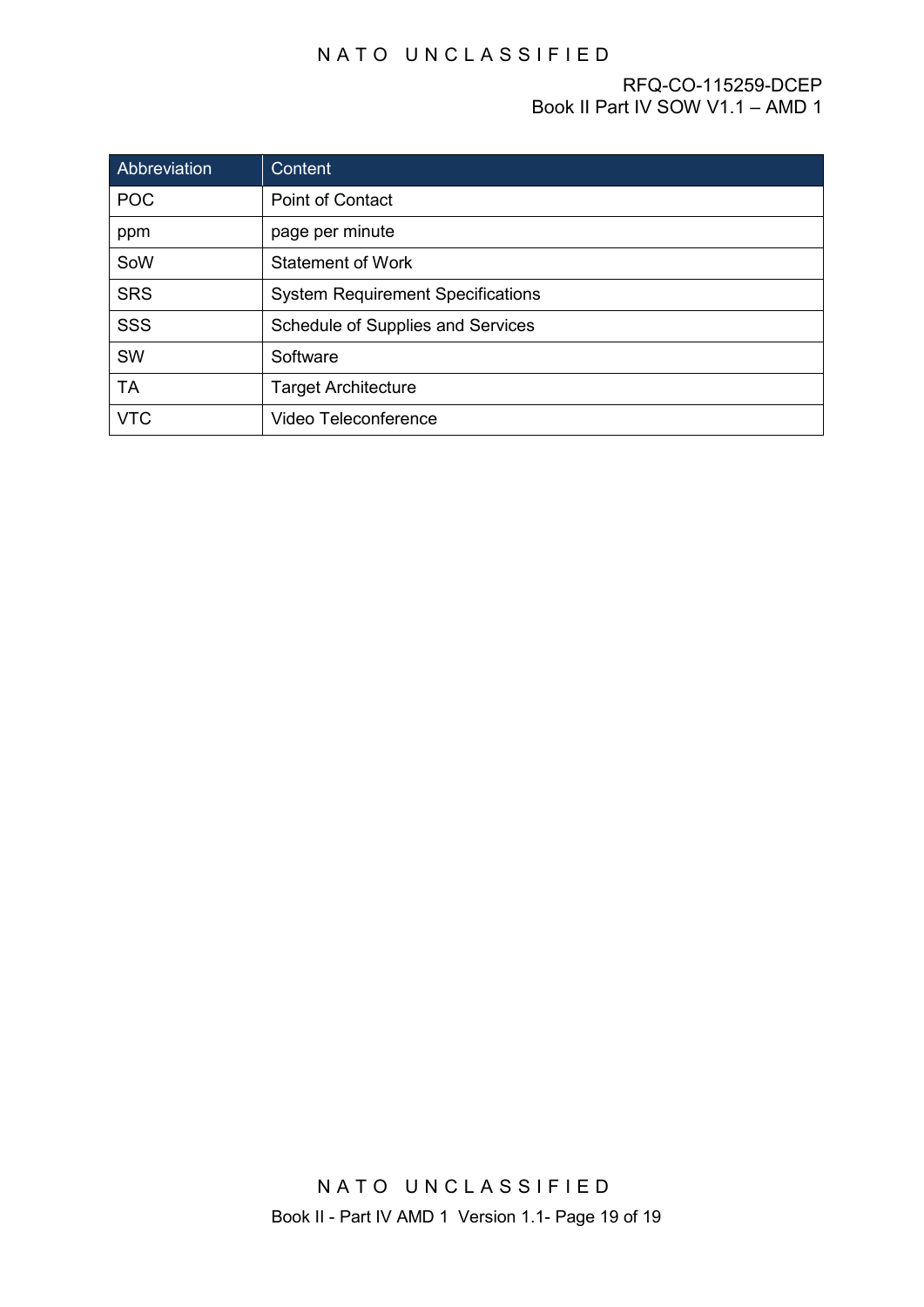| Abbreviation | Content |
|---|---|
| POC | Point of Contact |
| ppm | page per minute |
| SoW | Statement of Work |
| SRS | System Requirement Specifications |
| SSS | Schedule of Supplies and Services |
| SW | Software |
| TA | Target Architecture |
| VTC | Video Teleconference |